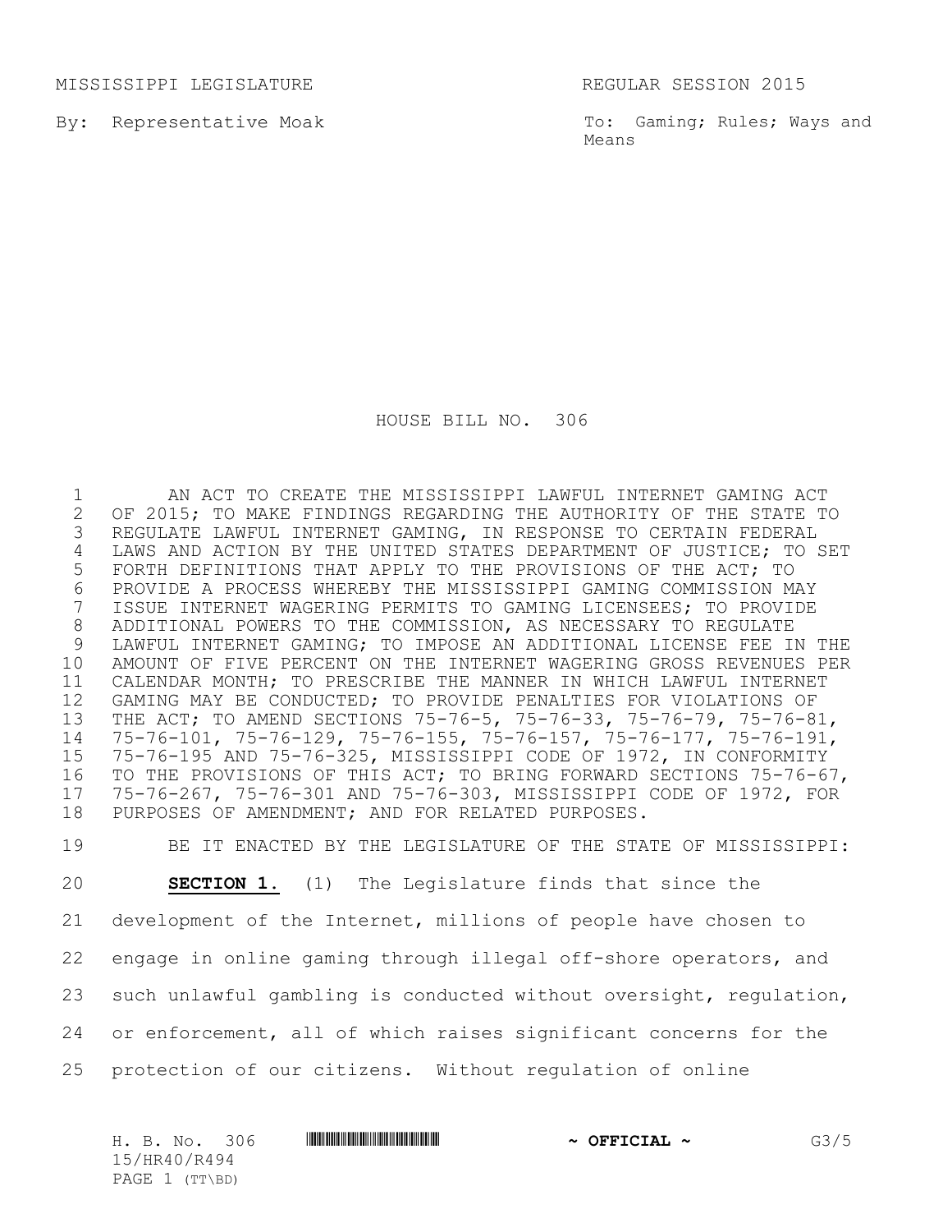MISSISSIPPI LEGISLATURE REGULAR SESSION 2015

By: Representative Moak

To: Gaming; Rules; Ways and Means

# HOUSE BILL NO. 306

AN ACT TO CREATE THE MISSISSIPPI LAWFUL INTERNET GAMING ACT OF 2015; TO MAKE FINDINGS REGARDING THE AUTHORITY OF THE STATE TO REGULATE LAWFUL INTERNET GAMING, IN RESPONSE TO CERTAIN FEDERAL LAWS AND ACTION BY THE UNITED STATES DEPARTMENT OF JUSTICE; TO SET FORTH DEFINITIONS THAT APPLY TO THE PROVISIONS OF THE ACT; TO PROVIDE A PROCESS WHEREBY THE MISSISSIPPI GAMING COMMISSION MAY ISSUE INTERNET WAGERING PERMITS TO GAMING LICENSEES; TO PROVIDE ADDITIONAL POWERS TO THE COMMISSION, AS NECESSARY TO REGULATE LAWFUL INTERNET GAMING; TO IMPOSE AN ADDITIONAL LICENSE FEE IN THE AMOUNT OF FIVE PERCENT ON THE INTERNET WAGERING GROSS REVENUES PER CALENDAR MONTH; TO PRESCRIBE THE MANNER IN WHICH LAWFUL INTERNET GAMING MAY BE CONDUCTED; TO PROVIDE PENALTIES FOR VIOLATIONS OF THE ACT; TO AMEND SECTIONS 75-76-5, 75-76-33, 75-76-79, 75-76-81, 75-76-101, 75-76-129, 75-76-155, 75-76-157, 75-76-177, 75-76-191, 75-76-195 AND 75-76-325, MISSISSIPPI CODE OF 1972, IN CONFORMITY TO THE PROVISIONS OF THIS ACT; TO BRING FORWARD SECTIONS 75-76-67, 75-76-267, 75-76-301 AND 75-76-303, MISSISSIPPI CODE OF 1972, FOR PURPOSES OF AMENDMENT; AND FOR RELATED PURPOSES.

BE IT ENACTED BY THE LEGISLATURE OF THE STATE OF MISSISSIPPI:

**SECTION 1.** (1) The Legislature finds that since the development of the Internet, millions of people have chosen to engage in online gaming through illegal off-shore operators, and such unlawful gambling is conducted without oversight, regulation, or enforcement, all of which raises significant concerns for the protection of our citizens. Without regulation of online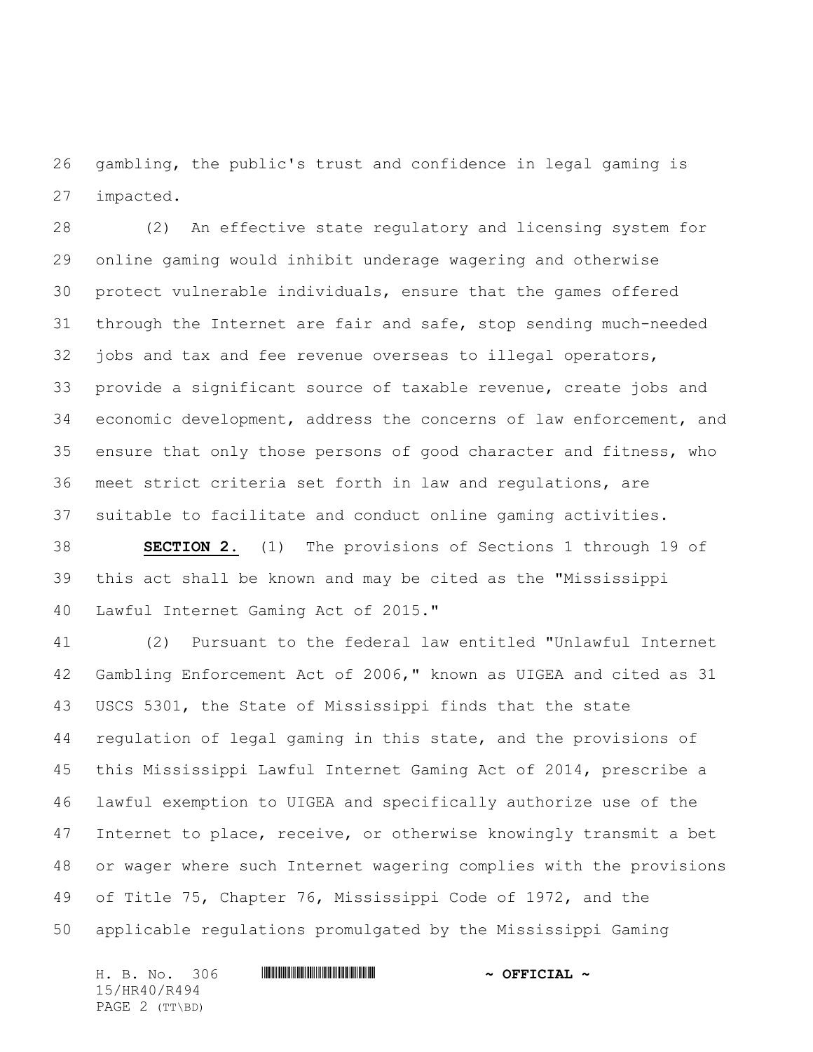gambling, the public's trust and confidence in legal gaming is impacted.

(2) An effective state regulatory and licensing system for online gaming would inhibit underage wagering and otherwise protect vulnerable individuals, ensure that the games offered through the Internet are fair and safe, stop sending much-needed jobs and tax and fee revenue overseas to illegal operators, provide a significant source of taxable revenue, create jobs and economic development, address the concerns of law enforcement, and ensure that only those persons of good character and fitness, who meet strict criteria set forth in law and regulations, are suitable to facilitate and conduct online gaming activities.

**SECTION 2.** (1) The provisions of Sections 1 through 19 of this act shall be known and may be cited as the "Mississippi Lawful Internet Gaming Act of 2015."

(2) Pursuant to the federal law entitled "Unlawful Internet Gambling Enforcement Act of 2006," known as UIGEA and cited as 31 USCS 5301, the State of Mississippi finds that the state regulation of legal gaming in this state, and the provisions of this Mississippi Lawful Internet Gaming Act of 2014, prescribe a lawful exemption to UIGEA and specifically authorize use of the Internet to place, receive, or otherwise knowingly transmit a bet or wager where such Internet wagering complies with the provisions of Title 75, Chapter 76, Mississippi Code of 1972, and the applicable regulations promulgated by the Mississippi Gaming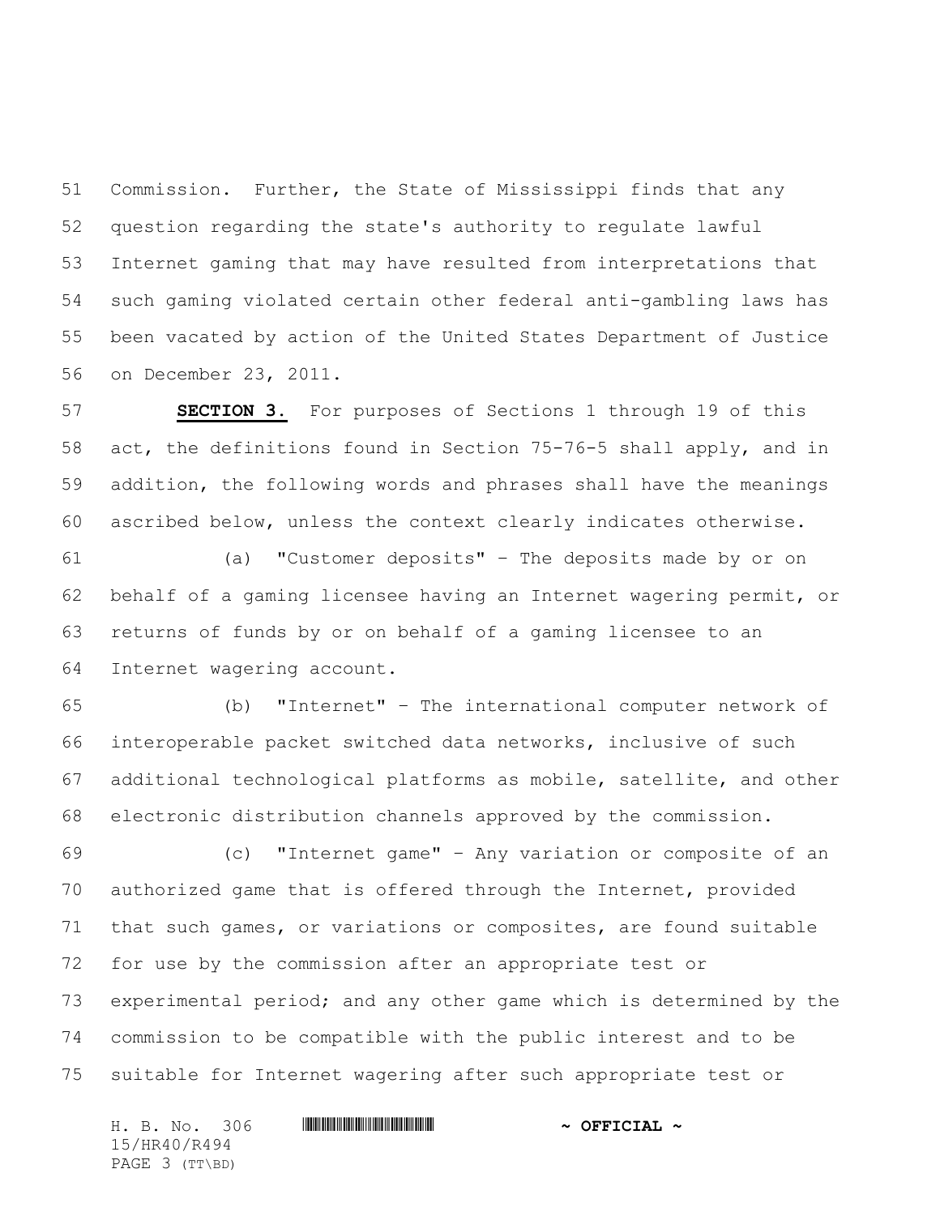Commission. Further, the State of Mississippi finds that any question regarding the state's authority to regulate lawful Internet gaming that may have resulted from interpretations that such gaming violated certain other federal anti-gambling laws has been vacated by action of the United States Department of Justice on December 23, 2011.

**SECTION 3.** For purposes of Sections 1 through 19 of this act, the definitions found in Section 75-76-5 shall apply, and in addition, the following words and phrases shall have the meanings ascribed below, unless the context clearly indicates otherwise.

(a) "Customer deposits" – The deposits made by or on behalf of a gaming licensee having an Internet wagering permit, or returns of funds by or on behalf of a gaming licensee to an Internet wagering account.

(b) "Internet" – The international computer network of interoperable packet switched data networks, inclusive of such additional technological platforms as mobile, satellite, and other electronic distribution channels approved by the commission.

(c) "Internet game" – Any variation or composite of an authorized game that is offered through the Internet, provided that such games, or variations or composites, are found suitable for use by the commission after an appropriate test or experimental period; and any other game which is determined by the commission to be compatible with the public interest and to be suitable for Internet wagering after such appropriate test or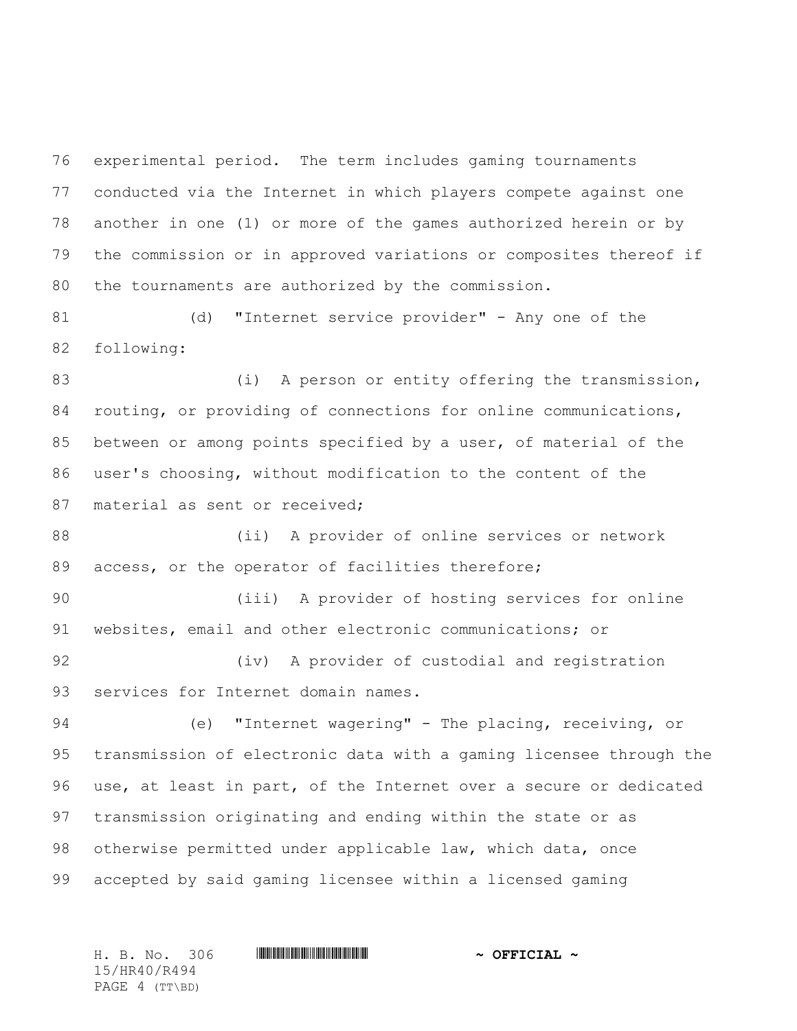experimental period. The term includes gaming tournaments conducted via the Internet in which players compete against one another in one (1) or more of the games authorized herein or by the commission or in approved variations or composites thereof if the tournaments are authorized by the commission.

(d) "Internet service provider" - Any one of the following:

(i) A person or entity offering the transmission, routing, or providing of connections for online communications, between or among points specified by a user, of material of the user's choosing, without modification to the content of the material as sent or received;

(ii) A provider of online services or network access, or the operator of facilities therefore;

(iii) A provider of hosting services for online websites, email and other electronic communications; or

(iv) A provider of custodial and registration services for Internet domain names.

(e) "Internet wagering" - The placing, receiving, or transmission of electronic data with a gaming licensee through the use, at least in part, of the Internet over a secure or dedicated transmission originating and ending within the state or as otherwise permitted under applicable law, which data, once accepted by said gaming licensee within a licensed gaming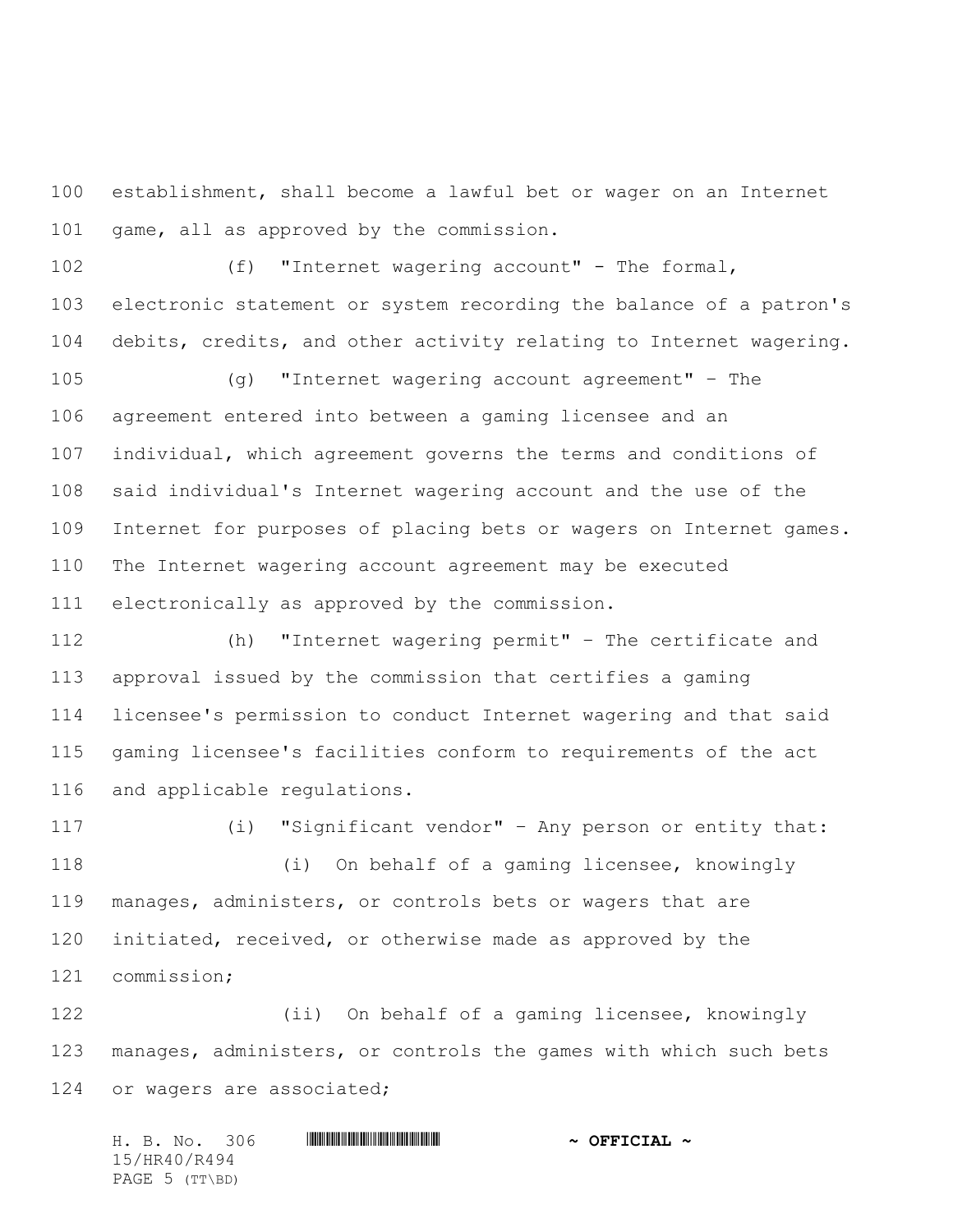establishment, shall become a lawful bet or wager on an Internet game, all as approved by the commission.

(f) "Internet wagering account" - The formal, electronic statement or system recording the balance of a patron's debits, credits, and other activity relating to Internet wagering.

(g) "Internet wagering account agreement" – The agreement entered into between a gaming licensee and an individual, which agreement governs the terms and conditions of said individual's Internet wagering account and the use of the Internet for purposes of placing bets or wagers on Internet games. The Internet wagering account agreement may be executed electronically as approved by the commission.

(h) "Internet wagering permit" – The certificate and approval issued by the commission that certifies a gaming licensee's permission to conduct Internet wagering and that said gaming licensee's facilities conform to requirements of the act and applicable regulations.

(i) "Significant vendor" – Any person or entity that:

(i) On behalf of a gaming licensee, knowingly manages, administers, or controls bets or wagers that are initiated, received, or otherwise made as approved by the commission;

(ii) On behalf of a gaming licensee, knowingly manages, administers, or controls the games with which such bets or wagers are associated;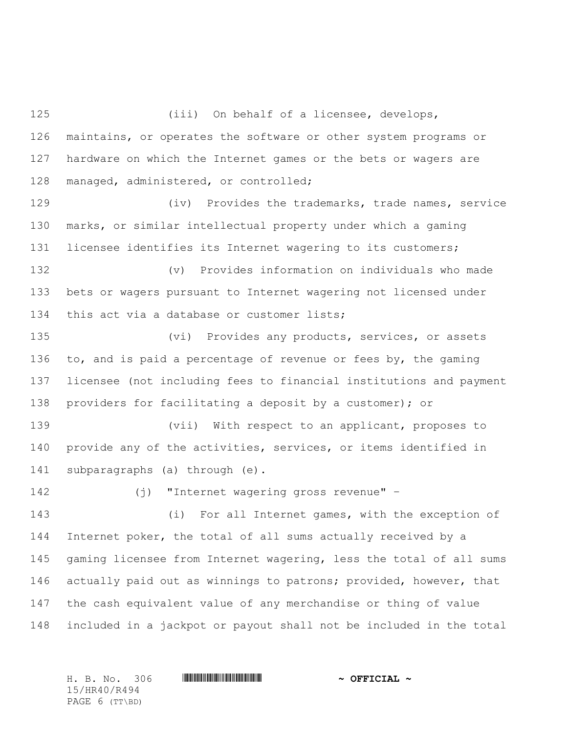(iii) On behalf of a licensee, develops, maintains, or operates the software or other system programs or hardware on which the Internet games or the bets or wagers are managed, administered, or controlled;

(iv) Provides the trademarks, trade names, service marks, or similar intellectual property under which a gaming licensee identifies its Internet wagering to its customers;

(v) Provides information on individuals who made bets or wagers pursuant to Internet wagering not licensed under this act via a database or customer lists;

(vi) Provides any products, services, or assets to, and is paid a percentage of revenue or fees by, the gaming licensee (not including fees to financial institutions and payment providers for facilitating a deposit by a customer); or

(vii) With respect to an applicant, proposes to provide any of the activities, services, or items identified in subparagraphs (a) through (e).

(j) "Internet wagering gross revenue" –

(i) For all Internet games, with the exception of Internet poker, the total of all sums actually received by a gaming licensee from Internet wagering, less the total of all sums actually paid out as winnings to patrons; provided, however, that the cash equivalent value of any merchandise or thing of value included in a jackpot or payout shall not be included in the total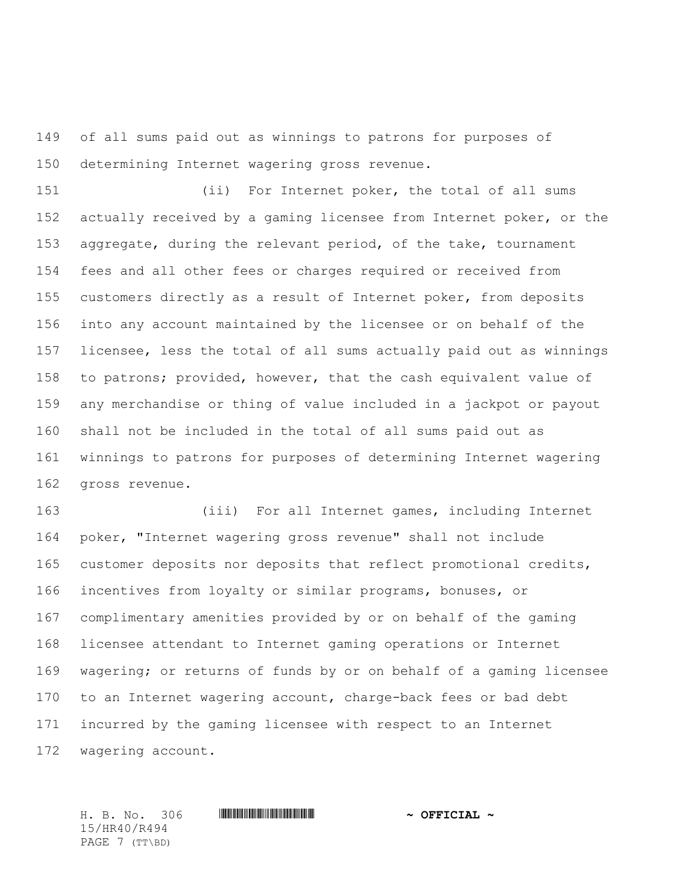of all sums paid out as winnings to patrons for purposes of determining Internet wagering gross revenue.

(ii) For Internet poker, the total of all sums actually received by a gaming licensee from Internet poker, or the aggregate, during the relevant period, of the take, tournament fees and all other fees or charges required or received from customers directly as a result of Internet poker, from deposits into any account maintained by the licensee or on behalf of the licensee, less the total of all sums actually paid out as winnings to patrons; provided, however, that the cash equivalent value of any merchandise or thing of value included in a jackpot or payout shall not be included in the total of all sums paid out as winnings to patrons for purposes of determining Internet wagering gross revenue.

(iii) For all Internet games, including Internet poker, "Internet wagering gross revenue" shall not include customer deposits nor deposits that reflect promotional credits, incentives from loyalty or similar programs, bonuses, or complimentary amenities provided by or on behalf of the gaming licensee attendant to Internet gaming operations or Internet wagering; or returns of funds by or on behalf of a gaming licensee to an Internet wagering account, charge-back fees or bad debt incurred by the gaming licensee with respect to an Internet wagering account.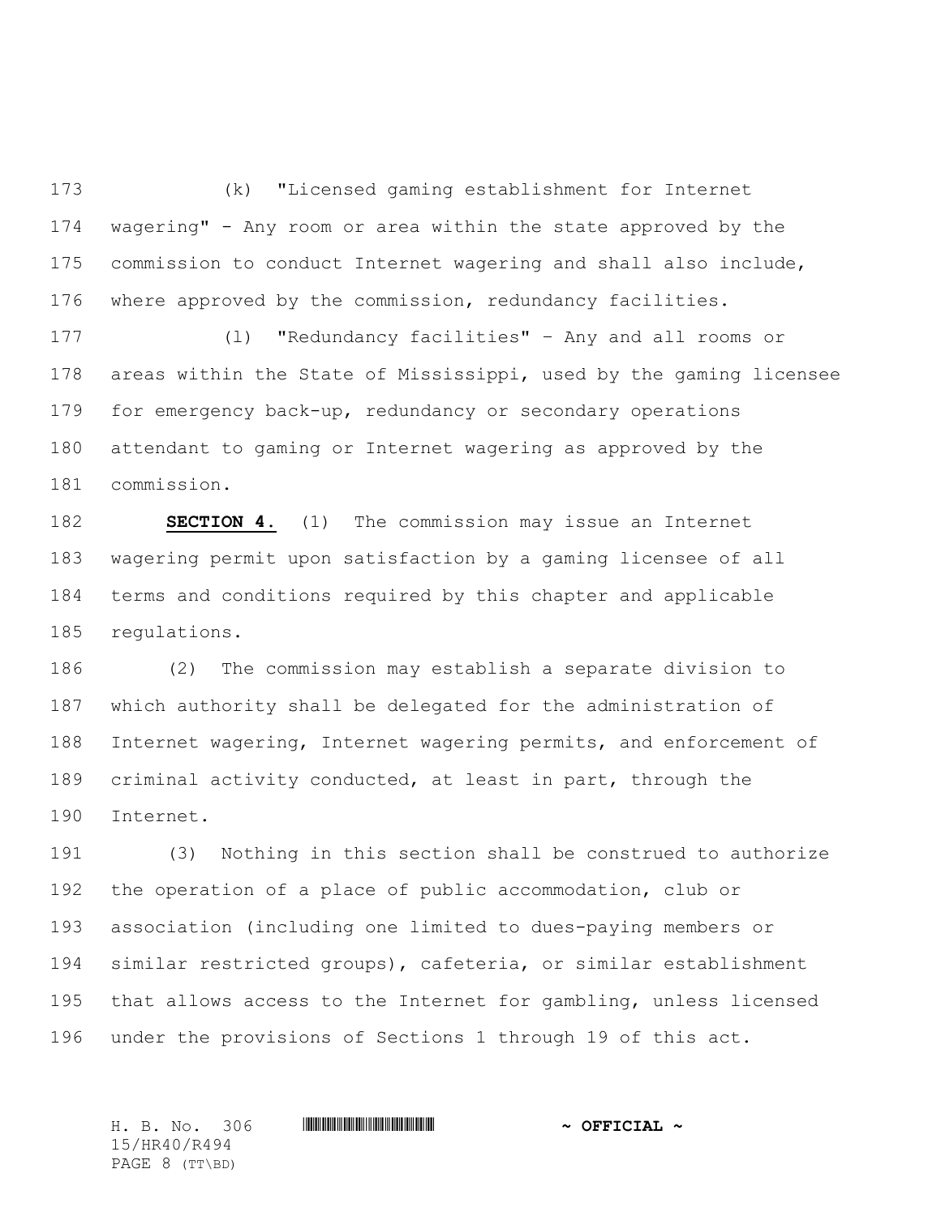(k) "Licensed gaming establishment for Internet wagering" - Any room or area within the state approved by the commission to conduct Internet wagering and shall also include, where approved by the commission, redundancy facilities.

(l) "Redundancy facilities" – Any and all rooms or areas within the State of Mississippi, used by the gaming licensee for emergency back-up, redundancy or secondary operations attendant to gaming or Internet wagering as approved by the commission.

**SECTION 4.** (1) The commission may issue an Internet wagering permit upon satisfaction by a gaming licensee of all terms and conditions required by this chapter and applicable regulations.

(2) The commission may establish a separate division to which authority shall be delegated for the administration of Internet wagering, Internet wagering permits, and enforcement of criminal activity conducted, at least in part, through the Internet.

(3) Nothing in this section shall be construed to authorize the operation of a place of public accommodation, club or association (including one limited to dues-paying members or similar restricted groups), cafeteria, or similar establishment that allows access to the Internet for gambling, unless licensed under the provisions of Sections 1 through 19 of this act.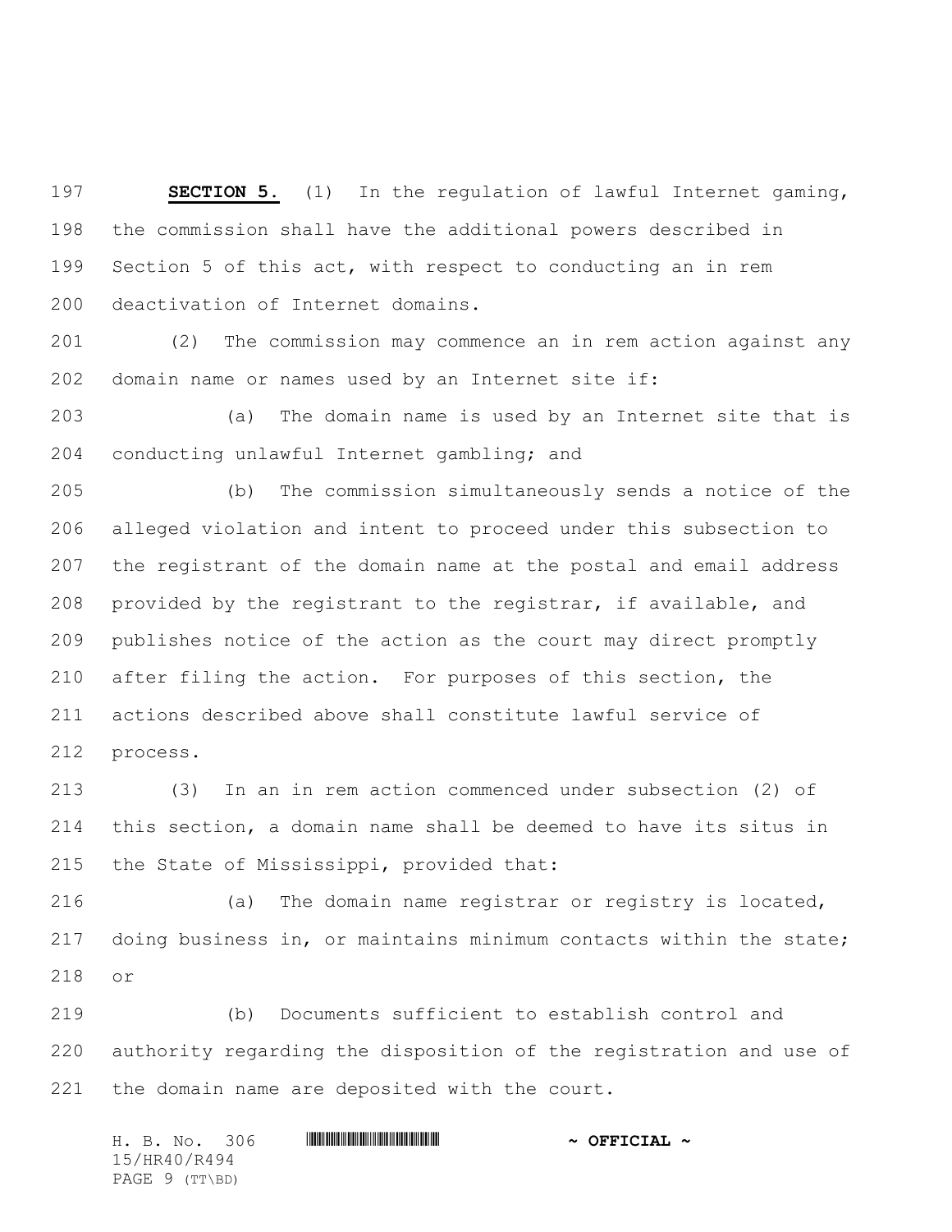**SECTION 5.** (1) In the regulation of lawful Internet gaming, the commission shall have the additional powers described in Section 5 of this act, with respect to conducting an in rem deactivation of Internet domains.

(2) The commission may commence an in rem action against any domain name or names used by an Internet site if:

(a) The domain name is used by an Internet site that is conducting unlawful Internet gambling; and

(b) The commission simultaneously sends a notice of the alleged violation and intent to proceed under this subsection to the registrant of the domain name at the postal and email address provided by the registrant to the registrar, if available, and publishes notice of the action as the court may direct promptly after filing the action. For purposes of this section, the actions described above shall constitute lawful service of process.

(3) In an in rem action commenced under subsection (2) of this section, a domain name shall be deemed to have its situs in the State of Mississippi, provided that:

(a) The domain name registrar or registry is located, doing business in, or maintains minimum contacts within the state; or

(b) Documents sufficient to establish control and authority regarding the disposition of the registration and use of the domain name are deposited with the court.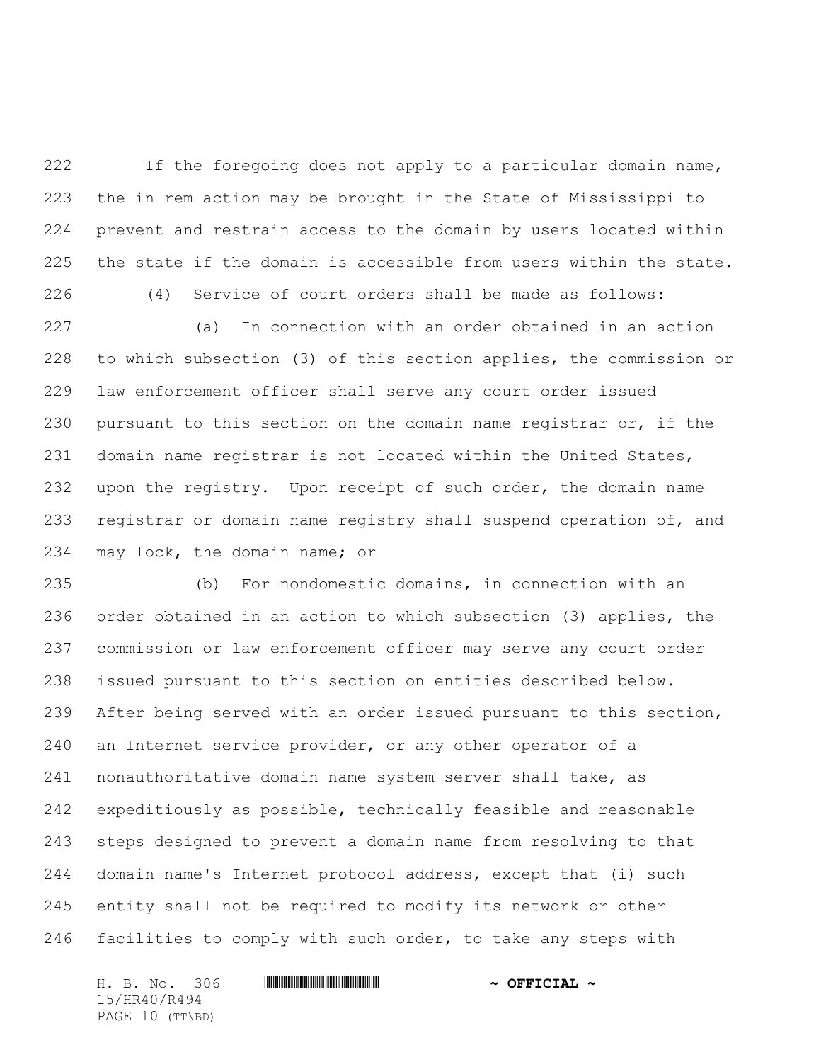If the foregoing does not apply to a particular domain name, the in rem action may be brought in the State of Mississippi to prevent and restrain access to the domain by users located within the state if the domain is accessible from users within the state.

(4) Service of court orders shall be made as follows:

(a) In connection with an order obtained in an action to which subsection (3) of this section applies, the commission or law enforcement officer shall serve any court order issued pursuant to this section on the domain name registrar or, if the domain name registrar is not located within the United States, upon the registry. Upon receipt of such order, the domain name registrar or domain name registry shall suspend operation of, and may lock, the domain name; or

(b) For nondomestic domains, in connection with an order obtained in an action to which subsection (3) applies, the commission or law enforcement officer may serve any court order issued pursuant to this section on entities described below. After being served with an order issued pursuant to this section, an Internet service provider, or any other operator of a nonauthoritative domain name system server shall take, as expeditiously as possible, technically feasible and reasonable steps designed to prevent a domain name from resolving to that domain name's Internet protocol address, except that (i) such entity shall not be required to modify its network or other facilities to comply with such order, to take any steps with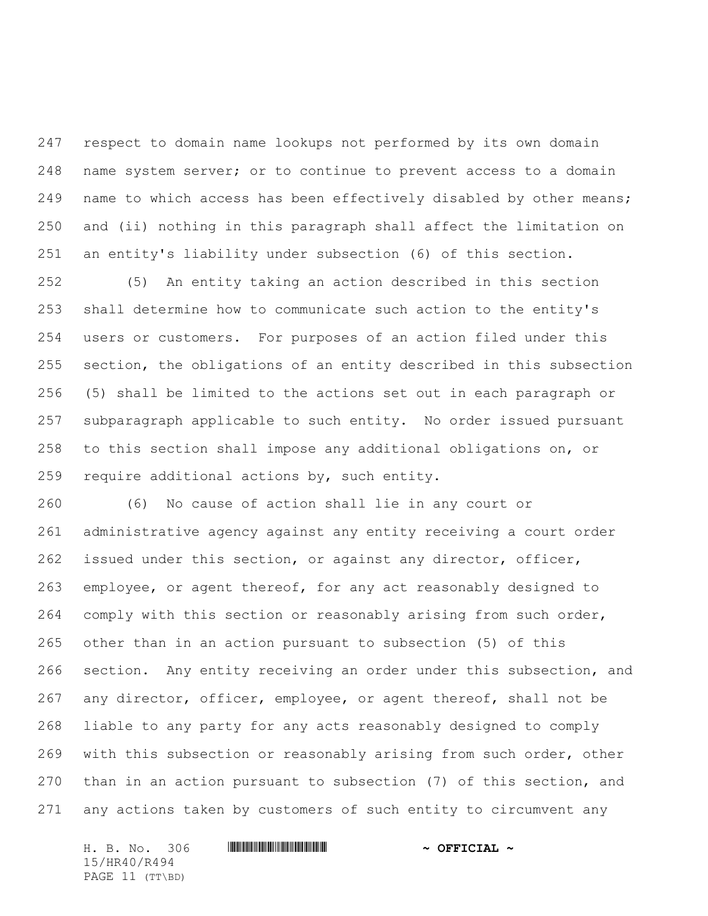respect to domain name lookups not performed by its own domain name system server; or to continue to prevent access to a domain name to which access has been effectively disabled by other means; and (ii) nothing in this paragraph shall affect the limitation on an entity's liability under subsection (6) of this section.

(5) An entity taking an action described in this section shall determine how to communicate such action to the entity's users or customers. For purposes of an action filed under this section, the obligations of an entity described in this subsection (5) shall be limited to the actions set out in each paragraph or subparagraph applicable to such entity. No order issued pursuant to this section shall impose any additional obligations on, or require additional actions by, such entity.

(6) No cause of action shall lie in any court or administrative agency against any entity receiving a court order issued under this section, or against any director, officer, employee, or agent thereof, for any act reasonably designed to comply with this section or reasonably arising from such order, other than in an action pursuant to subsection (5) of this section. Any entity receiving an order under this subsection, and any director, officer, employee, or agent thereof, shall not be liable to any party for any acts reasonably designed to comply with this subsection or reasonably arising from such order, other than in an action pursuant to subsection (7) of this section, and any actions taken by customers of such entity to circumvent any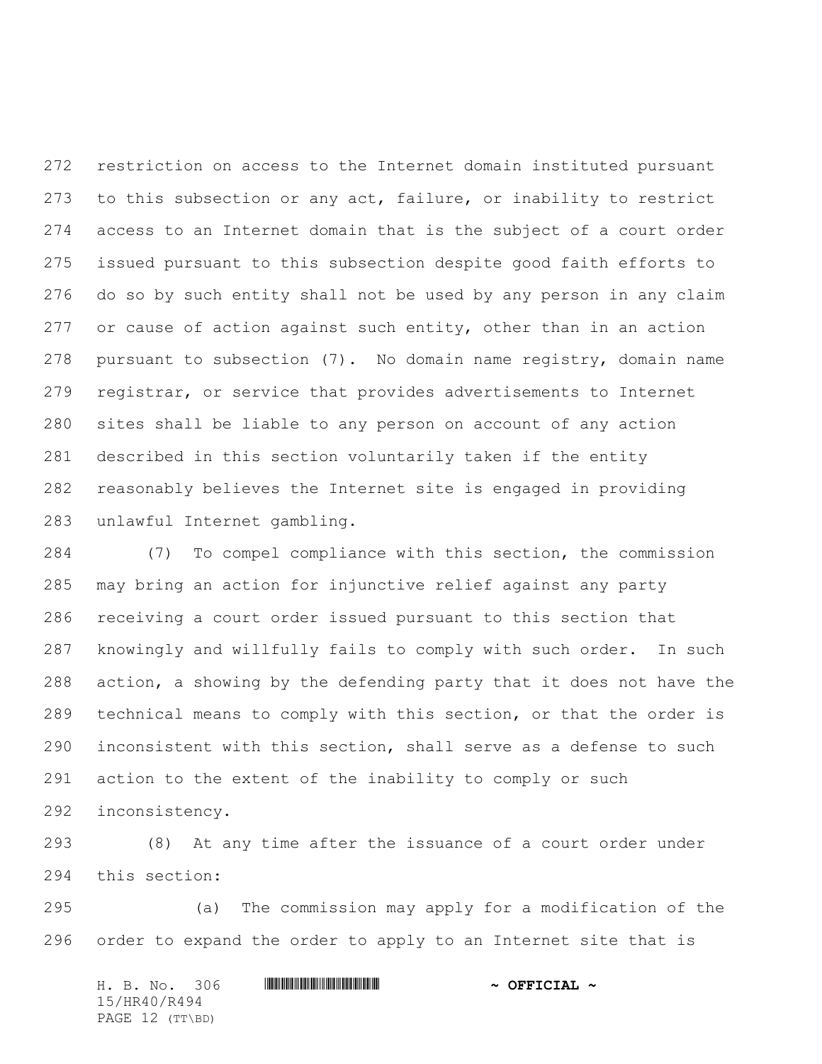restriction on access to the Internet domain instituted pursuant to this subsection or any act, failure, or inability to restrict access to an Internet domain that is the subject of a court order issued pursuant to this subsection despite good faith efforts to do so by such entity shall not be used by any person in any claim or cause of action against such entity, other than in an action pursuant to subsection (7). No domain name registry, domain name registrar, or service that provides advertisements to Internet sites shall be liable to any person on account of any action described in this section voluntarily taken if the entity reasonably believes the Internet site is engaged in providing unlawful Internet gambling.

(7) To compel compliance with this section, the commission may bring an action for injunctive relief against any party receiving a court order issued pursuant to this section that knowingly and willfully fails to comply with such order. In such action, a showing by the defending party that it does not have the technical means to comply with this section, or that the order is inconsistent with this section, shall serve as a defense to such action to the extent of the inability to comply or such inconsistency.

(8) At any time after the issuance of a court order under this section:

(a) The commission may apply for a modification of the order to expand the order to apply to an Internet site that is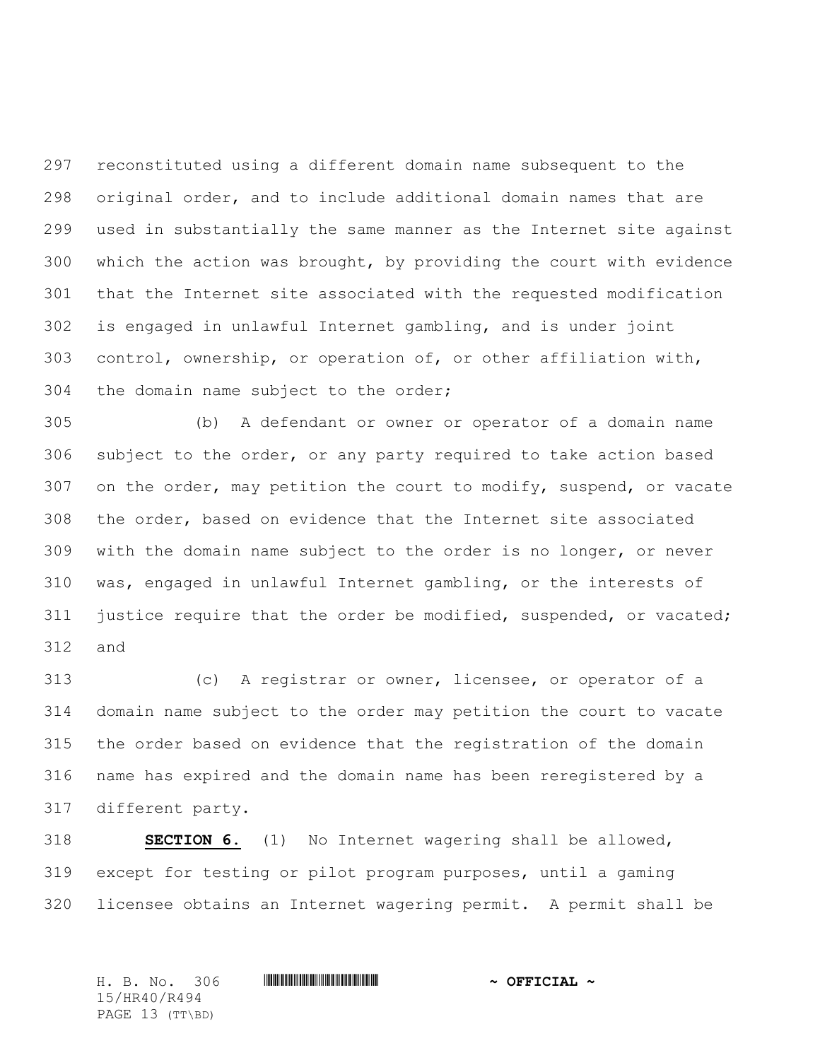reconstituted using a different domain name subsequent to the original order, and to include additional domain names that are used in substantially the same manner as the Internet site against which the action was brought, by providing the court with evidence that the Internet site associated with the requested modification is engaged in unlawful Internet gambling, and is under joint control, ownership, or operation of, or other affiliation with, the domain name subject to the order;

(b) A defendant or owner or operator of a domain name subject to the order, or any party required to take action based on the order, may petition the court to modify, suspend, or vacate the order, based on evidence that the Internet site associated with the domain name subject to the order is no longer, or never was, engaged in unlawful Internet gambling, or the interests of justice require that the order be modified, suspended, or vacated; and

(c) A registrar or owner, licensee, or operator of a domain name subject to the order may petition the court to vacate the order based on evidence that the registration of the domain name has expired and the domain name has been reregistered by a different party.

**SECTION 6.** (1) No Internet wagering shall be allowed, except for testing or pilot program purposes, until a gaming licensee obtains an Internet wagering permit. A permit shall be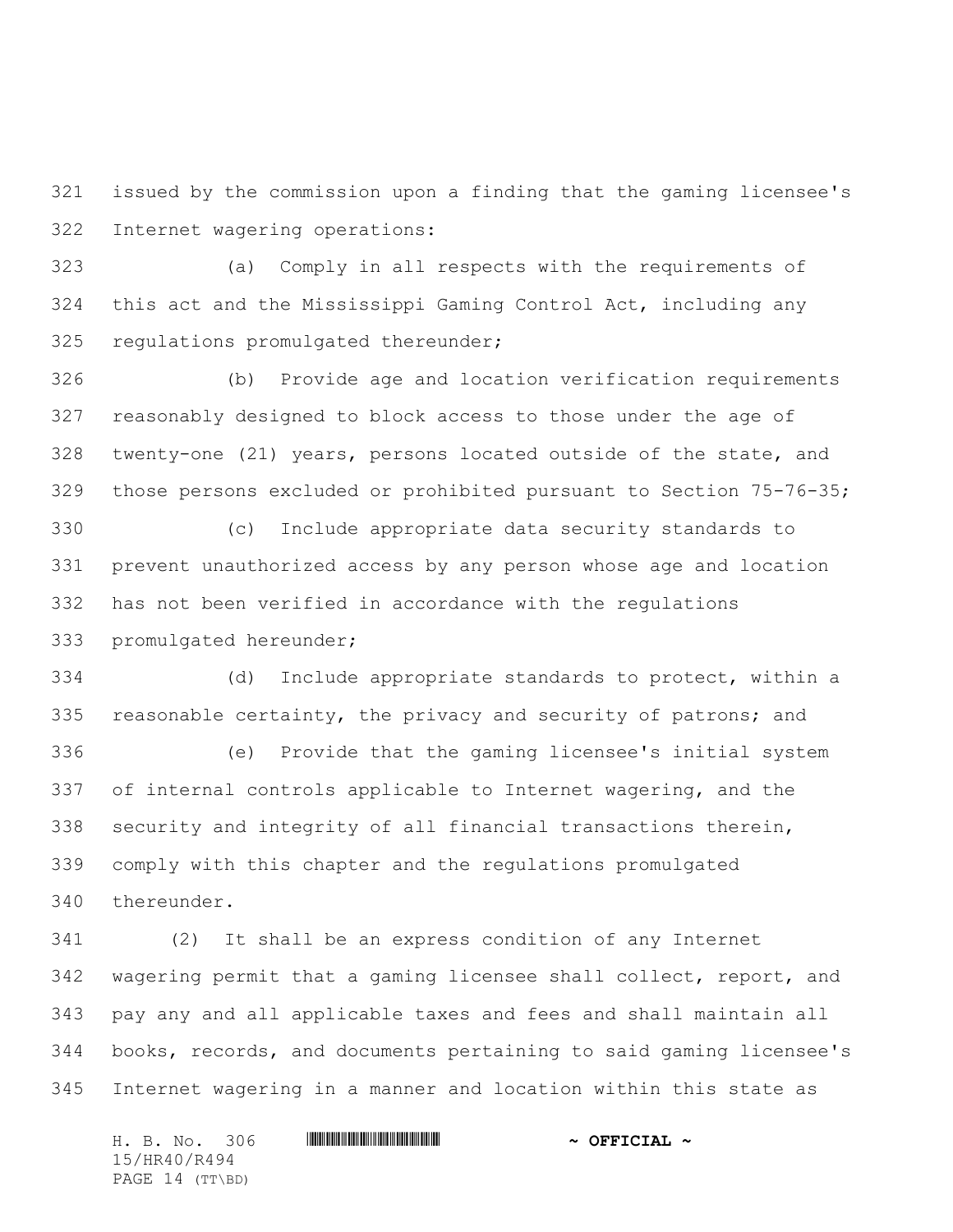issued by the commission upon a finding that the gaming licensee's Internet wagering operations:

(a) Comply in all respects with the requirements of this act and the Mississippi Gaming Control Act, including any regulations promulgated thereunder;

(b) Provide age and location verification requirements reasonably designed to block access to those under the age of twenty-one (21) years, persons located outside of the state, and those persons excluded or prohibited pursuant to Section 75-76-35;

(c) Include appropriate data security standards to prevent unauthorized access by any person whose age and location has not been verified in accordance with the regulations promulgated hereunder;

(d) Include appropriate standards to protect, within a reasonable certainty, the privacy and security of patrons; and

(e) Provide that the gaming licensee's initial system of internal controls applicable to Internet wagering, and the security and integrity of all financial transactions therein, comply with this chapter and the regulations promulgated thereunder.

(2) It shall be an express condition of any Internet wagering permit that a gaming licensee shall collect, report, and pay any and all applicable taxes and fees and shall maintain all books, records, and documents pertaining to said gaming licensee's Internet wagering in a manner and location within this state as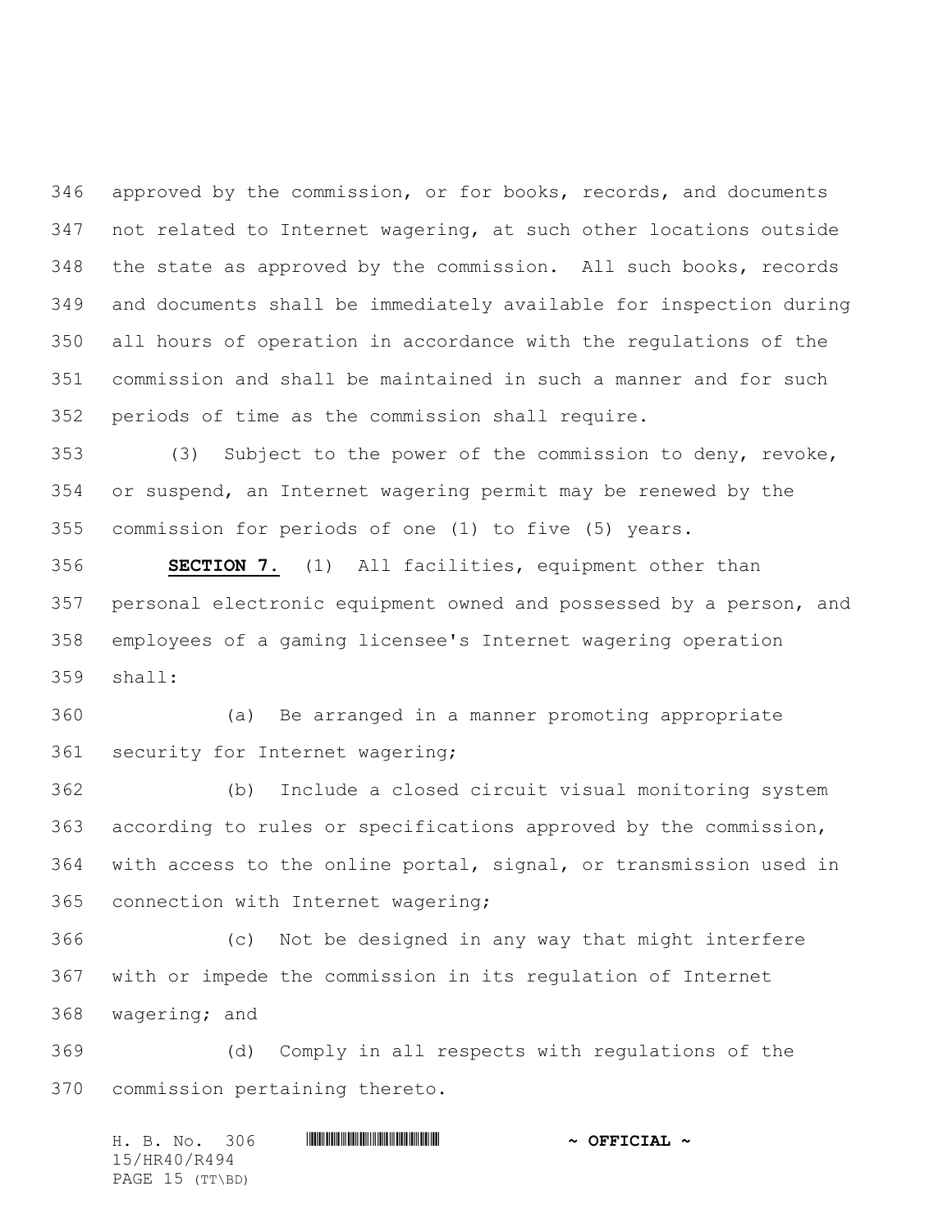approved by the commission, or for books, records, and documents not related to Internet wagering, at such other locations outside the state as approved by the commission. All such books, records and documents shall be immediately available for inspection during all hours of operation in accordance with the regulations of the commission and shall be maintained in such a manner and for such periods of time as the commission shall require.

(3) Subject to the power of the commission to deny, revoke, or suspend, an Internet wagering permit may be renewed by the commission for periods of one (1) to five (5) years.

**SECTION 7.** (1) All facilities, equipment other than personal electronic equipment owned and possessed by a person, and employees of a gaming licensee's Internet wagering operation shall:

(a) Be arranged in a manner promoting appropriate security for Internet wagering;

(b) Include a closed circuit visual monitoring system according to rules or specifications approved by the commission, with access to the online portal, signal, or transmission used in connection with Internet wagering;

(c) Not be designed in any way that might interfere with or impede the commission in its regulation of Internet wagering; and

(d) Comply in all respects with regulations of the commission pertaining thereto.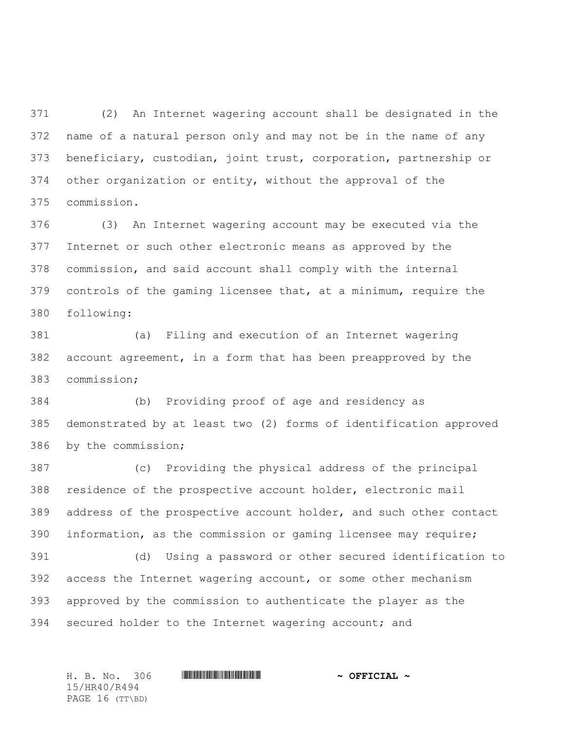(2) An Internet wagering account shall be designated in the name of a natural person only and may not be in the name of any beneficiary, custodian, joint trust, corporation, partnership or other organization or entity, without the approval of the commission.

(3) An Internet wagering account may be executed via the Internet or such other electronic means as approved by the commission, and said account shall comply with the internal controls of the gaming licensee that, at a minimum, require the following:

(a) Filing and execution of an Internet wagering account agreement, in a form that has been preapproved by the commission;

(b) Providing proof of age and residency as demonstrated by at least two (2) forms of identification approved by the commission;

(c) Providing the physical address of the principal residence of the prospective account holder, electronic mail address of the prospective account holder, and such other contact information, as the commission or gaming licensee may require;

(d) Using a password or other secured identification to access the Internet wagering account, or some other mechanism approved by the commission to authenticate the player as the secured holder to the Internet wagering account; and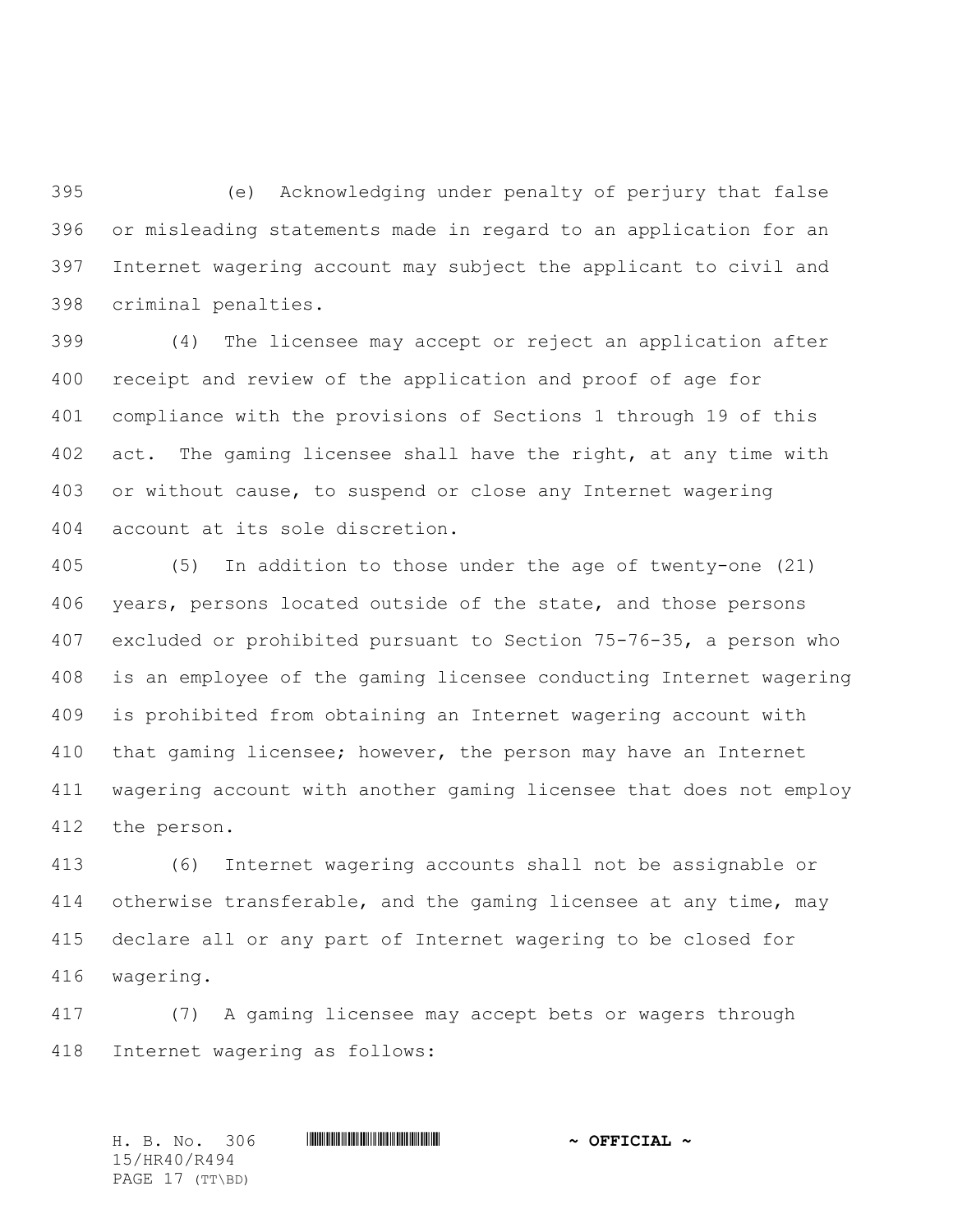(e) Acknowledging under penalty of perjury that false or misleading statements made in regard to an application for an Internet wagering account may subject the applicant to civil and criminal penalties.

(4) The licensee may accept or reject an application after receipt and review of the application and proof of age for compliance with the provisions of Sections 1 through 19 of this act. The gaming licensee shall have the right, at any time with or without cause, to suspend or close any Internet wagering account at its sole discretion.

(5) In addition to those under the age of twenty-one (21) years, persons located outside of the state, and those persons excluded or prohibited pursuant to Section 75-76-35, a person who is an employee of the gaming licensee conducting Internet wagering is prohibited from obtaining an Internet wagering account with that gaming licensee; however, the person may have an Internet wagering account with another gaming licensee that does not employ the person.

(6) Internet wagering accounts shall not be assignable or otherwise transferable, and the gaming licensee at any time, may declare all or any part of Internet wagering to be closed for wagering.

(7) A gaming licensee may accept bets or wagers through Internet wagering as follows: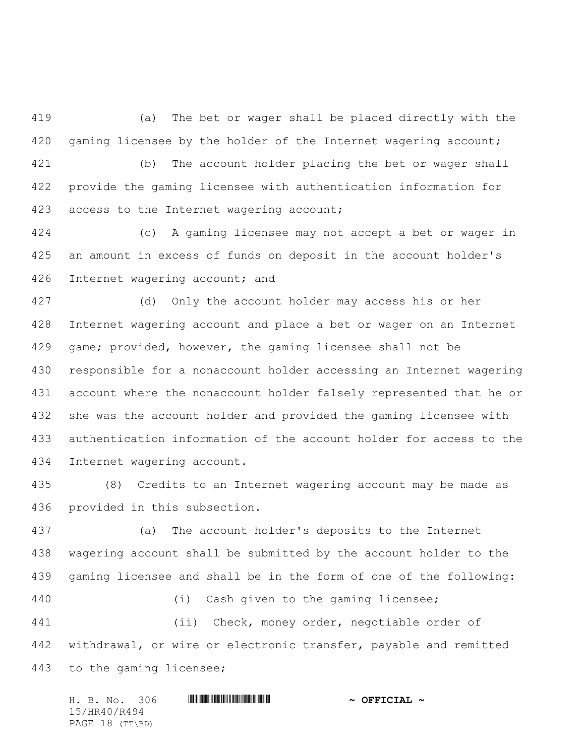(a) The bet or wager shall be placed directly with the gaming licensee by the holder of the Internet wagering account;

(b) The account holder placing the bet or wager shall provide the gaming licensee with authentication information for access to the Internet wagering account;

(c) A gaming licensee may not accept a bet or wager in an amount in excess of funds on deposit in the account holder's Internet wagering account; and

(d) Only the account holder may access his or her Internet wagering account and place a bet or wager on an Internet game; provided, however, the gaming licensee shall not be responsible for a nonaccount holder accessing an Internet wagering account where the nonaccount holder falsely represented that he or she was the account holder and provided the gaming licensee with authentication information of the account holder for access to the Internet wagering account.

(8) Credits to an Internet wagering account may be made as provided in this subsection.

(a) The account holder's deposits to the Internet wagering account shall be submitted by the account holder to the gaming licensee and shall be in the form of one of the following:

(i) Cash given to the gaming licensee;

(ii) Check, money order, negotiable order of withdrawal, or wire or electronic transfer, payable and remitted to the gaming licensee;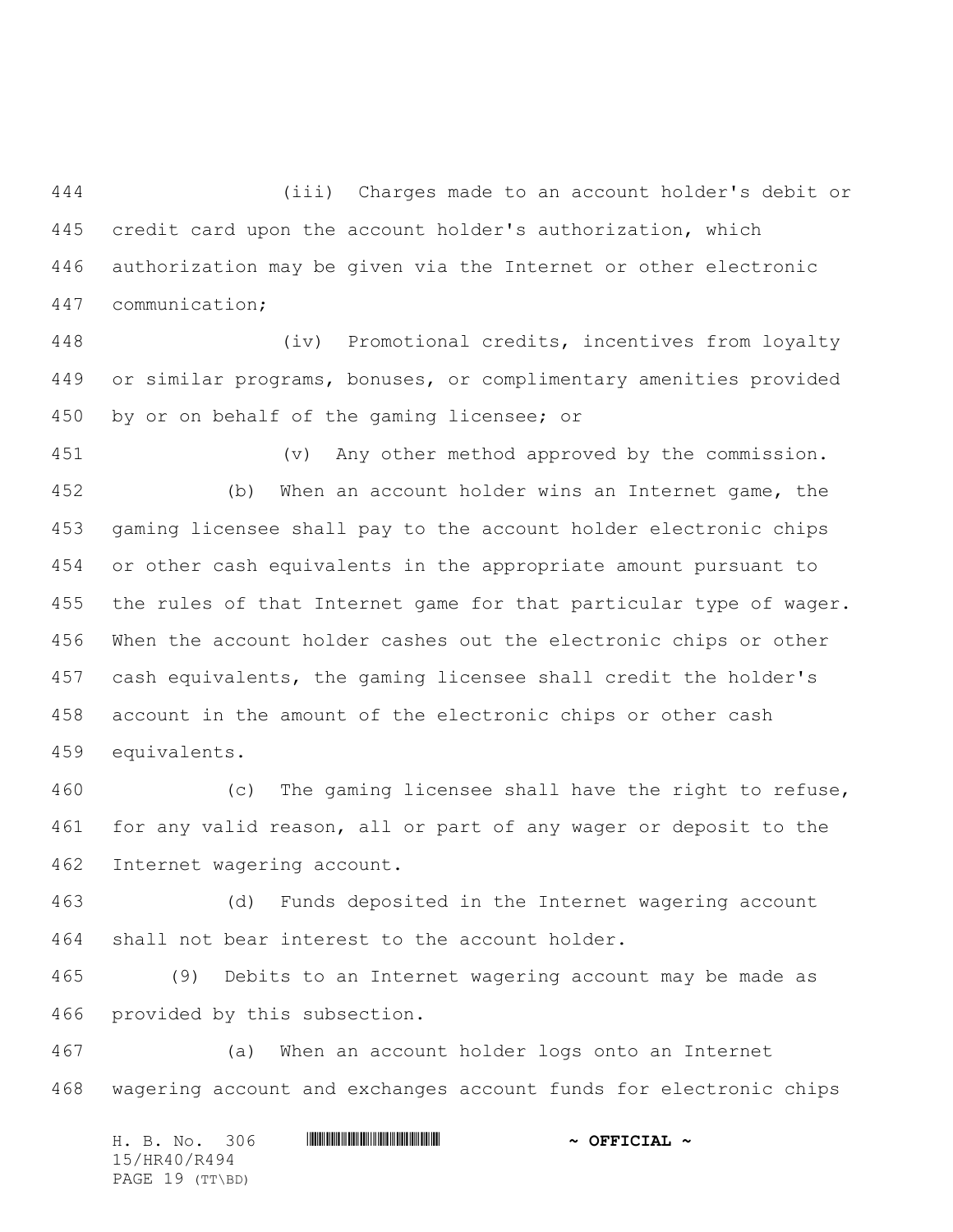(iii) Charges made to an account holder's debit or credit card upon the account holder's authorization, which authorization may be given via the Internet or other electronic communication;

(iv) Promotional credits, incentives from loyalty or similar programs, bonuses, or complimentary amenities provided by or on behalf of the gaming licensee; or

(v) Any other method approved by the commission.

(b) When an account holder wins an Internet game, the gaming licensee shall pay to the account holder electronic chips or other cash equivalents in the appropriate amount pursuant to the rules of that Internet game for that particular type of wager. When the account holder cashes out the electronic chips or other cash equivalents, the gaming licensee shall credit the holder's account in the amount of the electronic chips or other cash equivalents.

(c) The gaming licensee shall have the right to refuse, for any valid reason, all or part of any wager or deposit to the Internet wagering account.

(d) Funds deposited in the Internet wagering account shall not bear interest to the account holder.

(9) Debits to an Internet wagering account may be made as provided by this subsection.

(a) When an account holder logs onto an Internet wagering account and exchanges account funds for electronic chips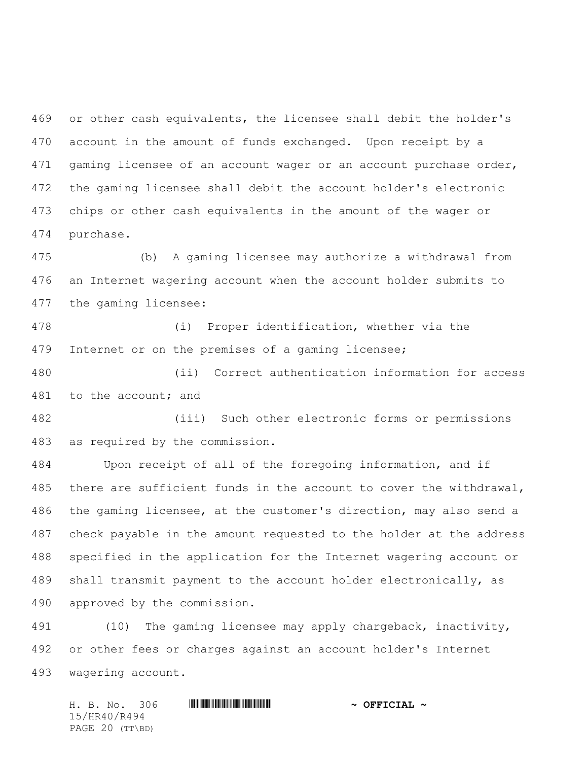or other cash equivalents, the licensee shall debit the holder's account in the amount of funds exchanged. Upon receipt by a gaming licensee of an account wager or an account purchase order, the gaming licensee shall debit the account holder's electronic chips or other cash equivalents in the amount of the wager or purchase.

(b) A gaming licensee may authorize a withdrawal from an Internet wagering account when the account holder submits to the gaming licensee:

(i) Proper identification, whether via the Internet or on the premises of a gaming licensee;

(ii) Correct authentication information for access to the account; and

(iii) Such other electronic forms or permissions as required by the commission.

Upon receipt of all of the foregoing information, and if there are sufficient funds in the account to cover the withdrawal, the gaming licensee, at the customer's direction, may also send a check payable in the amount requested to the holder at the address specified in the application for the Internet wagering account or shall transmit payment to the account holder electronically, as approved by the commission.

(10) The gaming licensee may apply chargeback, inactivity, or other fees or charges against an account holder's Internet wagering account.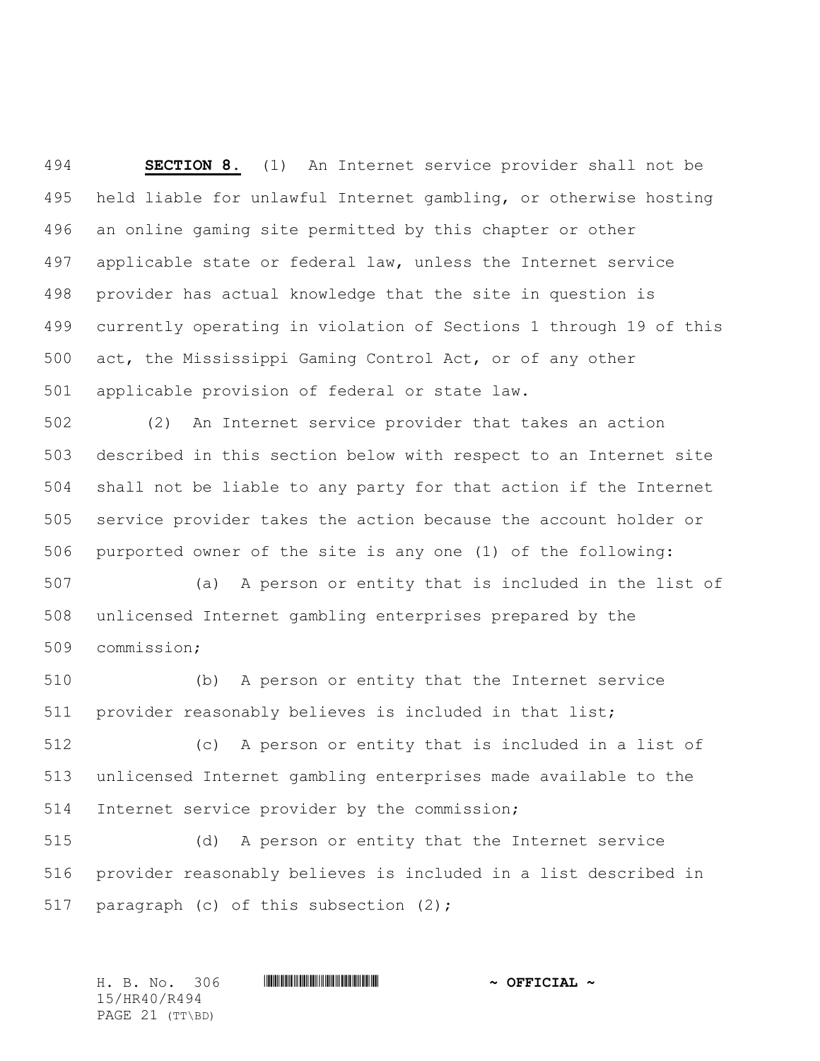**SECTION 8.** (1) An Internet service provider shall not be held liable for unlawful Internet gambling, or otherwise hosting an online gaming site permitted by this chapter or other applicable state or federal law, unless the Internet service provider has actual knowledge that the site in question is currently operating in violation of Sections 1 through 19 of this act, the Mississippi Gaming Control Act, or of any other applicable provision of federal or state law.

(2) An Internet service provider that takes an action described in this section below with respect to an Internet site shall not be liable to any party for that action if the Internet service provider takes the action because the account holder or purported owner of the site is any one (1) of the following:

(a) A person or entity that is included in the list of unlicensed Internet gambling enterprises prepared by the commission;

(b) A person or entity that the Internet service provider reasonably believes is included in that list;

(c) A person or entity that is included in a list of unlicensed Internet gambling enterprises made available to the Internet service provider by the commission;

(d) A person or entity that the Internet service provider reasonably believes is included in a list described in paragraph (c) of this subsection (2);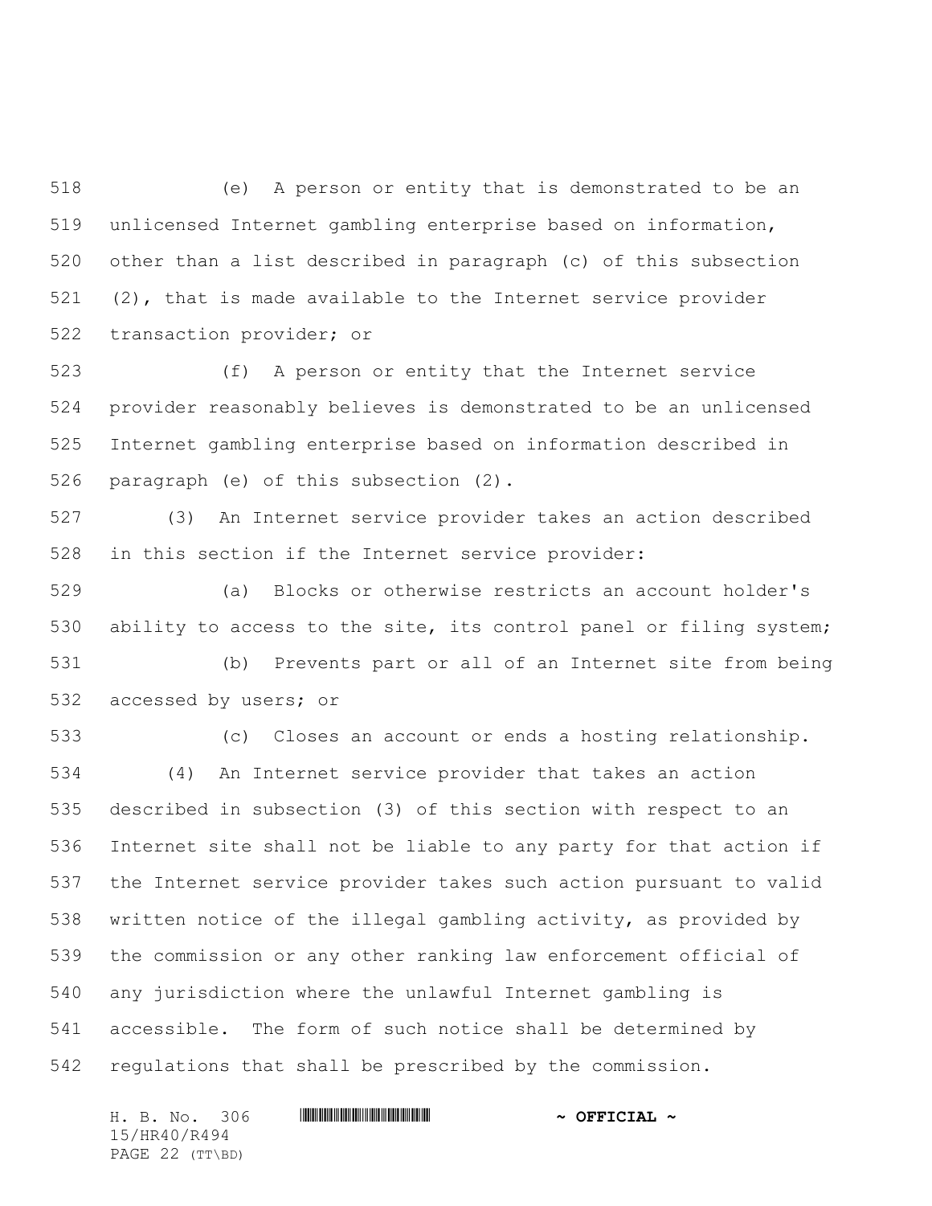(e) A person or entity that is demonstrated to be an unlicensed Internet gambling enterprise based on information, other than a list described in paragraph (c) of this subsection (2), that is made available to the Internet service provider transaction provider; or

(f) A person or entity that the Internet service provider reasonably believes is demonstrated to be an unlicensed Internet gambling enterprise based on information described in paragraph (e) of this subsection (2).

(3) An Internet service provider takes an action described in this section if the Internet service provider:

(a) Blocks or otherwise restricts an account holder's ability to access to the site, its control panel or filing system;

(b) Prevents part or all of an Internet site from being accessed by users; or

(c) Closes an account or ends a hosting relationship.

(4) An Internet service provider that takes an action described in subsection (3) of this section with respect to an Internet site shall not be liable to any party for that action if the Internet service provider takes such action pursuant to valid written notice of the illegal gambling activity, as provided by the commission or any other ranking law enforcement official of any jurisdiction where the unlawful Internet gambling is accessible. The form of such notice shall be determined by regulations that shall be prescribed by the commission.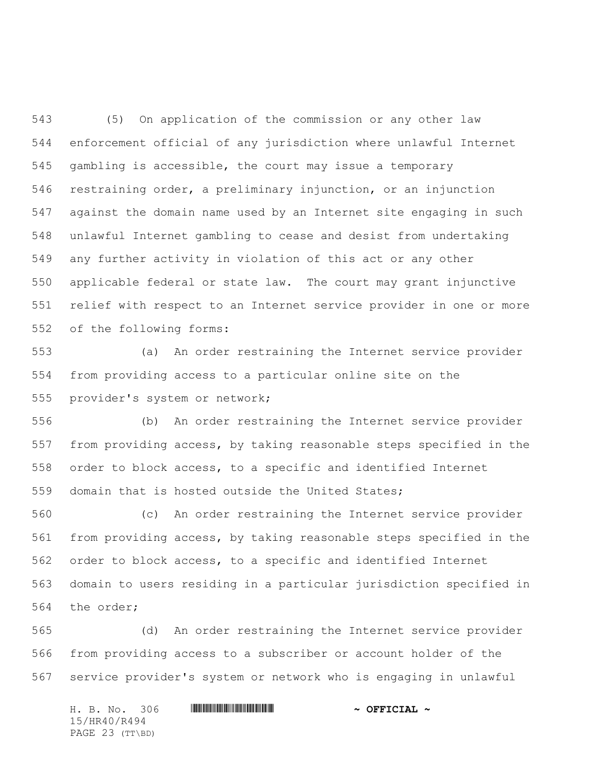(5) On application of the commission or any other law enforcement official of any jurisdiction where unlawful Internet gambling is accessible, the court may issue a temporary restraining order, a preliminary injunction, or an injunction against the domain name used by an Internet site engaging in such unlawful Internet gambling to cease and desist from undertaking any further activity in violation of this act or any other applicable federal or state law. The court may grant injunctive relief with respect to an Internet service provider in one or more of the following forms:

(a) An order restraining the Internet service provider from providing access to a particular online site on the provider's system or network;

(b) An order restraining the Internet service provider from providing access, by taking reasonable steps specified in the order to block access, to a specific and identified Internet domain that is hosted outside the United States;

(c) An order restraining the Internet service provider from providing access, by taking reasonable steps specified in the order to block access, to a specific and identified Internet domain to users residing in a particular jurisdiction specified in the order;

(d) An order restraining the Internet service provider from providing access to a subscriber or account holder of the service provider's system or network who is engaging in unlawful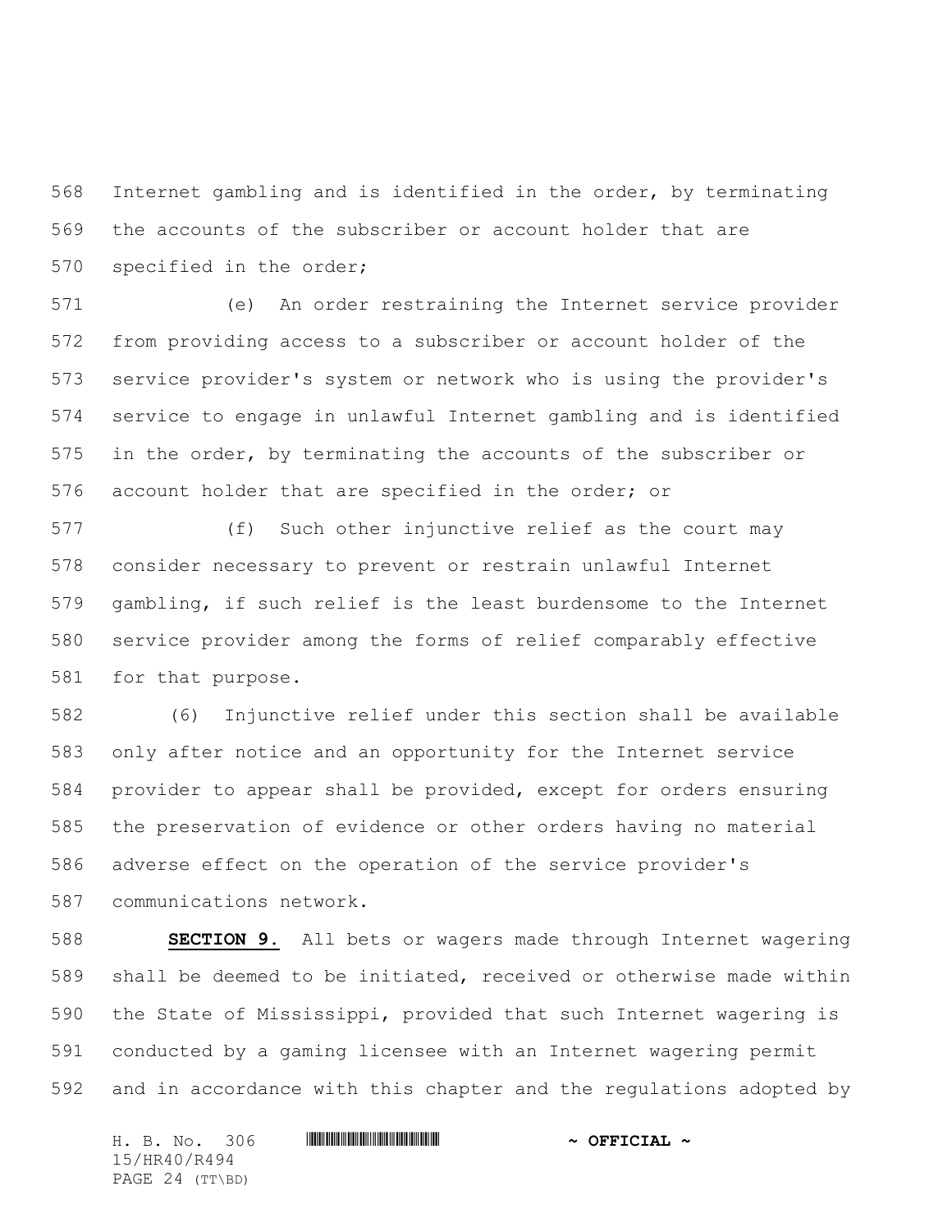Internet gambling and is identified in the order, by terminating the accounts of the subscriber or account holder that are specified in the order;

(e) An order restraining the Internet service provider from providing access to a subscriber or account holder of the service provider's system or network who is using the provider's service to engage in unlawful Internet gambling and is identified in the order, by terminating the accounts of the subscriber or account holder that are specified in the order; or

(f) Such other injunctive relief as the court may consider necessary to prevent or restrain unlawful Internet gambling, if such relief is the least burdensome to the Internet service provider among the forms of relief comparably effective for that purpose.

(6) Injunctive relief under this section shall be available only after notice and an opportunity for the Internet service provider to appear shall be provided, except for orders ensuring the preservation of evidence or other orders having no material adverse effect on the operation of the service provider's communications network.

**SECTION 9.** All bets or wagers made through Internet wagering shall be deemed to be initiated, received or otherwise made within the State of Mississippi, provided that such Internet wagering is conducted by a gaming licensee with an Internet wagering permit and in accordance with this chapter and the regulations adopted by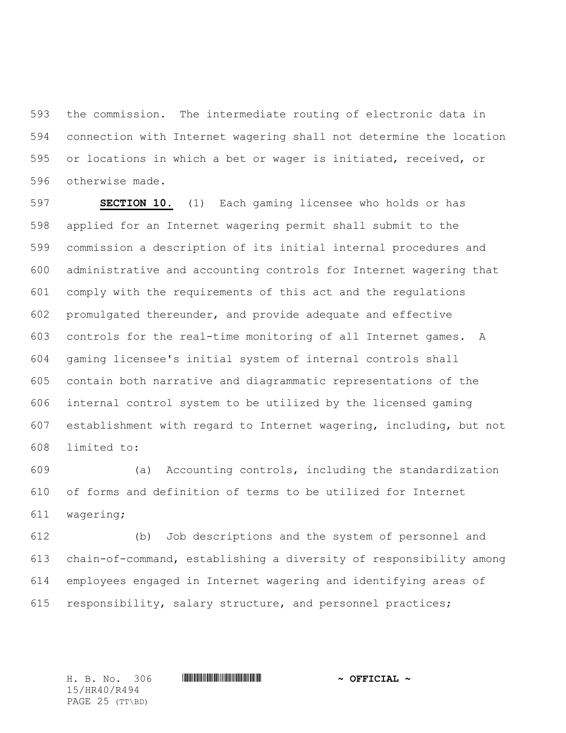the commission. The intermediate routing of electronic data in connection with Internet wagering shall not determine the location or locations in which a bet or wager is initiated, received, or otherwise made.

**SECTION 10.** (1) Each gaming licensee who holds or has applied for an Internet wagering permit shall submit to the commission a description of its initial internal procedures and administrative and accounting controls for Internet wagering that comply with the requirements of this act and the regulations promulgated thereunder, and provide adequate and effective controls for the real-time monitoring of all Internet games. A gaming licensee's initial system of internal controls shall contain both narrative and diagrammatic representations of the internal control system to be utilized by the licensed gaming establishment with regard to Internet wagering, including, but not limited to:

(a) Accounting controls, including the standardization of forms and definition of terms to be utilized for Internet wagering;

(b) Job descriptions and the system of personnel and chain-of-command, establishing a diversity of responsibility among employees engaged in Internet wagering and identifying areas of responsibility, salary structure, and personnel practices;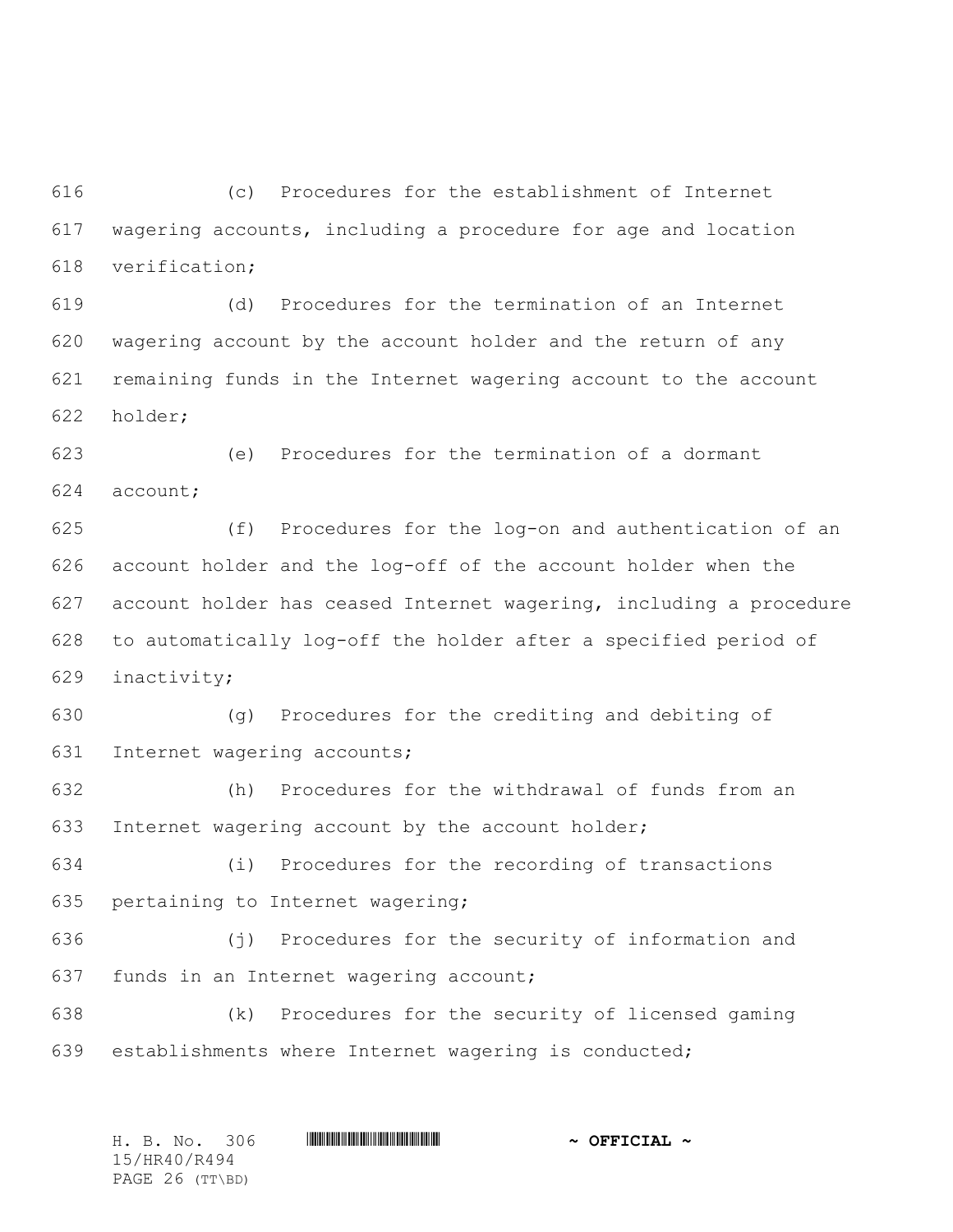(c) Procedures for the establishment of Internet wagering accounts, including a procedure for age and location verification;

(d) Procedures for the termination of an Internet wagering account by the account holder and the return of any remaining funds in the Internet wagering account to the account holder;

(e) Procedures for the termination of a dormant account;

(f) Procedures for the log-on and authentication of an account holder and the log-off of the account holder when the account holder has ceased Internet wagering, including a procedure to automatically log-off the holder after a specified period of inactivity;

(g) Procedures for the crediting and debiting of Internet wagering accounts;

(h) Procedures for the withdrawal of funds from an Internet wagering account by the account holder;

(i) Procedures for the recording of transactions pertaining to Internet wagering;

(j) Procedures for the security of information and funds in an Internet wagering account;

(k) Procedures for the security of licensed gaming establishments where Internet wagering is conducted;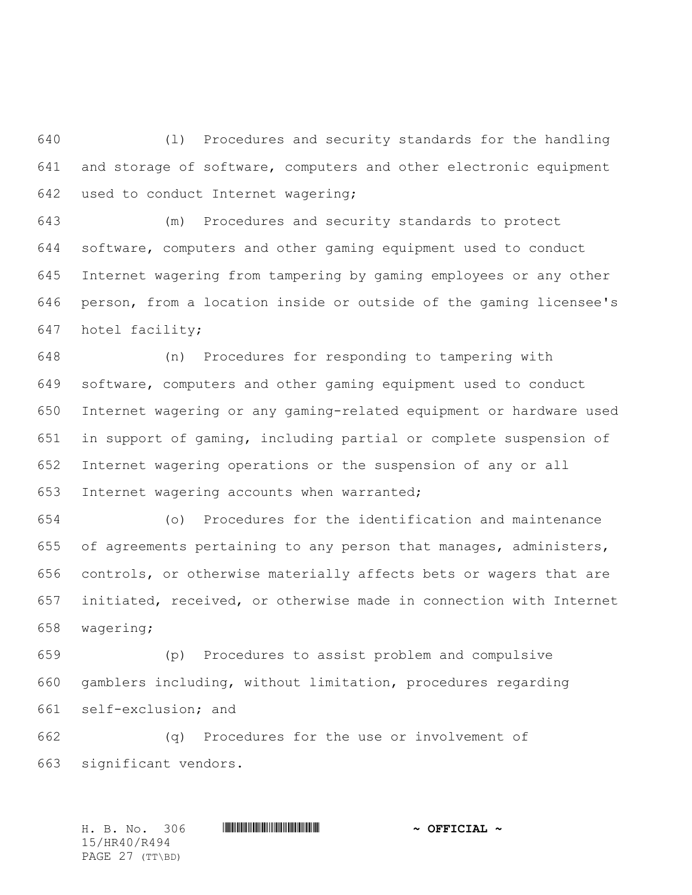(l) Procedures and security standards for the handling and storage of software, computers and other electronic equipment used to conduct Internet wagering;

(m) Procedures and security standards to protect software, computers and other gaming equipment used to conduct Internet wagering from tampering by gaming employees or any other person, from a location inside or outside of the gaming licensee's hotel facility;

(n) Procedures for responding to tampering with software, computers and other gaming equipment used to conduct Internet wagering or any gaming-related equipment or hardware used in support of gaming, including partial or complete suspension of Internet wagering operations or the suspension of any or all Internet wagering accounts when warranted;

(o) Procedures for the identification and maintenance of agreements pertaining to any person that manages, administers, controls, or otherwise materially affects bets or wagers that are initiated, received, or otherwise made in connection with Internet wagering;

(p) Procedures to assist problem and compulsive gamblers including, without limitation, procedures regarding self-exclusion; and

(q) Procedures for the use or involvement of significant vendors.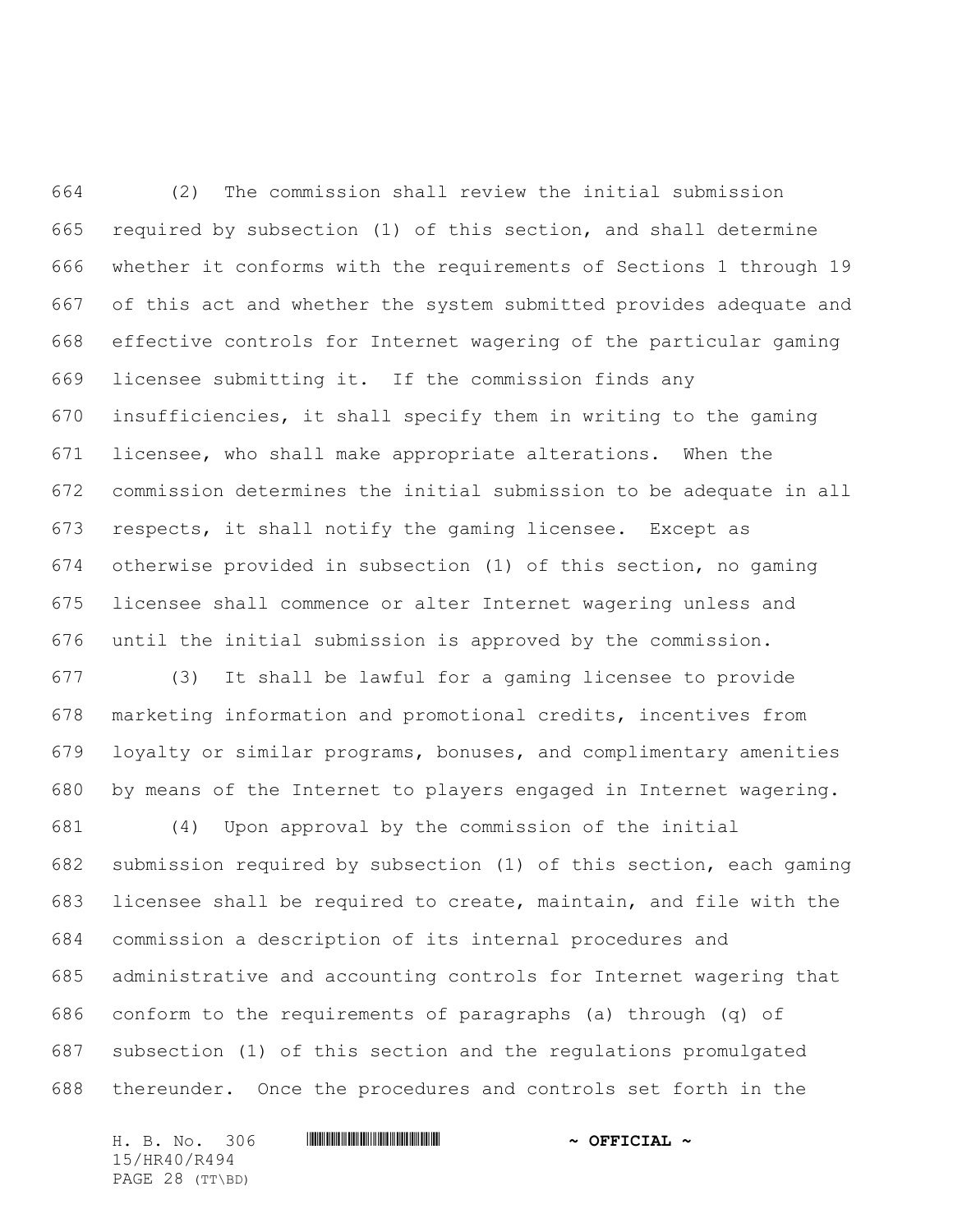(2) The commission shall review the initial submission required by subsection (1) of this section, and shall determine whether it conforms with the requirements of Sections 1 through 19 of this act and whether the system submitted provides adequate and effective controls for Internet wagering of the particular gaming licensee submitting it. If the commission finds any insufficiencies, it shall specify them in writing to the gaming licensee, who shall make appropriate alterations. When the commission determines the initial submission to be adequate in all respects, it shall notify the gaming licensee. Except as otherwise provided in subsection (1) of this section, no gaming licensee shall commence or alter Internet wagering unless and until the initial submission is approved by the commission.

(3) It shall be lawful for a gaming licensee to provide marketing information and promotional credits, incentives from loyalty or similar programs, bonuses, and complimentary amenities by means of the Internet to players engaged in Internet wagering.

(4) Upon approval by the commission of the initial submission required by subsection (1) of this section, each gaming licensee shall be required to create, maintain, and file with the commission a description of its internal procedures and administrative and accounting controls for Internet wagering that conform to the requirements of paragraphs (a) through (q) of subsection (1) of this section and the regulations promulgated thereunder. Once the procedures and controls set forth in the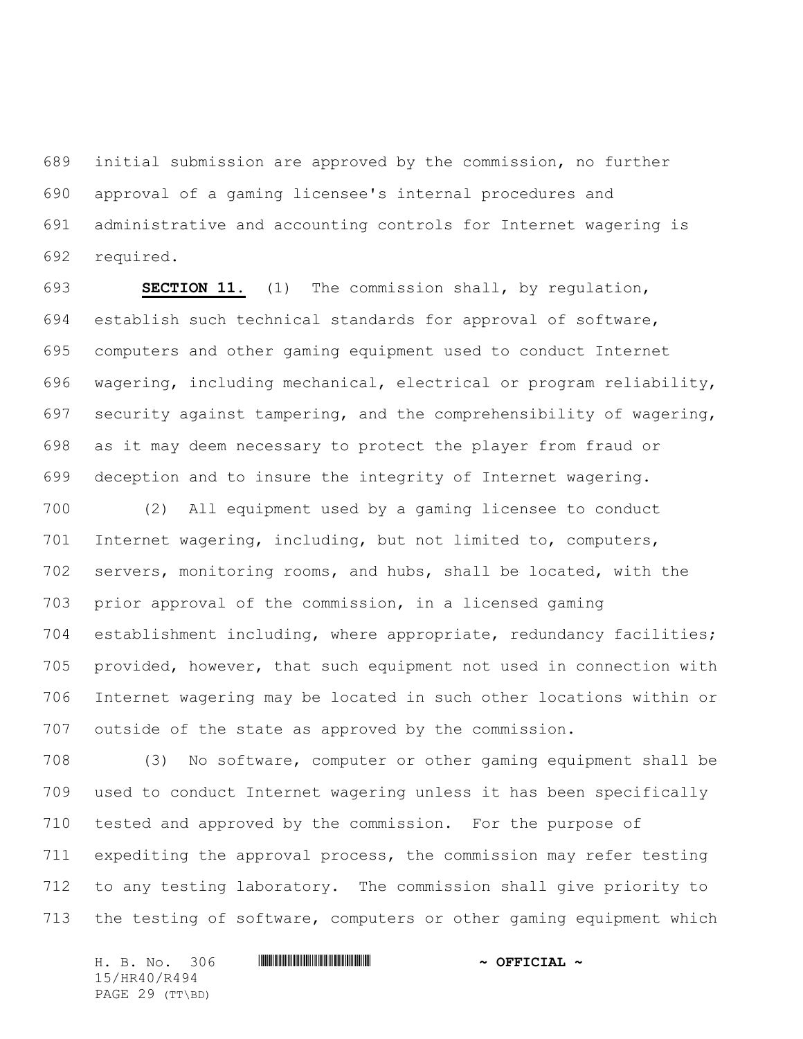initial submission are approved by the commission, no further approval of a gaming licensee's internal procedures and administrative and accounting controls for Internet wagering is required.

**SECTION 11.** (1) The commission shall, by regulation, establish such technical standards for approval of software, computers and other gaming equipment used to conduct Internet wagering, including mechanical, electrical or program reliability, security against tampering, and the comprehensibility of wagering, as it may deem necessary to protect the player from fraud or deception and to insure the integrity of Internet wagering.

(2) All equipment used by a gaming licensee to conduct Internet wagering, including, but not limited to, computers, servers, monitoring rooms, and hubs, shall be located, with the prior approval of the commission, in a licensed gaming establishment including, where appropriate, redundancy facilities; provided, however, that such equipment not used in connection with Internet wagering may be located in such other locations within or outside of the state as approved by the commission.

(3) No software, computer or other gaming equipment shall be used to conduct Internet wagering unless it has been specifically tested and approved by the commission. For the purpose of expediting the approval process, the commission may refer testing to any testing laboratory. The commission shall give priority to the testing of software, computers or other gaming equipment which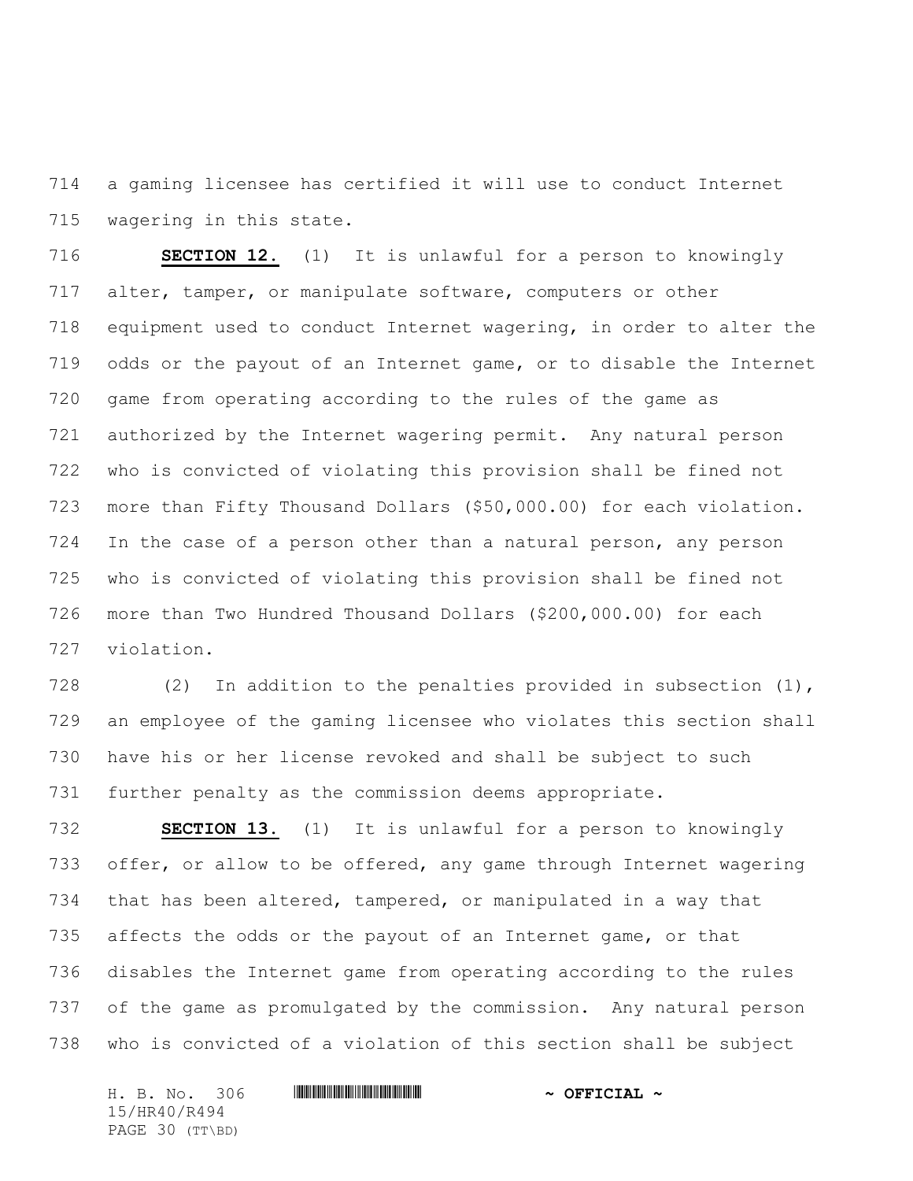a gaming licensee has certified it will use to conduct Internet wagering in this state.

**SECTION 12.** (1) It is unlawful for a person to knowingly alter, tamper, or manipulate software, computers or other equipment used to conduct Internet wagering, in order to alter the odds or the payout of an Internet game, or to disable the Internet game from operating according to the rules of the game as authorized by the Internet wagering permit. Any natural person who is convicted of violating this provision shall be fined not more than Fifty Thousand Dollars ($50,000.00) for each violation. In the case of a person other than a natural person, any person who is convicted of violating this provision shall be fined not more than Two Hundred Thousand Dollars ($200,000.00) for each violation.

(2) In addition to the penalties provided in subsection (1), an employee of the gaming licensee who violates this section shall have his or her license revoked and shall be subject to such further penalty as the commission deems appropriate.

**SECTION 13.** (1) It is unlawful for a person to knowingly offer, or allow to be offered, any game through Internet wagering that has been altered, tampered, or manipulated in a way that affects the odds or the payout of an Internet game, or that disables the Internet game from operating according to the rules of the game as promulgated by the commission. Any natural person who is convicted of a violation of this section shall be subject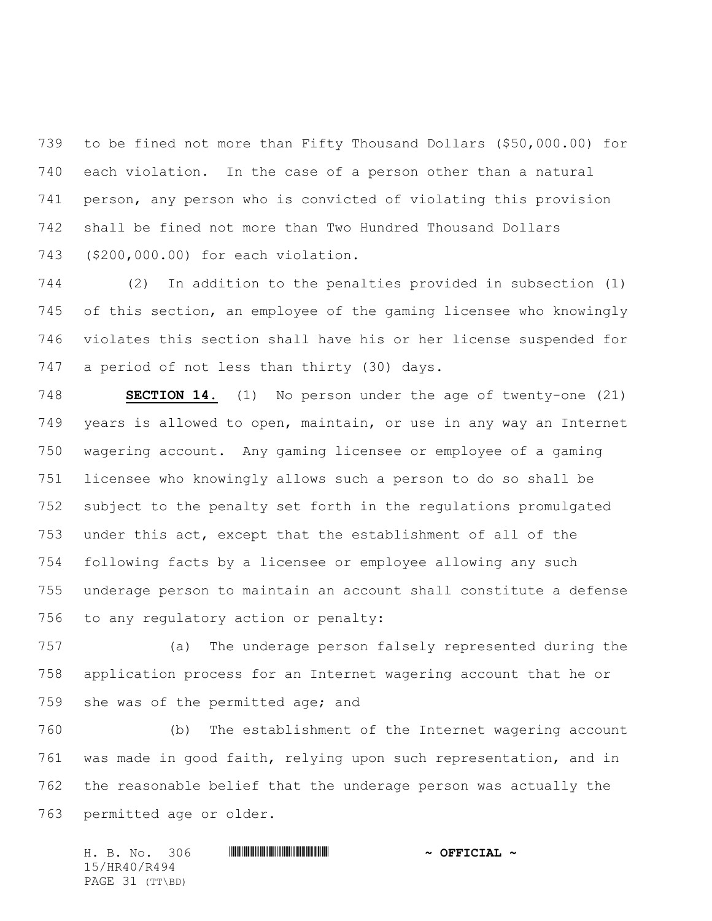to be fined not more than Fifty Thousand Dollars ($50,000.00) for each violation. In the case of a person other than a natural person, any person who is convicted of violating this provision shall be fined not more than Two Hundred Thousand Dollars ($200,000.00) for each violation.

(2) In addition to the penalties provided in subsection (1) of this section, an employee of the gaming licensee who knowingly violates this section shall have his or her license suspended for a period of not less than thirty (30) days.

**SECTION 14.** (1) No person under the age of twenty-one (21) years is allowed to open, maintain, or use in any way an Internet wagering account. Any gaming licensee or employee of a gaming licensee who knowingly allows such a person to do so shall be subject to the penalty set forth in the regulations promulgated under this act, except that the establishment of all of the following facts by a licensee or employee allowing any such underage person to maintain an account shall constitute a defense to any regulatory action or penalty:

(a) The underage person falsely represented during the application process for an Internet wagering account that he or she was of the permitted age; and

(b) The establishment of the Internet wagering account was made in good faith, relying upon such representation, and in the reasonable belief that the underage person was actually the permitted age or older.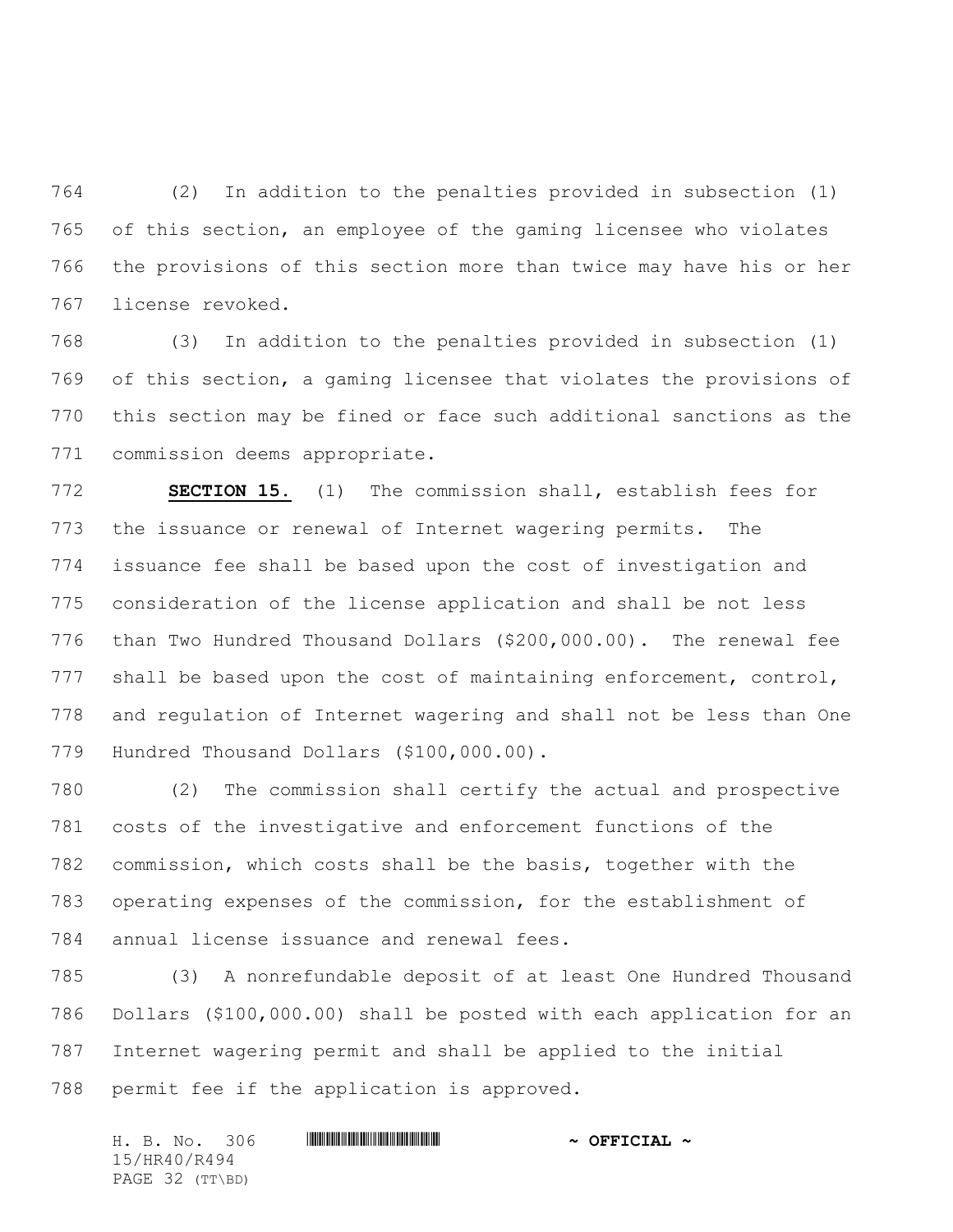(2) In addition to the penalties provided in subsection (1) of this section, an employee of the gaming licensee who violates the provisions of this section more than twice may have his or her license revoked.

(3) In addition to the penalties provided in subsection (1) of this section, a gaming licensee that violates the provisions of this section may be fined or face such additional sanctions as the commission deems appropriate.

**SECTION 15.** (1) The commission shall, establish fees for the issuance or renewal of Internet wagering permits. The issuance fee shall be based upon the cost of investigation and consideration of the license application and shall be not less than Two Hundred Thousand Dollars ($200,000.00). The renewal fee shall be based upon the cost of maintaining enforcement, control, and regulation of Internet wagering and shall not be less than One Hundred Thousand Dollars ($100,000.00).

(2) The commission shall certify the actual and prospective costs of the investigative and enforcement functions of the commission, which costs shall be the basis, together with the operating expenses of the commission, for the establishment of annual license issuance and renewal fees.

(3) A nonrefundable deposit of at least One Hundred Thousand Dollars ($100,000.00) shall be posted with each application for an Internet wagering permit and shall be applied to the initial permit fee if the application is approved.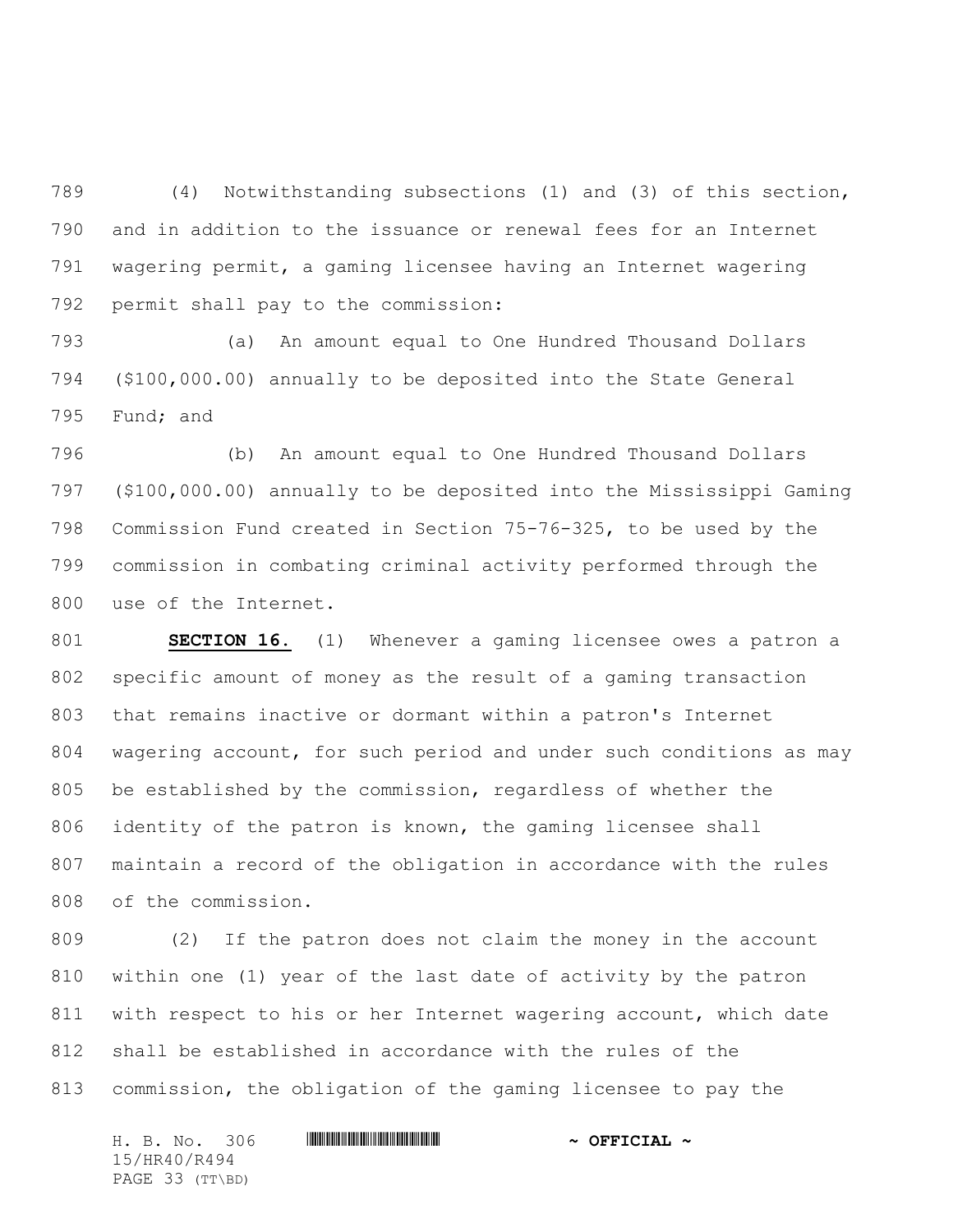(4) Notwithstanding subsections (1) and (3) of this section, and in addition to the issuance or renewal fees for an Internet wagering permit, a gaming licensee having an Internet wagering permit shall pay to the commission:

(a) An amount equal to One Hundred Thousand Dollars ($100,000.00) annually to be deposited into the State General Fund; and

(b) An amount equal to One Hundred Thousand Dollars ($100,000.00) annually to be deposited into the Mississippi Gaming Commission Fund created in Section 75-76-325, to be used by the commission in combating criminal activity performed through the use of the Internet.

**SECTION 16.** (1) Whenever a gaming licensee owes a patron a specific amount of money as the result of a gaming transaction that remains inactive or dormant within a patron's Internet wagering account, for such period and under such conditions as may be established by the commission, regardless of whether the identity of the patron is known, the gaming licensee shall maintain a record of the obligation in accordance with the rules of the commission.

(2) If the patron does not claim the money in the account within one (1) year of the last date of activity by the patron with respect to his or her Internet wagering account, which date shall be established in accordance with the rules of the commission, the obligation of the gaming licensee to pay the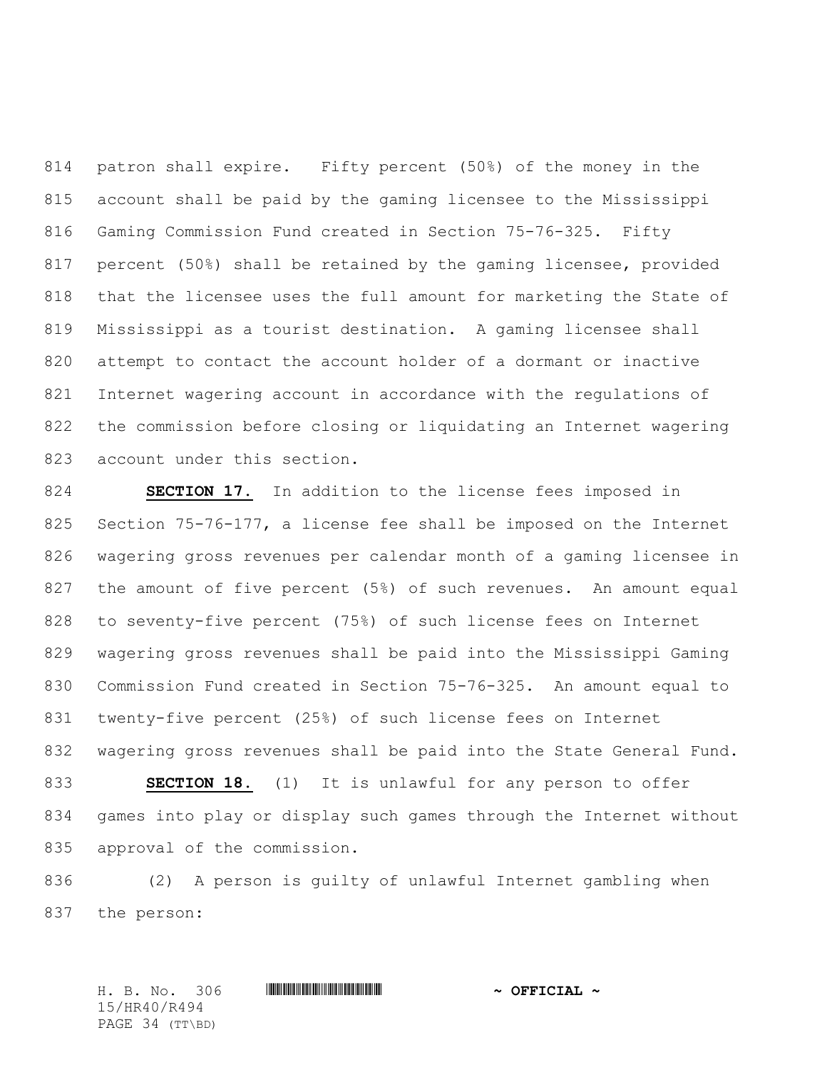patron shall expire. Fifty percent (50%) of the money in the account shall be paid by the gaming licensee to the Mississippi Gaming Commission Fund created in Section 75-76-325. Fifty percent (50%) shall be retained by the gaming licensee, provided that the licensee uses the full amount for marketing the State of Mississippi as a tourist destination. A gaming licensee shall attempt to contact the account holder of a dormant or inactive Internet wagering account in accordance with the regulations of the commission before closing or liquidating an Internet wagering account under this section.

**SECTION 17.** In addition to the license fees imposed in Section 75-76-177, a license fee shall be imposed on the Internet wagering gross revenues per calendar month of a gaming licensee in the amount of five percent (5%) of such revenues. An amount equal to seventy-five percent (75%) of such license fees on Internet wagering gross revenues shall be paid into the Mississippi Gaming Commission Fund created in Section 75-76-325. An amount equal to twenty-five percent (25%) of such license fees on Internet wagering gross revenues shall be paid into the State General Fund.

**SECTION 18.** (1) It is unlawful for any person to offer games into play or display such games through the Internet without approval of the commission.

(2) A person is guilty of unlawful Internet gambling when the person: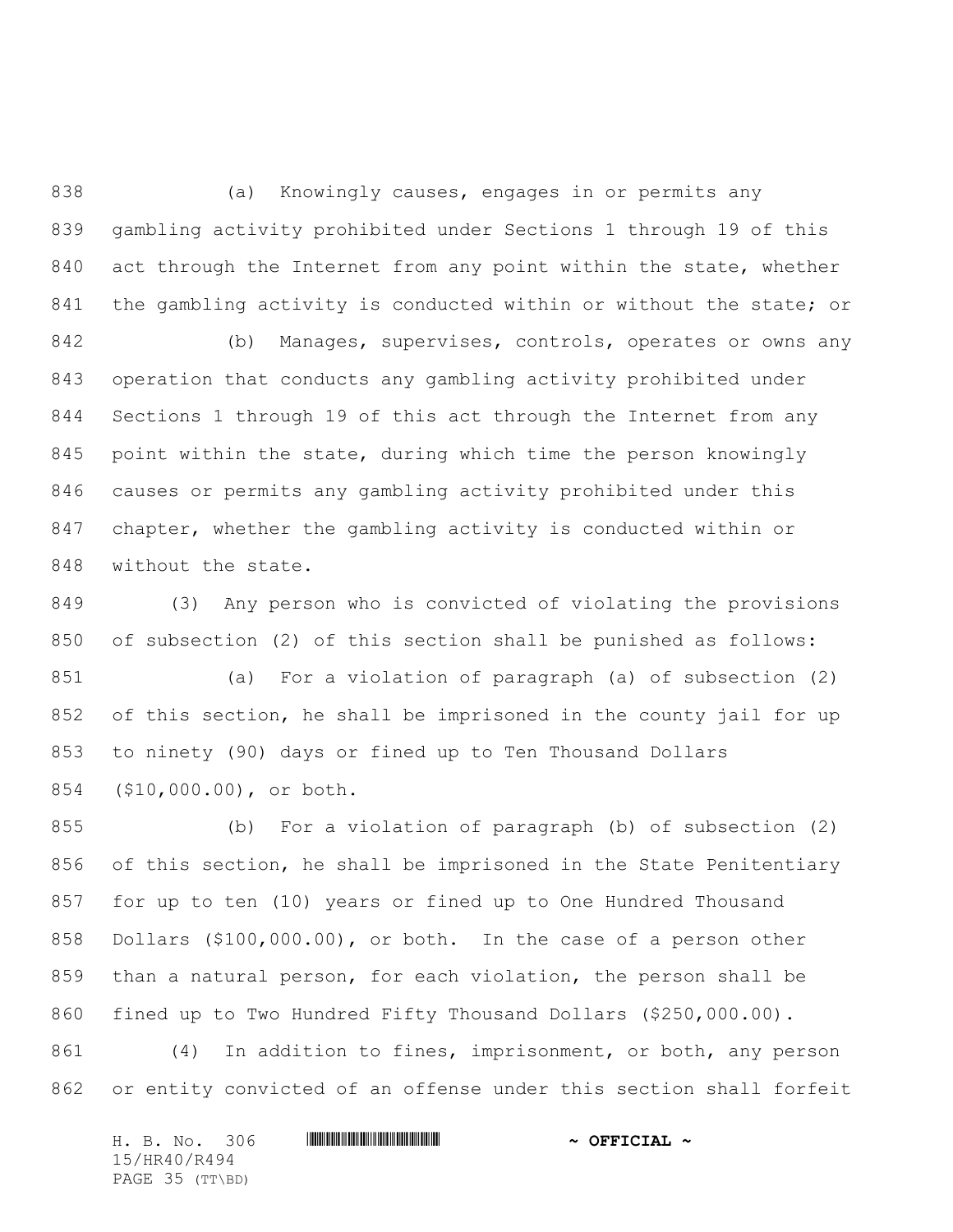(a) Knowingly causes, engages in or permits any gambling activity prohibited under Sections 1 through 19 of this act through the Internet from any point within the state, whether the gambling activity is conducted within or without the state; or

(b) Manages, supervises, controls, operates or owns any operation that conducts any gambling activity prohibited under Sections 1 through 19 of this act through the Internet from any point within the state, during which time the person knowingly causes or permits any gambling activity prohibited under this chapter, whether the gambling activity is conducted within or without the state.

(3) Any person who is convicted of violating the provisions of subsection (2) of this section shall be punished as follows:

(a) For a violation of paragraph (a) of subsection (2) of this section, he shall be imprisoned in the county jail for up to ninety (90) days or fined up to Ten Thousand Dollars ($10,000.00), or both.

(b) For a violation of paragraph (b) of subsection (2) of this section, he shall be imprisoned in the State Penitentiary for up to ten (10) years or fined up to One Hundred Thousand Dollars ($100,000.00), or both. In the case of a person other than a natural person, for each violation, the person shall be fined up to Two Hundred Fifty Thousand Dollars ($250,000.00).

(4) In addition to fines, imprisonment, or both, any person or entity convicted of an offense under this section shall forfeit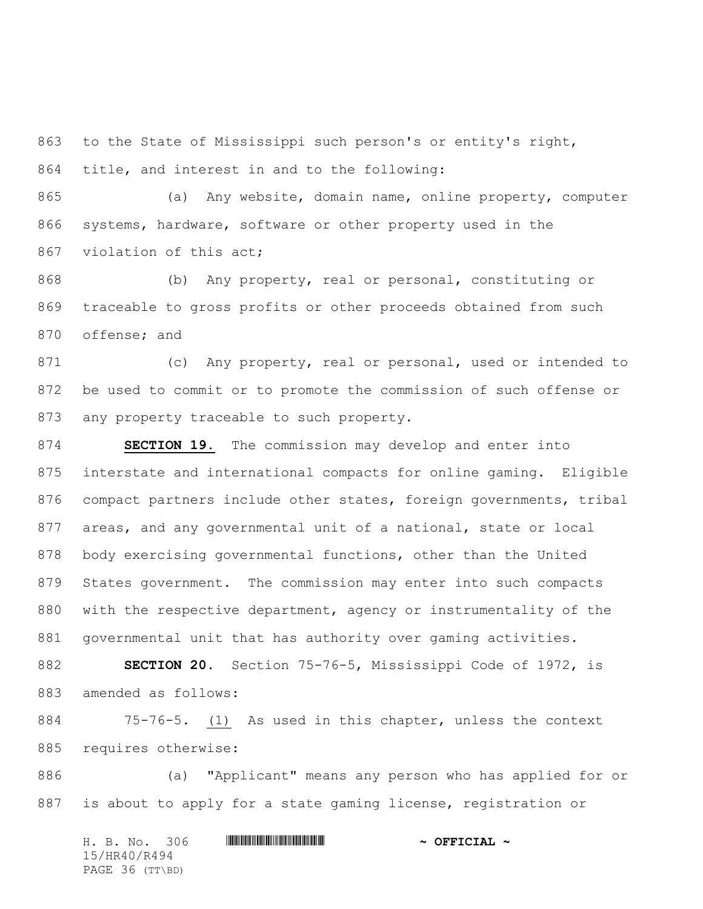to the State of Mississippi such person's or entity's right, title, and interest in and to the following:

(a) Any website, domain name, online property, computer systems, hardware, software or other property used in the violation of this act;

(b) Any property, real or personal, constituting or traceable to gross profits or other proceeds obtained from such offense; and

(c) Any property, real or personal, used or intended to be used to commit or to promote the commission of such offense or any property traceable to such property.

**SECTION 19.** The commission may develop and enter into interstate and international compacts for online gaming. Eligible compact partners include other states, foreign governments, tribal areas, and any governmental unit of a national, state or local body exercising governmental functions, other than the United States government. The commission may enter into such compacts with the respective department, agency or instrumentality of the governmental unit that has authority over gaming activities.

**SECTION 20.** Section 75-76-5, Mississippi Code of 1972, is amended as follows:

75-76-5. (1) As used in this chapter, unless the context requires otherwise:

(a) "Applicant" means any person who has applied for or is about to apply for a state gaming license, registration or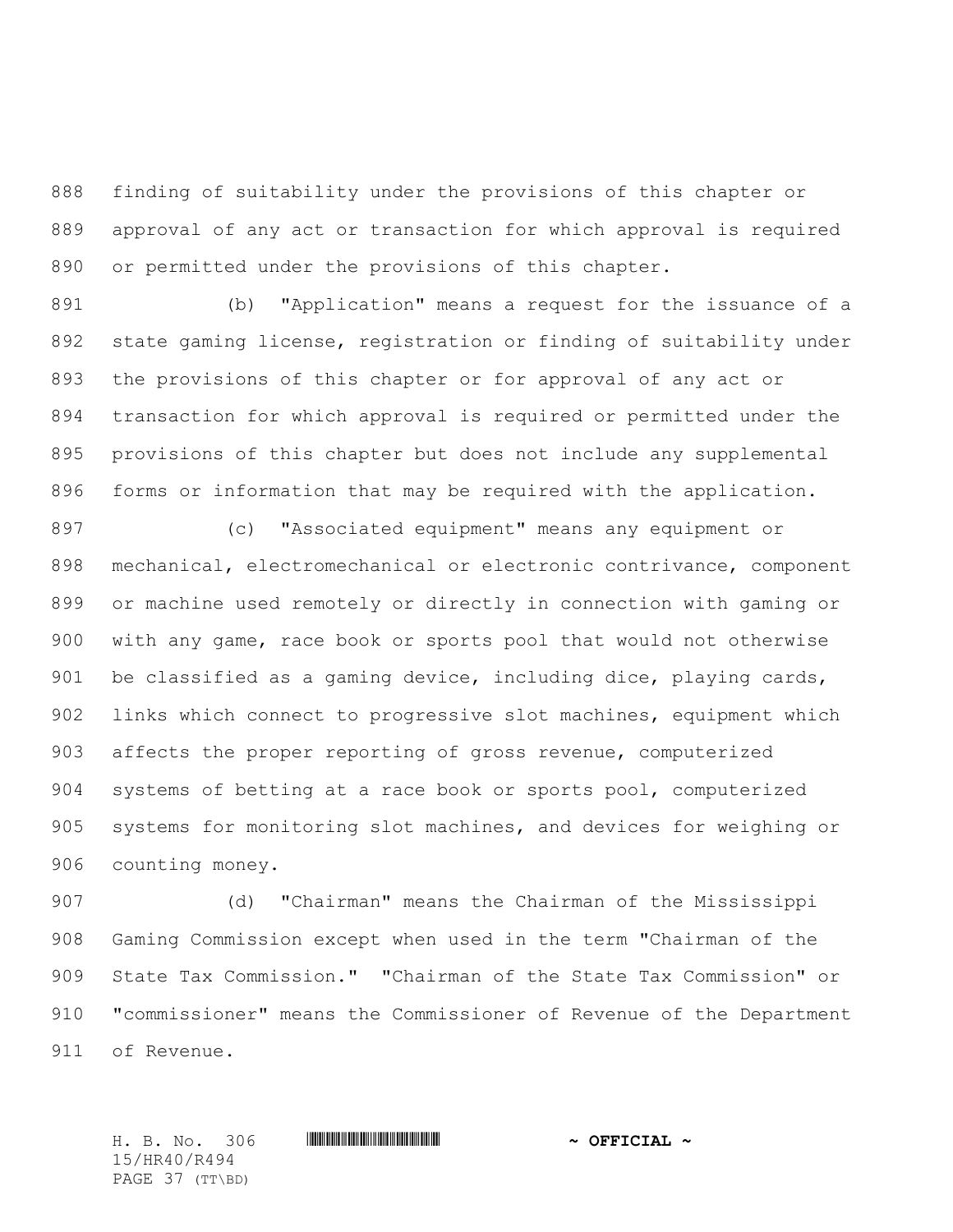finding of suitability under the provisions of this chapter or approval of any act or transaction for which approval is required or permitted under the provisions of this chapter.

(b) "Application" means a request for the issuance of a state gaming license, registration or finding of suitability under the provisions of this chapter or for approval of any act or transaction for which approval is required or permitted under the provisions of this chapter but does not include any supplemental forms or information that may be required with the application.

(c) "Associated equipment" means any equipment or mechanical, electromechanical or electronic contrivance, component or machine used remotely or directly in connection with gaming or with any game, race book or sports pool that would not otherwise be classified as a gaming device, including dice, playing cards, links which connect to progressive slot machines, equipment which affects the proper reporting of gross revenue, computerized systems of betting at a race book or sports pool, computerized systems for monitoring slot machines, and devices for weighing or counting money.

(d) "Chairman" means the Chairman of the Mississippi Gaming Commission except when used in the term "Chairman of the State Tax Commission." "Chairman of the State Tax Commission" or "commissioner" means the Commissioner of Revenue of the Department of Revenue.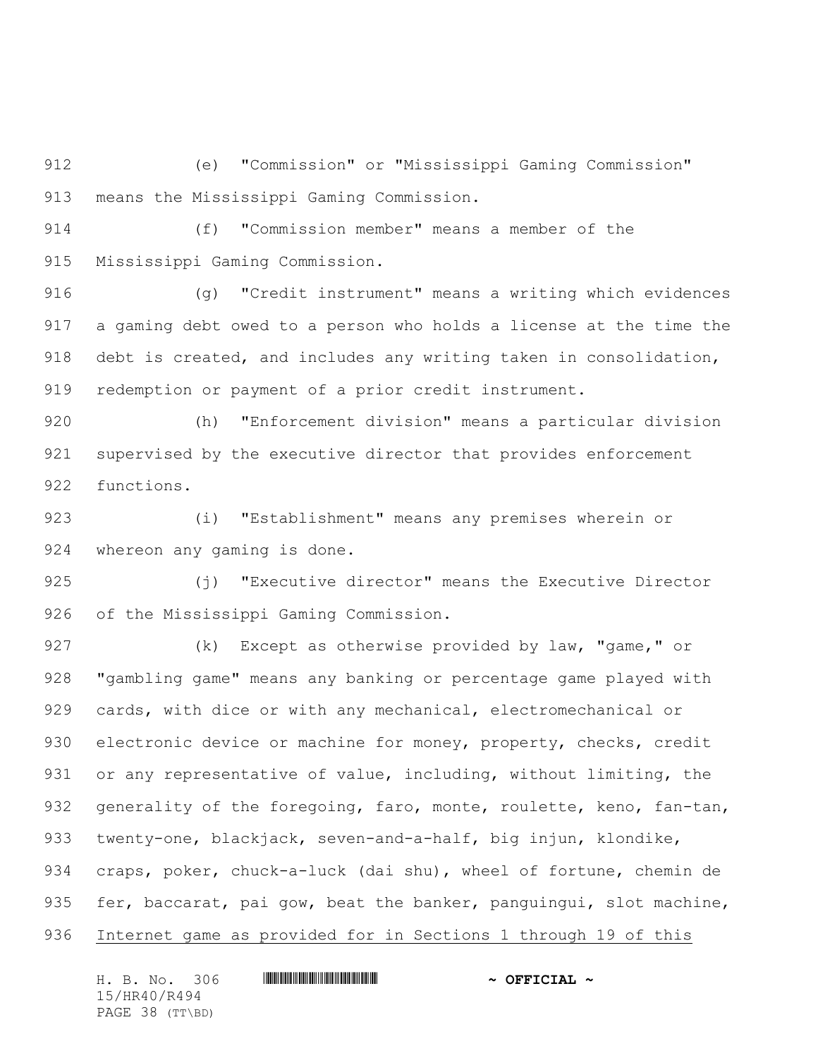(e) "Commission" or "Mississippi Gaming Commission" means the Mississippi Gaming Commission.

(f) "Commission member" means a member of the Mississippi Gaming Commission.

(g) "Credit instrument" means a writing which evidences a gaming debt owed to a person who holds a license at the time the debt is created, and includes any writing taken in consolidation, redemption or payment of a prior credit instrument.

(h) "Enforcement division" means a particular division supervised by the executive director that provides enforcement functions.

(i) "Establishment" means any premises wherein or whereon any gaming is done.

(j) "Executive director" means the Executive Director of the Mississippi Gaming Commission.

(k) Except as otherwise provided by law, "game," or "gambling game" means any banking or percentage game played with cards, with dice or with any mechanical, electromechanical or electronic device or machine for money, property, checks, credit or any representative of value, including, without limiting, the generality of the foregoing, faro, monte, roulette, keno, fan-tan, twenty-one, blackjack, seven-and-a-half, big injun, klondike, craps, poker, chuck-a-luck (dai shu), wheel of fortune, chemin de fer, baccarat, pai gow, beat the banker, panguingui, slot machine, <u>Internet game as provided for in Sections 1 through 19 of this</u>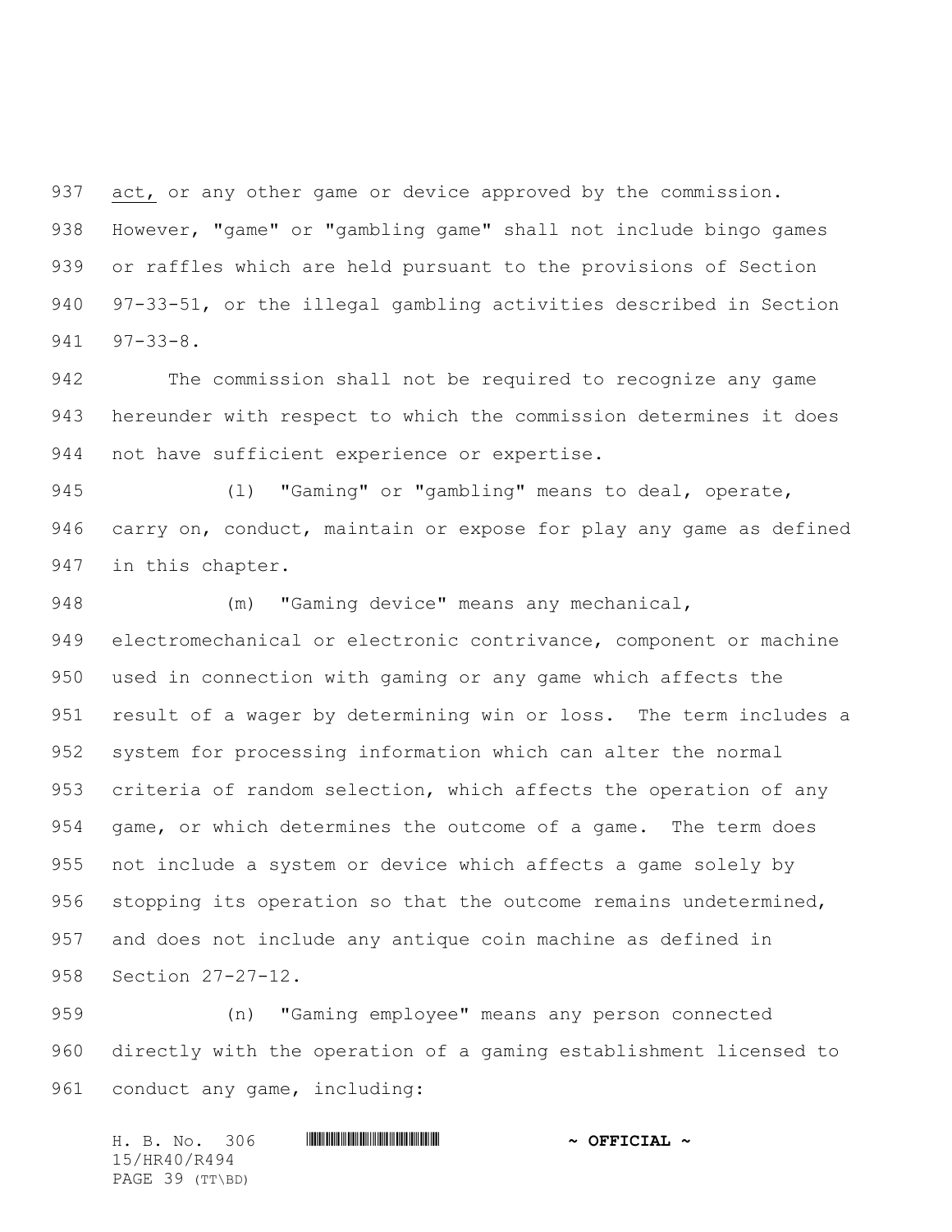act, or any other game or device approved by the commission. However, "game" or "gambling game" shall not include bingo games or raffles which are held pursuant to the provisions of Section 97-33-51, or the illegal gambling activities described in Section 97-33-8.

The commission shall not be required to recognize any game hereunder with respect to which the commission determines it does not have sufficient experience or expertise.

(l) "Gaming" or "gambling" means to deal, operate, carry on, conduct, maintain or expose for play any game as defined in this chapter.

(m) "Gaming device" means any mechanical, electromechanical or electronic contrivance, component or machine used in connection with gaming or any game which affects the result of a wager by determining win or loss. The term includes a system for processing information which can alter the normal criteria of random selection, which affects the operation of any game, or which determines the outcome of a game. The term does not include a system or device which affects a game solely by stopping its operation so that the outcome remains undetermined, and does not include any antique coin machine as defined in Section 27-27-12.

(n) "Gaming employee" means any person connected directly with the operation of a gaming establishment licensed to conduct any game, including: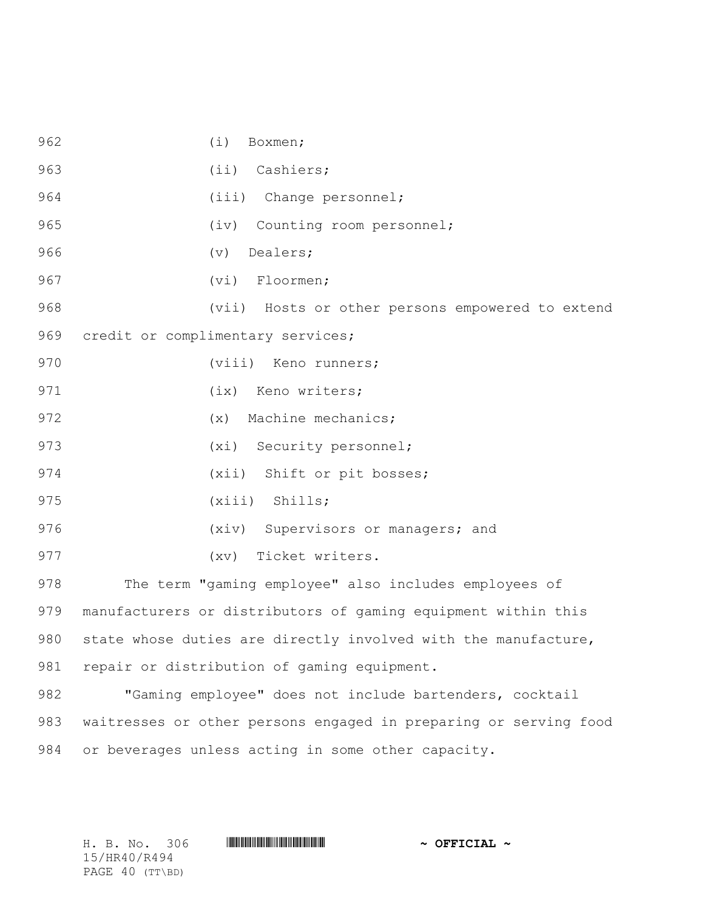(i) Boxmen;

(ii) Cashiers;

(iii) Change personnel;

(iv) Counting room personnel;

(v) Dealers;

(vi) Floormen;

(vii) Hosts or other persons empowered to extend credit or complimentary services;

(viii) Keno runners;

(ix) Keno writers;

(x) Machine mechanics;

(xi) Security personnel;

(xii) Shift or pit bosses;

(xiii) Shills;

(xiv) Supervisors or managers; and

(xv) Ticket writers.

The term "gaming employee" also includes employees of manufacturers or distributors of gaming equipment within this state whose duties are directly involved with the manufacture, repair or distribution of gaming equipment.

"Gaming employee" does not include bartenders, cocktail waitresses or other persons engaged in preparing or serving food or beverages unless acting in some other capacity.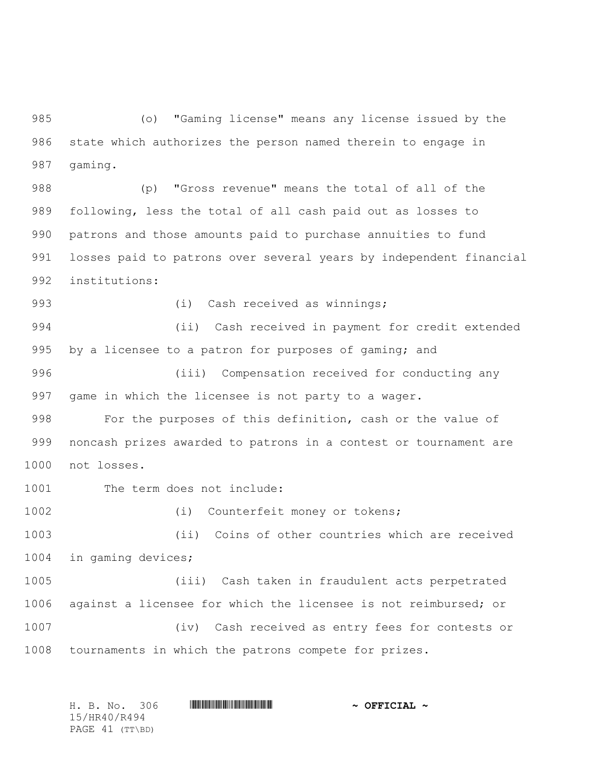(o) "Gaming license" means any license issued by the state which authorizes the person named therein to engage in gaming.

(p) "Gross revenue" means the total of all of the following, less the total of all cash paid out as losses to patrons and those amounts paid to purchase annuities to fund losses paid to patrons over several years by independent financial institutions:

(i) Cash received as winnings;

(ii) Cash received in payment for credit extended by a licensee to a patron for purposes of gaming; and

(iii) Compensation received for conducting any game in which the licensee is not party to a wager.

For the purposes of this definition, cash or the value of noncash prizes awarded to patrons in a contest or tournament are not losses.

The term does not include:

(i) Counterfeit money or tokens;

(ii) Coins of other countries which are received in gaming devices;

(iii) Cash taken in fraudulent acts perpetrated against a licensee for which the licensee is not reimbursed; or

(iv) Cash received as entry fees for contests or tournaments in which the patrons compete for prizes.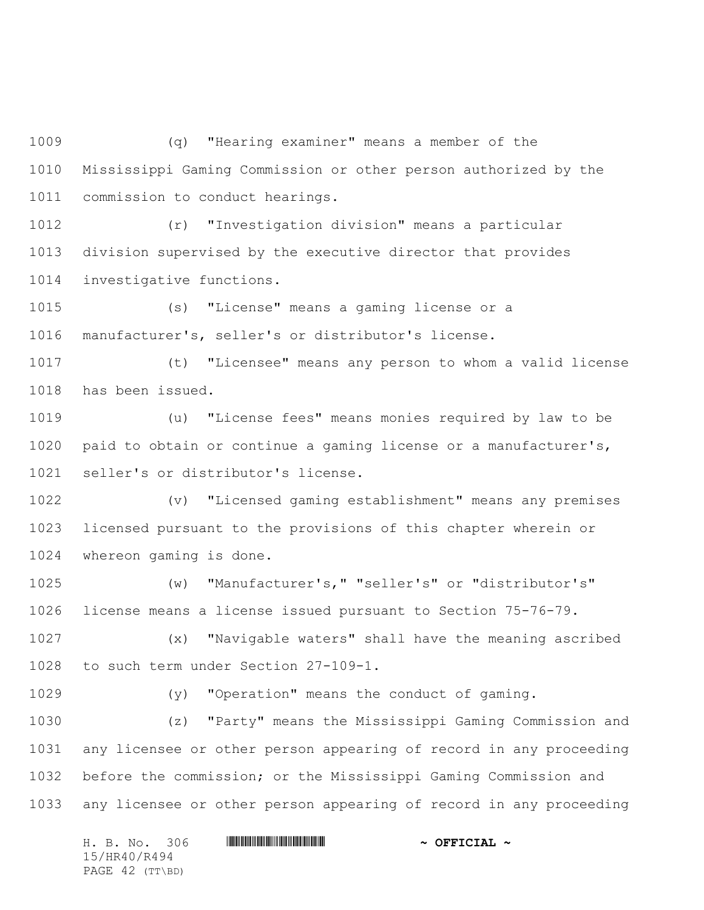(q) "Hearing examiner" means a member of the Mississippi Gaming Commission or other person authorized by the commission to conduct hearings.

(r) "Investigation division" means a particular division supervised by the executive director that provides investigative functions.

(s) "License" means a gaming license or a manufacturer's, seller's or distributor's license.

(t) "Licensee" means any person to whom a valid license has been issued.

(u) "License fees" means monies required by law to be paid to obtain or continue a gaming license or a manufacturer's, seller's or distributor's license.

(v) "Licensed gaming establishment" means any premises licensed pursuant to the provisions of this chapter wherein or whereon gaming is done.

(w) "Manufacturer's," "seller's" or "distributor's" license means a license issued pursuant to Section 75-76-79.

(x) "Navigable waters" shall have the meaning ascribed to such term under Section 27-109-1.

(y) "Operation" means the conduct of gaming.

(z) "Party" means the Mississippi Gaming Commission and any licensee or other person appearing of record in any proceeding before the commission; or the Mississippi Gaming Commission and any licensee or other person appearing of record in any proceeding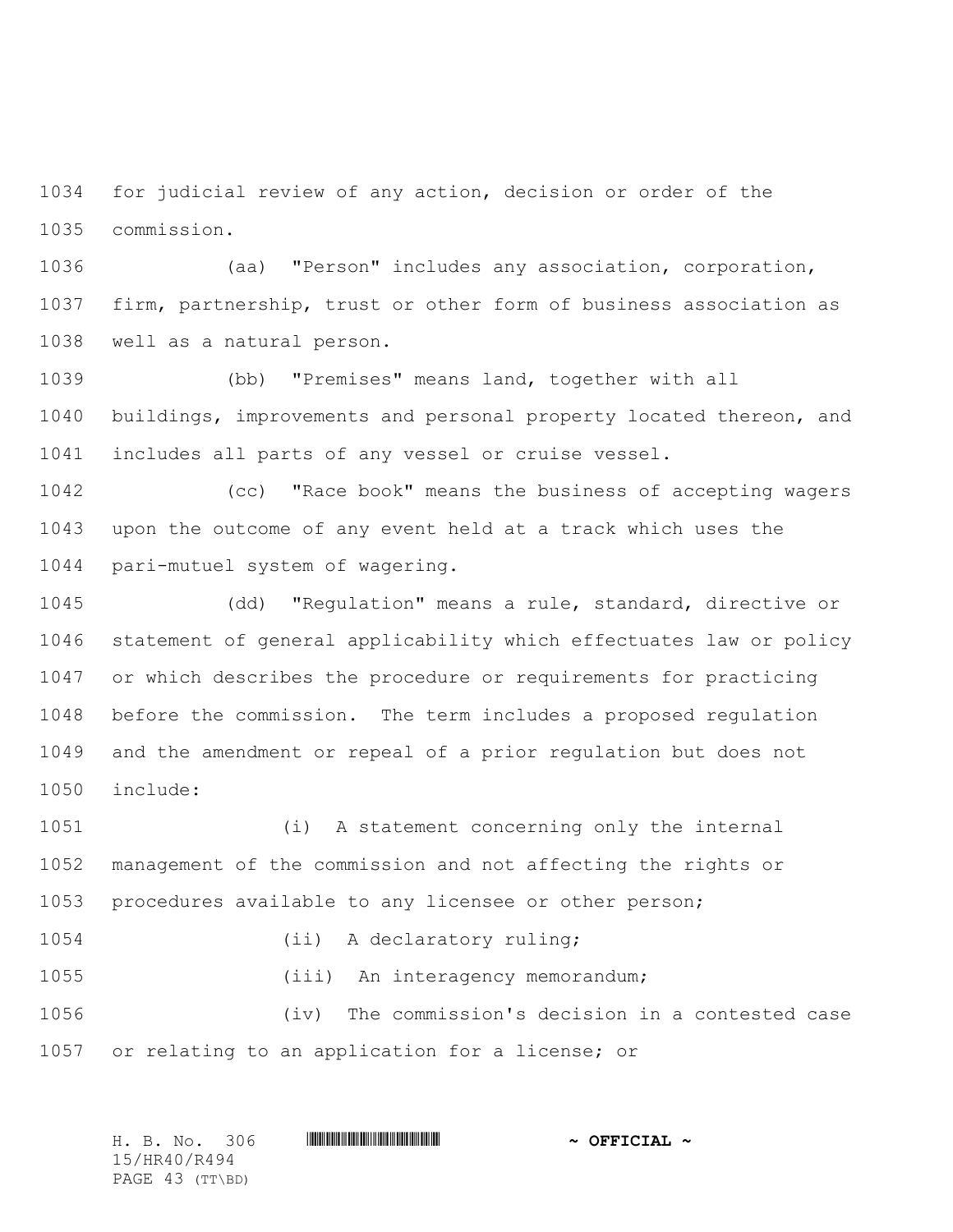for judicial review of any action, decision or order of the commission.

(aa) "Person" includes any association, corporation, firm, partnership, trust or other form of business association as well as a natural person.

(bb) "Premises" means land, together with all buildings, improvements and personal property located thereon, and includes all parts of any vessel or cruise vessel.

(cc) "Race book" means the business of accepting wagers upon the outcome of any event held at a track which uses the pari-mutuel system of wagering.

(dd) "Regulation" means a rule, standard, directive or statement of general applicability which effectuates law or policy or which describes the procedure or requirements for practicing before the commission. The term includes a proposed regulation and the amendment or repeal of a prior regulation but does not include:

(i) A statement concerning only the internal management of the commission and not affecting the rights or procedures available to any licensee or other person;

(ii) A declaratory ruling;

(iii) An interagency memorandum;

(iv) The commission's decision in a contested case or relating to an application for a license; or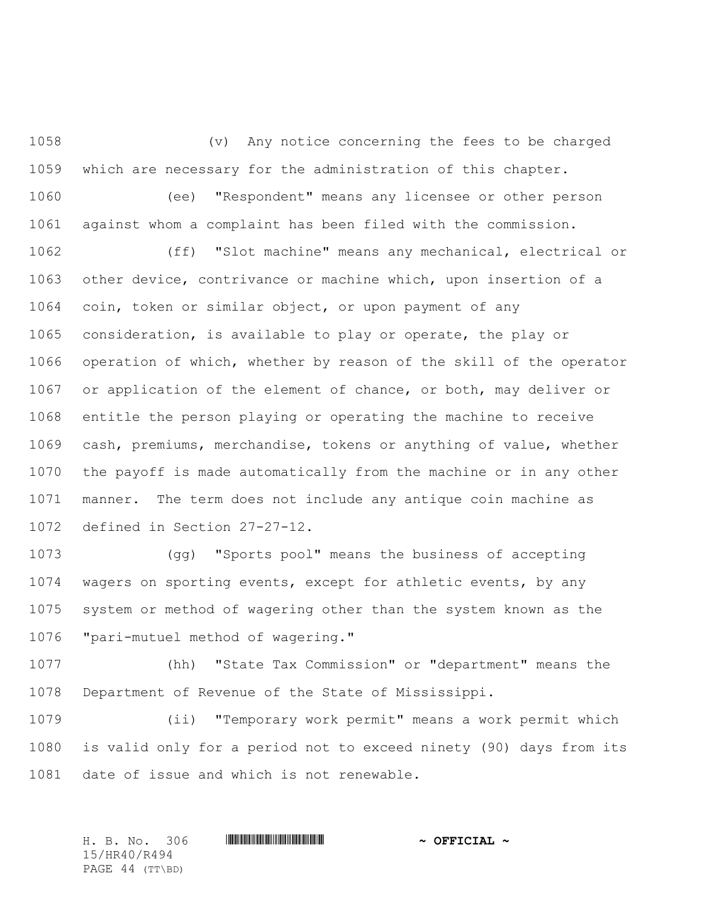(v) Any notice concerning the fees to be charged which are necessary for the administration of this chapter.

(ee) "Respondent" means any licensee or other person against whom a complaint has been filed with the commission.

(ff) "Slot machine" means any mechanical, electrical or other device, contrivance or machine which, upon insertion of a coin, token or similar object, or upon payment of any consideration, is available to play or operate, the play or operation of which, whether by reason of the skill of the operator or application of the element of chance, or both, may deliver or entitle the person playing or operating the machine to receive cash, premiums, merchandise, tokens or anything of value, whether the payoff is made automatically from the machine or in any other manner. The term does not include any antique coin machine as defined in Section 27-27-12.

(gg) "Sports pool" means the business of accepting wagers on sporting events, except for athletic events, by any system or method of wagering other than the system known as the "pari-mutuel method of wagering."

(hh) "State Tax Commission" or "department" means the Department of Revenue of the State of Mississippi.

(ii) "Temporary work permit" means a work permit which is valid only for a period not to exceed ninety (90) days from its date of issue and which is not renewable.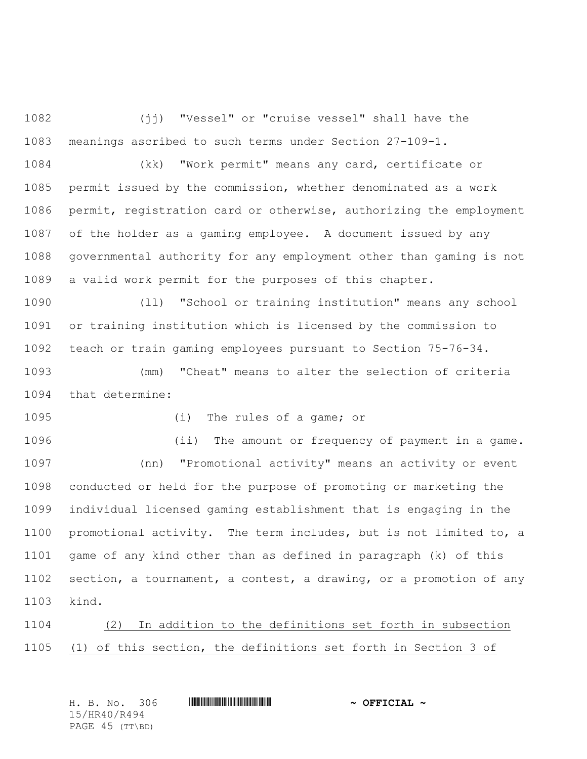(jj) "Vessel" or "cruise vessel" shall have the meanings ascribed to such terms under Section 27-109-1.

(kk) "Work permit" means any card, certificate or permit issued by the commission, whether denominated as a work permit, registration card or otherwise, authorizing the employment of the holder as a gaming employee. A document issued by any governmental authority for any employment other than gaming is not a valid work permit for the purposes of this chapter.

(ll) "School or training institution" means any school or training institution which is licensed by the commission to teach or train gaming employees pursuant to Section 75-76-34.

(mm) "Cheat" means to alter the selection of criteria that determine:

(i) The rules of a game; or

(ii) The amount or frequency of payment in a game.

(nn) "Promotional activity" means an activity or event conducted or held for the purpose of promoting or marketing the individual licensed gaming establishment that is engaging in the promotional activity. The term includes, but is not limited to, a game of any kind other than as defined in paragraph (k) of this section, a tournament, a contest, a drawing, or a promotion of any kind.

<u>(2) In addition to the definitions set forth in subsection (1) of this section, the definitions set forth in Section 3 of</u>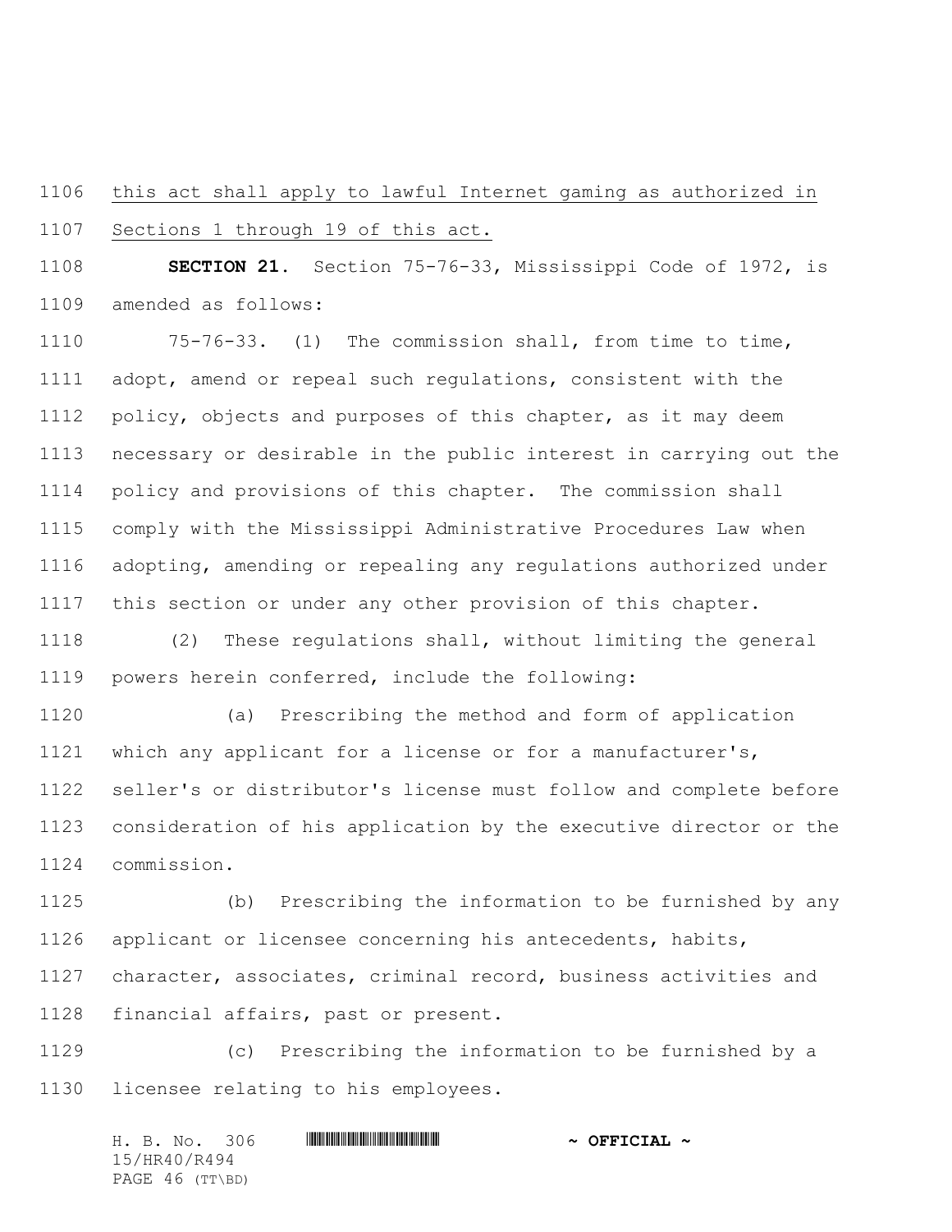this act shall apply to lawful Internet gaming as authorized in Sections 1 through 19 of this act.

**SECTION 21.** Section 75-76-33, Mississippi Code of 1972, is amended as follows:

75-76-33. (1) The commission shall, from time to time, adopt, amend or repeal such regulations, consistent with the policy, objects and purposes of this chapter, as it may deem necessary or desirable in the public interest in carrying out the policy and provisions of this chapter. The commission shall comply with the Mississippi Administrative Procedures Law when adopting, amending or repealing any regulations authorized under this section or under any other provision of this chapter.

(2) These regulations shall, without limiting the general powers herein conferred, include the following:

(a) Prescribing the method and form of application which any applicant for a license or for a manufacturer's, seller's or distributor's license must follow and complete before consideration of his application by the executive director or the commission.

(b) Prescribing the information to be furnished by any applicant or licensee concerning his antecedents, habits, character, associates, criminal record, business activities and financial affairs, past or present.

(c) Prescribing the information to be furnished by a licensee relating to his employees.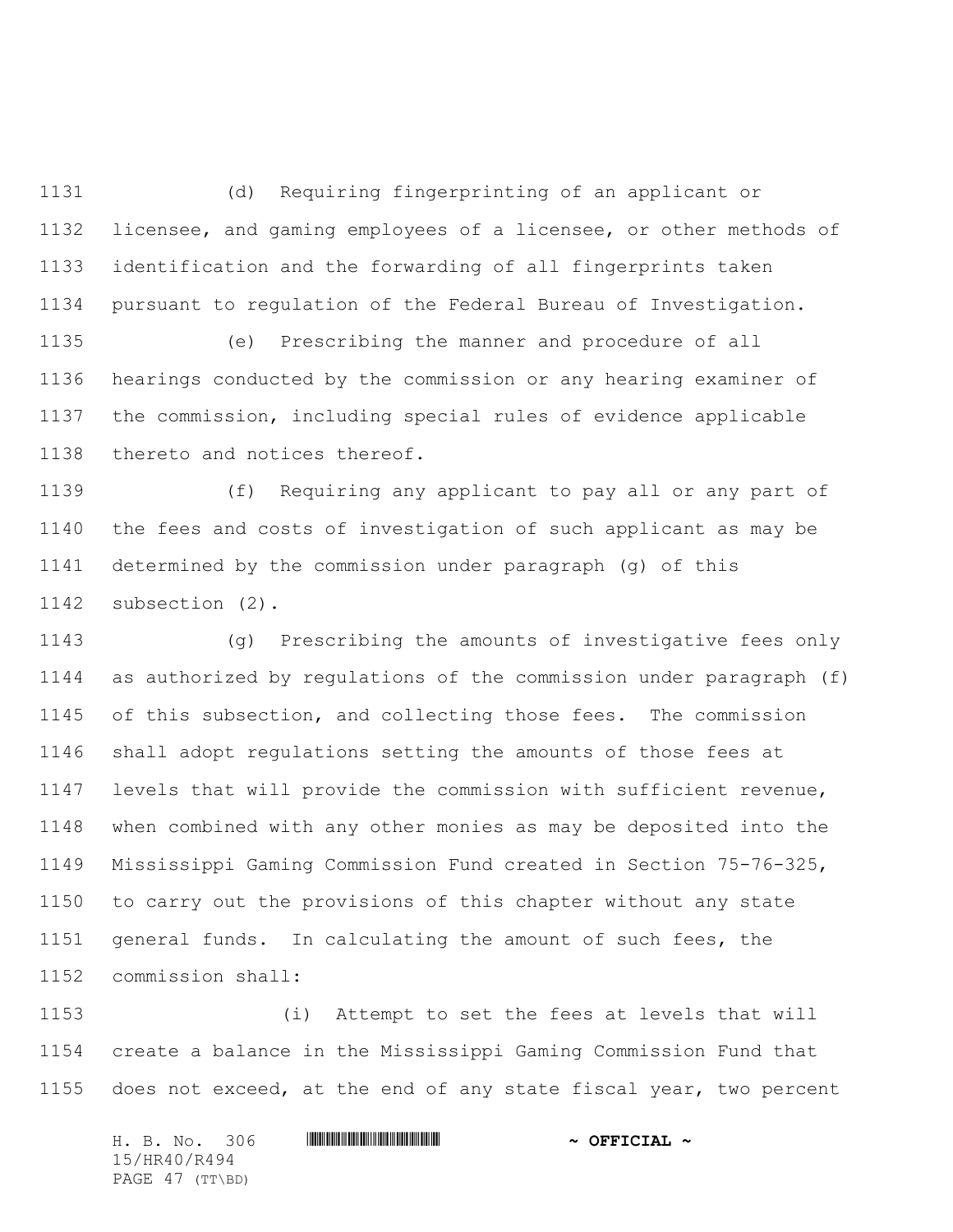(d) Requiring fingerprinting of an applicant or licensee, and gaming employees of a licensee, or other methods of identification and the forwarding of all fingerprints taken pursuant to regulation of the Federal Bureau of Investigation.

(e) Prescribing the manner and procedure of all hearings conducted by the commission or any hearing examiner of the commission, including special rules of evidence applicable thereto and notices thereof.

(f) Requiring any applicant to pay all or any part of the fees and costs of investigation of such applicant as may be determined by the commission under paragraph (g) of this subsection (2).

(g) Prescribing the amounts of investigative fees only as authorized by regulations of the commission under paragraph (f) of this subsection, and collecting those fees. The commission shall adopt regulations setting the amounts of those fees at levels that will provide the commission with sufficient revenue, when combined with any other monies as may be deposited into the Mississippi Gaming Commission Fund created in Section 75-76-325, to carry out the provisions of this chapter without any state general funds. In calculating the amount of such fees, the commission shall:

(i) Attempt to set the fees at levels that will create a balance in the Mississippi Gaming Commission Fund that does not exceed, at the end of any state fiscal year, two percent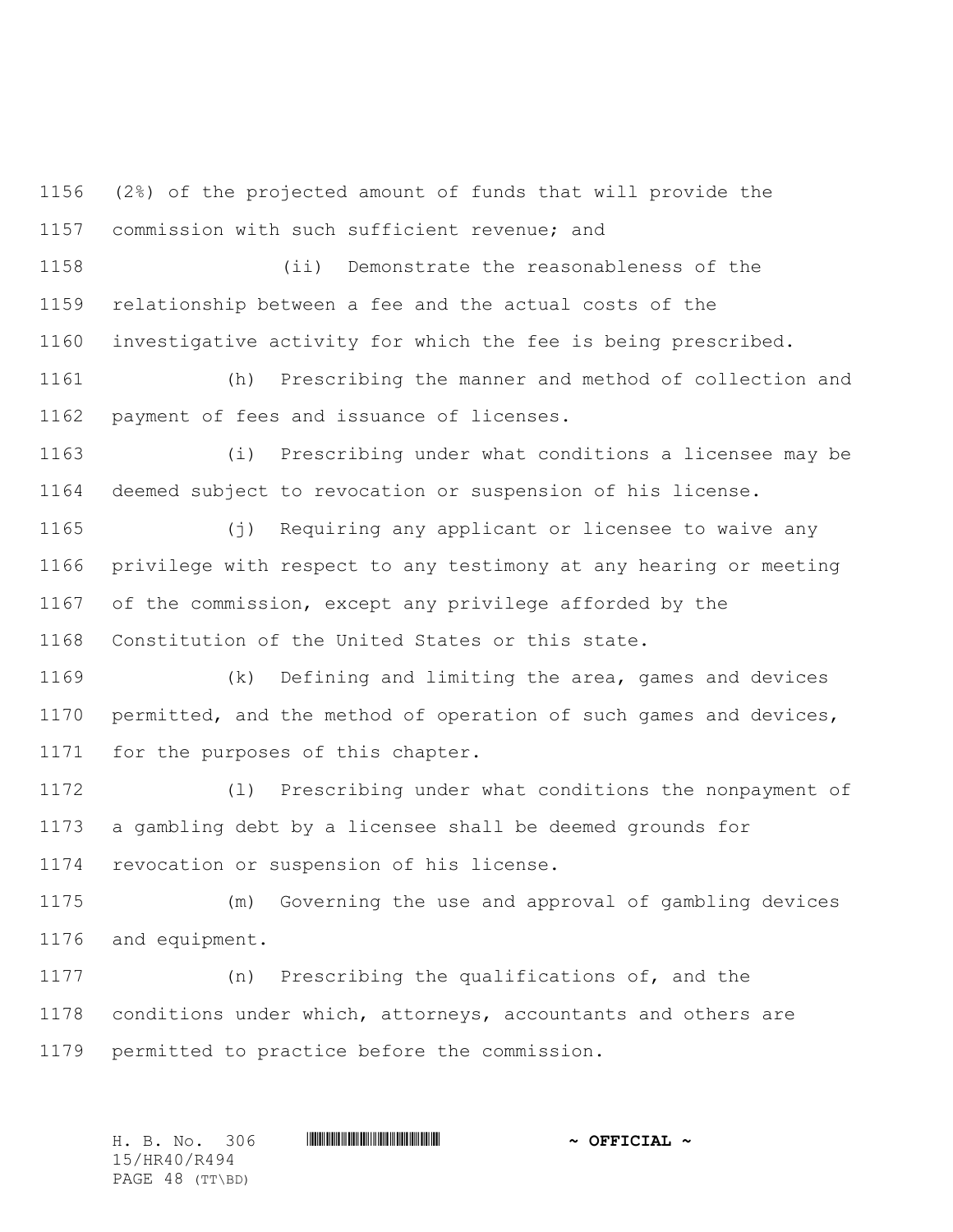(2%) of the projected amount of funds that will provide the commission with such sufficient revenue; and

(ii) Demonstrate the reasonableness of the relationship between a fee and the actual costs of the investigative activity for which the fee is being prescribed.

(h) Prescribing the manner and method of collection and payment of fees and issuance of licenses.

(i) Prescribing under what conditions a licensee may be deemed subject to revocation or suspension of his license.

(j) Requiring any applicant or licensee to waive any privilege with respect to any testimony at any hearing or meeting of the commission, except any privilege afforded by the Constitution of the United States or this state.

(k) Defining and limiting the area, games and devices permitted, and the method of operation of such games and devices, for the purposes of this chapter.

(l) Prescribing under what conditions the nonpayment of a gambling debt by a licensee shall be deemed grounds for revocation or suspension of his license.

(m) Governing the use and approval of gambling devices and equipment.

(n) Prescribing the qualifications of, and the conditions under which, attorneys, accountants and others are permitted to practice before the commission.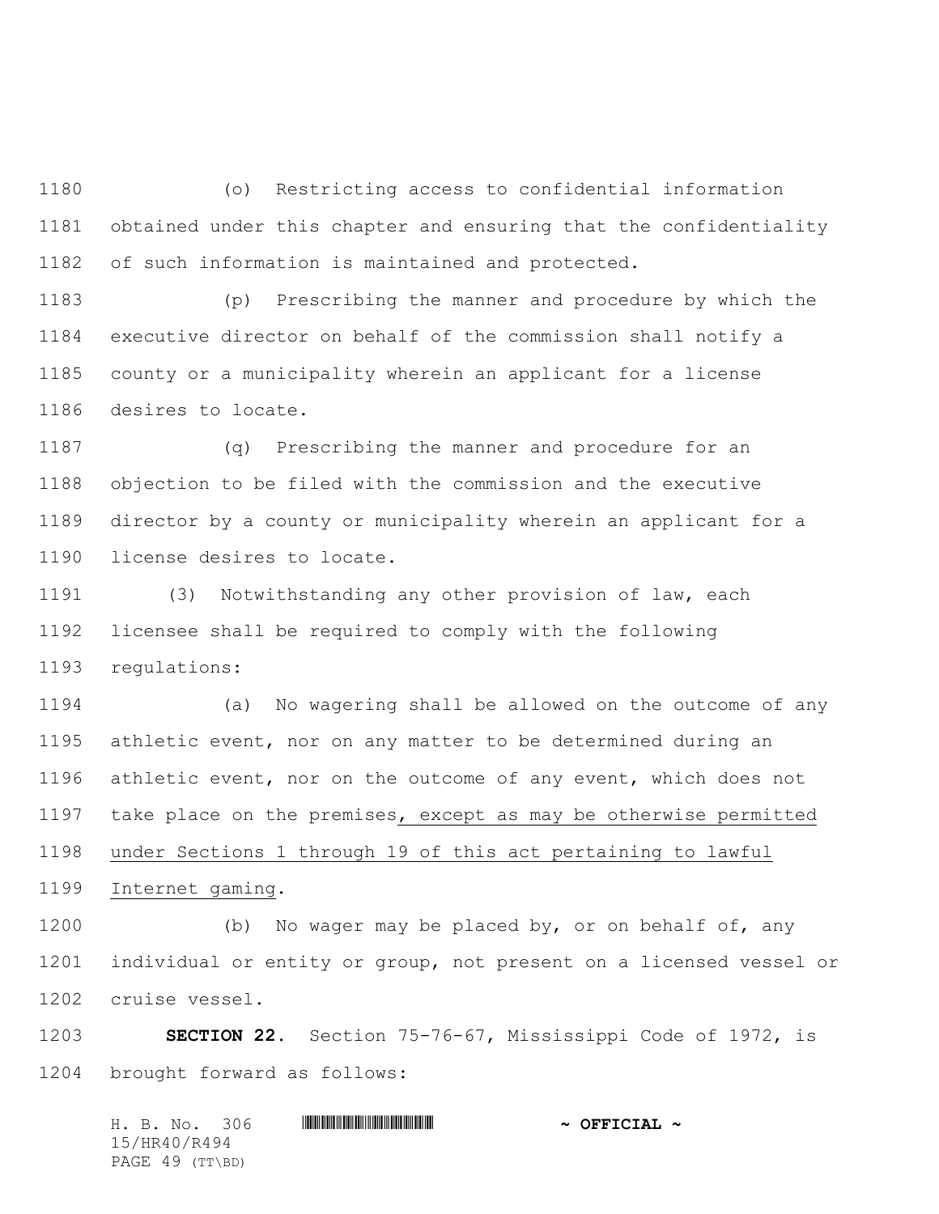(o) Restricting access to confidential information obtained under this chapter and ensuring that the confidentiality of such information is maintained and protected.

(p) Prescribing the manner and procedure by which the executive director on behalf of the commission shall notify a county or a municipality wherein an applicant for a license desires to locate.

(q) Prescribing the manner and procedure for an objection to be filed with the commission and the executive director by a county or municipality wherein an applicant for a license desires to locate.

(3) Notwithstanding any other provision of law, each licensee shall be required to comply with the following regulations:

(a) No wagering shall be allowed on the outcome of any athletic event, nor on any matter to be determined during an athletic event, nor on the outcome of any event, which does not take place on the premises, except as may be otherwise permitted under Sections 1 through 19 of this act pertaining to lawful Internet gaming.

(b) No wager may be placed by, or on behalf of, any individual or entity or group, not present on a licensed vessel or cruise vessel.

**SECTION 22.** Section 75-76-67, Mississippi Code of 1972, is brought forward as follows: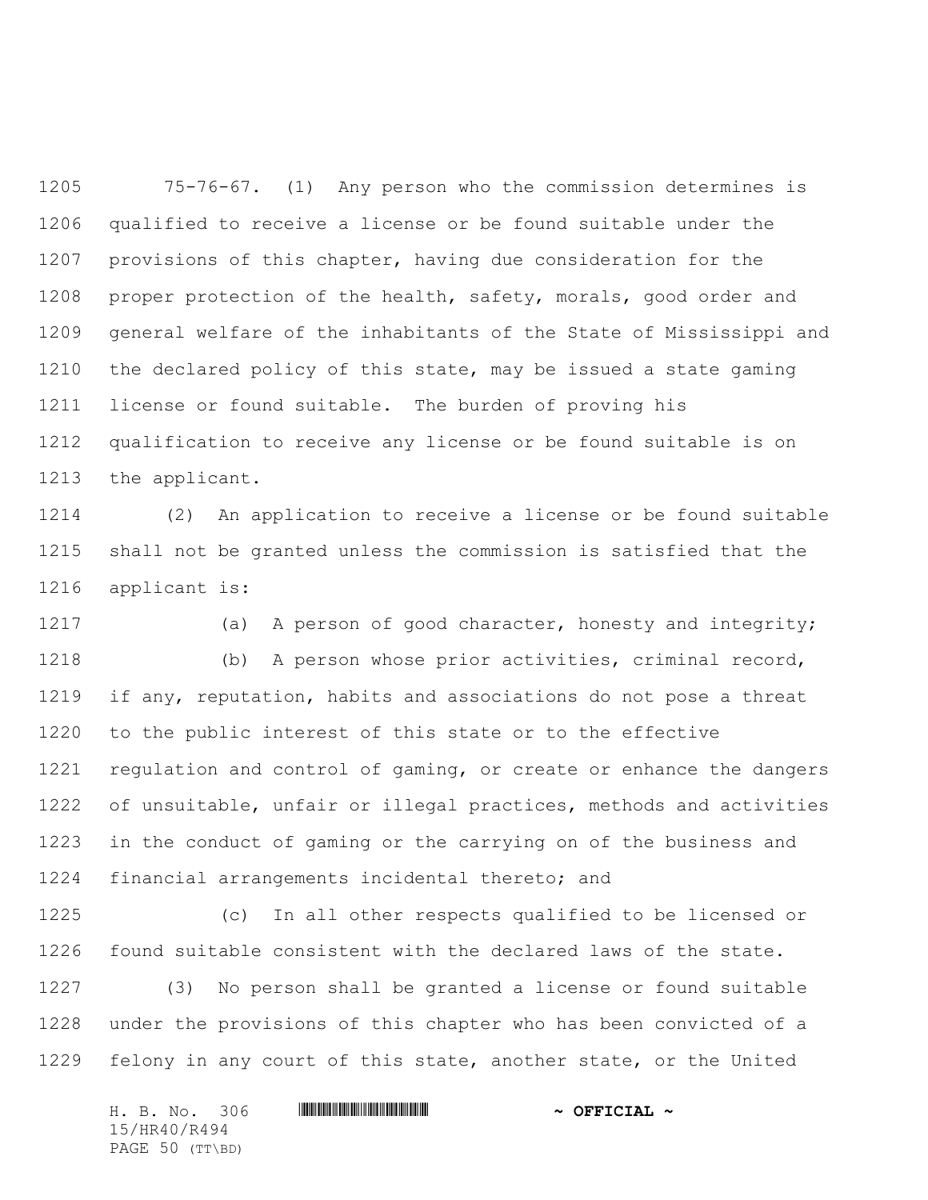75-76-67. (1) Any person who the commission determines is qualified to receive a license or be found suitable under the provisions of this chapter, having due consideration for the proper protection of the health, safety, morals, good order and general welfare of the inhabitants of the State of Mississippi and the declared policy of this state, may be issued a state gaming license or found suitable. The burden of proving his qualification to receive any license or be found suitable is on the applicant.

(2) An application to receive a license or be found suitable shall not be granted unless the commission is satisfied that the applicant is:

(a) A person of good character, honesty and integrity;

(b) A person whose prior activities, criminal record, if any, reputation, habits and associations do not pose a threat to the public interest of this state or to the effective regulation and control of gaming, or create or enhance the dangers of unsuitable, unfair or illegal practices, methods and activities in the conduct of gaming or the carrying on of the business and financial arrangements incidental thereto; and

(c) In all other respects qualified to be licensed or found suitable consistent with the declared laws of the state.

(3) No person shall be granted a license or found suitable under the provisions of this chapter who has been convicted of a felony in any court of this state, another state, or the United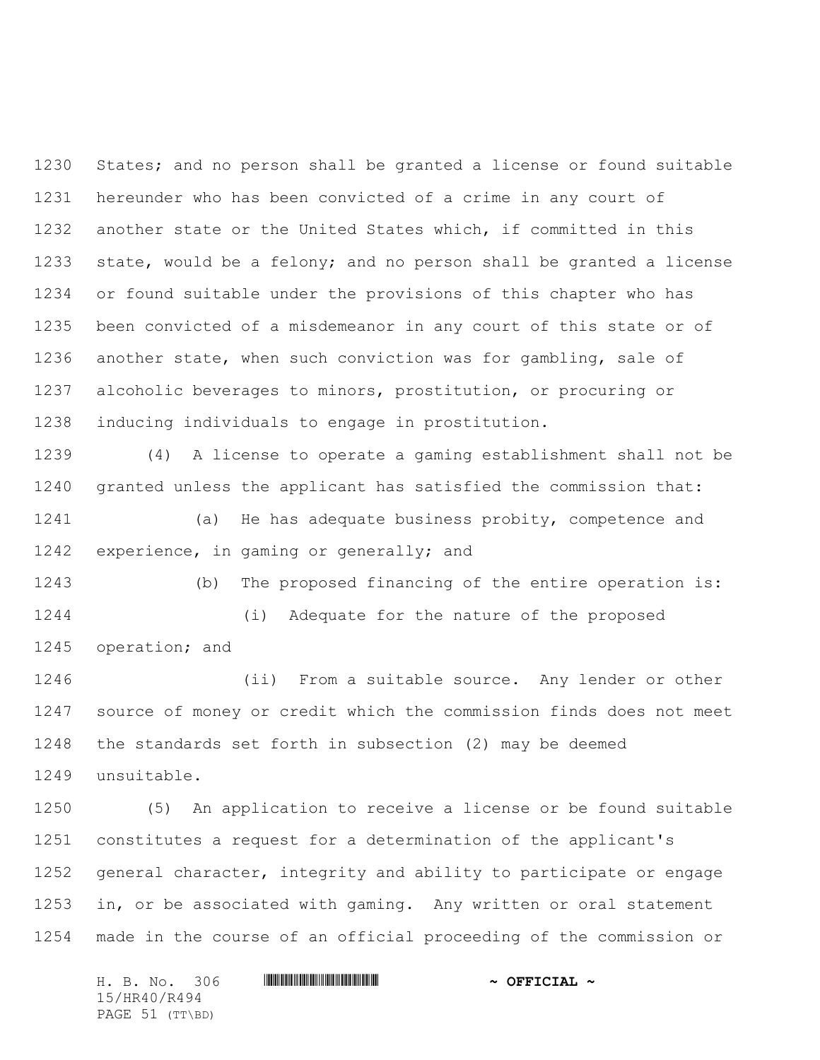States; and no person shall be granted a license or found suitable hereunder who has been convicted of a crime in any court of another state or the United States which, if committed in this state, would be a felony; and no person shall be granted a license or found suitable under the provisions of this chapter who has been convicted of a misdemeanor in any court of this state or of another state, when such conviction was for gambling, sale of alcoholic beverages to minors, prostitution, or procuring or inducing individuals to engage in prostitution.

(4) A license to operate a gaming establishment shall not be granted unless the applicant has satisfied the commission that:

(a) He has adequate business probity, competence and experience, in gaming or generally; and

(b) The proposed financing of the entire operation is:

(i) Adequate for the nature of the proposed operation; and

(ii) From a suitable source. Any lender or other source of money or credit which the commission finds does not meet the standards set forth in subsection (2) may be deemed unsuitable.

(5) An application to receive a license or be found suitable constitutes a request for a determination of the applicant's general character, integrity and ability to participate or engage in, or be associated with gaming. Any written or oral statement made in the course of an official proceeding of the commission or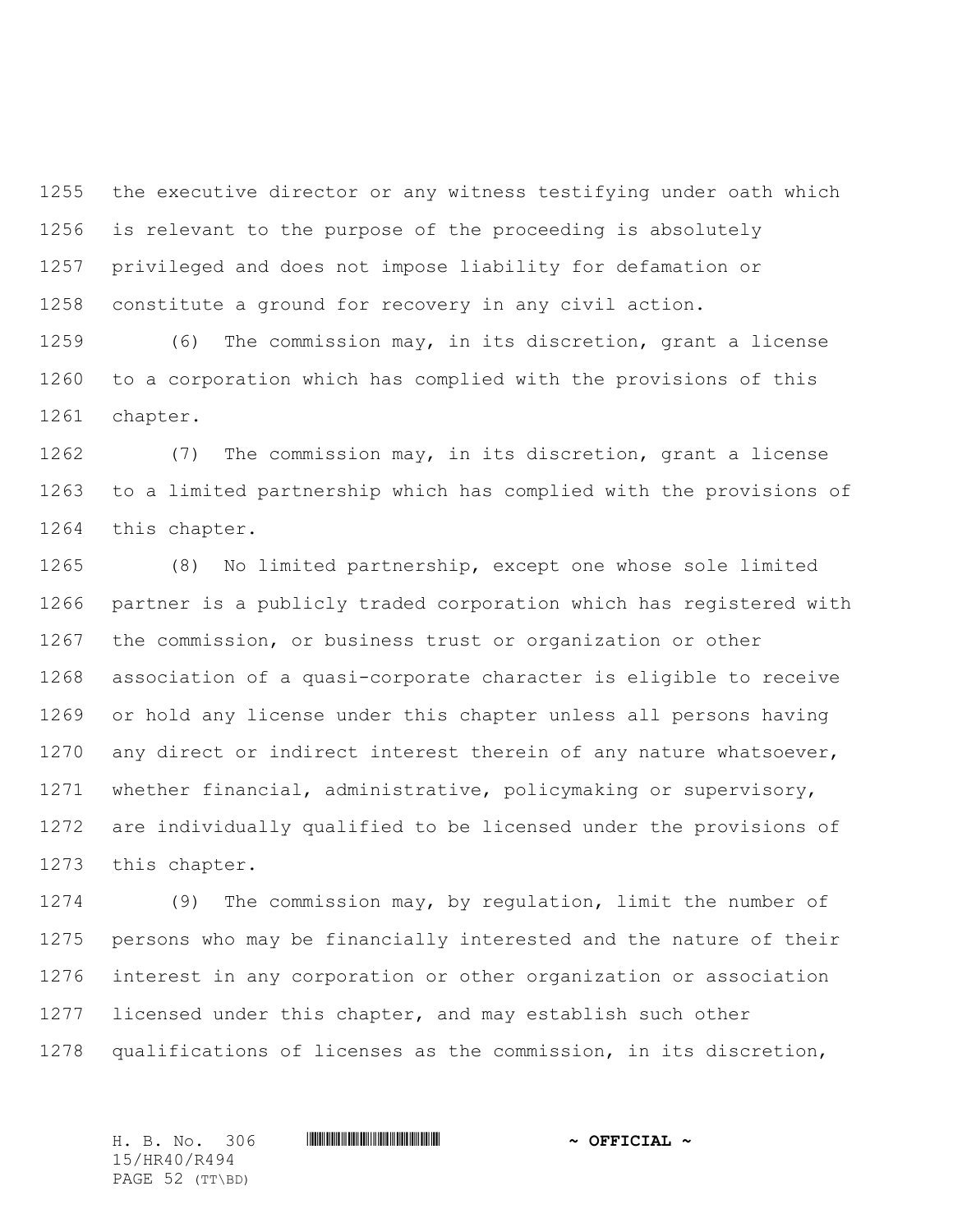the executive director or any witness testifying under oath which is relevant to the purpose of the proceeding is absolutely privileged and does not impose liability for defamation or constitute a ground for recovery in any civil action.

(6) The commission may, in its discretion, grant a license to a corporation which has complied with the provisions of this chapter.

(7) The commission may, in its discretion, grant a license to a limited partnership which has complied with the provisions of this chapter.

(8) No limited partnership, except one whose sole limited partner is a publicly traded corporation which has registered with the commission, or business trust or organization or other association of a quasi-corporate character is eligible to receive or hold any license under this chapter unless all persons having any direct or indirect interest therein of any nature whatsoever, whether financial, administrative, policymaking or supervisory, are individually qualified to be licensed under the provisions of this chapter.

(9) The commission may, by regulation, limit the number of persons who may be financially interested and the nature of their interest in any corporation or other organization or association licensed under this chapter, and may establish such other qualifications of licenses as the commission, in its discretion,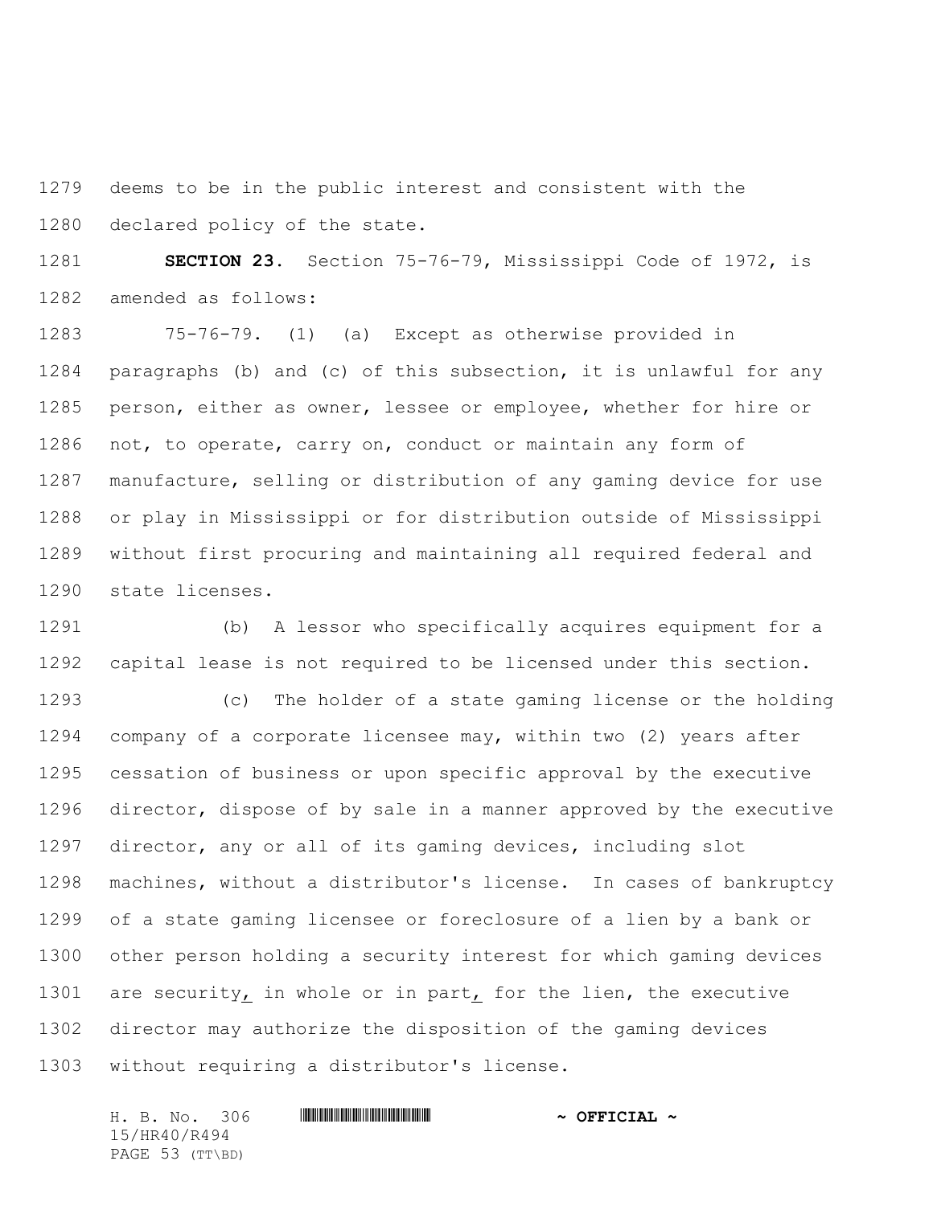deems to be in the public interest and consistent with the declared policy of the state.

**SECTION 23.** Section 75-76-79, Mississippi Code of 1972, is amended as follows:

75-76-79. (1) (a) Except as otherwise provided in paragraphs (b) and (c) of this subsection, it is unlawful for any person, either as owner, lessee or employee, whether for hire or not, to operate, carry on, conduct or maintain any form of manufacture, selling or distribution of any gaming device for use or play in Mississippi or for distribution outside of Mississippi without first procuring and maintaining all required federal and state licenses.

(b) A lessor who specifically acquires equipment for a capital lease is not required to be licensed under this section.

(c) The holder of a state gaming license or the holding company of a corporate licensee may, within two (2) years after cessation of business or upon specific approval by the executive director, dispose of by sale in a manner approved by the executive director, any or all of its gaming devices, including slot machines, without a distributor's license. In cases of bankruptcy of a state gaming licensee or foreclosure of a lien by a bank or other person holding a security interest for which gaming devices are security, in whole or in part, for the lien, the executive director may authorize the disposition of the gaming devices without requiring a distributor's license.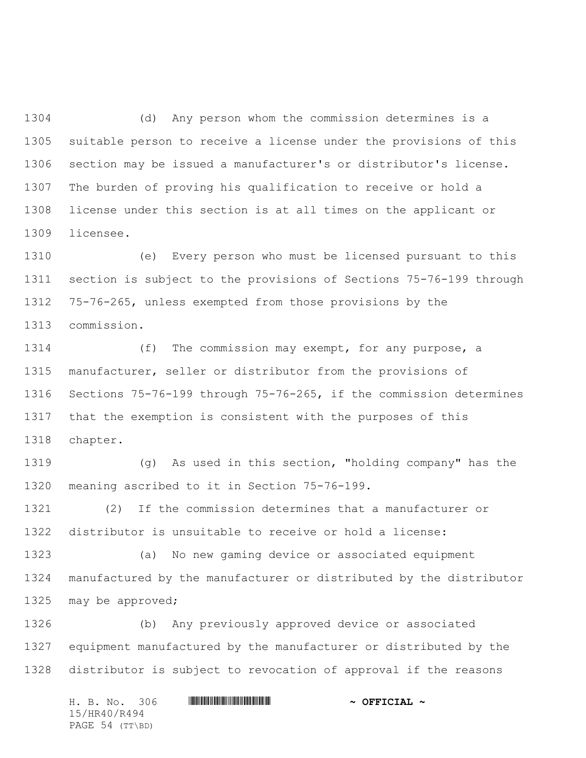(d) Any person whom the commission determines is a suitable person to receive a license under the provisions of this section may be issued a manufacturer's or distributor's license. The burden of proving his qualification to receive or hold a license under this section is at all times on the applicant or licensee.

(e) Every person who must be licensed pursuant to this section is subject to the provisions of Sections 75-76-199 through 75-76-265, unless exempted from those provisions by the commission.

(f) The commission may exempt, for any purpose, a manufacturer, seller or distributor from the provisions of Sections 75-76-199 through 75-76-265, if the commission determines that the exemption is consistent with the purposes of this chapter.

(g) As used in this section, "holding company" has the meaning ascribed to it in Section 75-76-199.

(2) If the commission determines that a manufacturer or distributor is unsuitable to receive or hold a license:

(a) No new gaming device or associated equipment manufactured by the manufacturer or distributed by the distributor may be approved;

(b) Any previously approved device or associated equipment manufactured by the manufacturer or distributed by the distributor is subject to revocation of approval if the reasons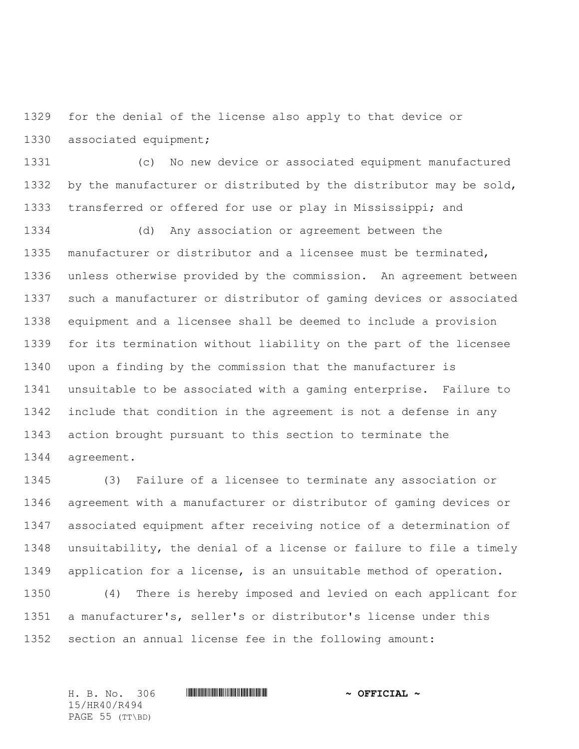for the denial of the license also apply to that device or associated equipment;

(c) No new device or associated equipment manufactured by the manufacturer or distributed by the distributor may be sold, transferred or offered for use or play in Mississippi; and

(d) Any association or agreement between the manufacturer or distributor and a licensee must be terminated, unless otherwise provided by the commission. An agreement between such a manufacturer or distributor of gaming devices or associated equipment and a licensee shall be deemed to include a provision for its termination without liability on the part of the licensee upon a finding by the commission that the manufacturer is unsuitable to be associated with a gaming enterprise. Failure to include that condition in the agreement is not a defense in any action brought pursuant to this section to terminate the agreement.

(3) Failure of a licensee to terminate any association or agreement with a manufacturer or distributor of gaming devices or associated equipment after receiving notice of a determination of unsuitability, the denial of a license or failure to file a timely application for a license, is an unsuitable method of operation.

(4) There is hereby imposed and levied on each applicant for a manufacturer's, seller's or distributor's license under this section an annual license fee in the following amount: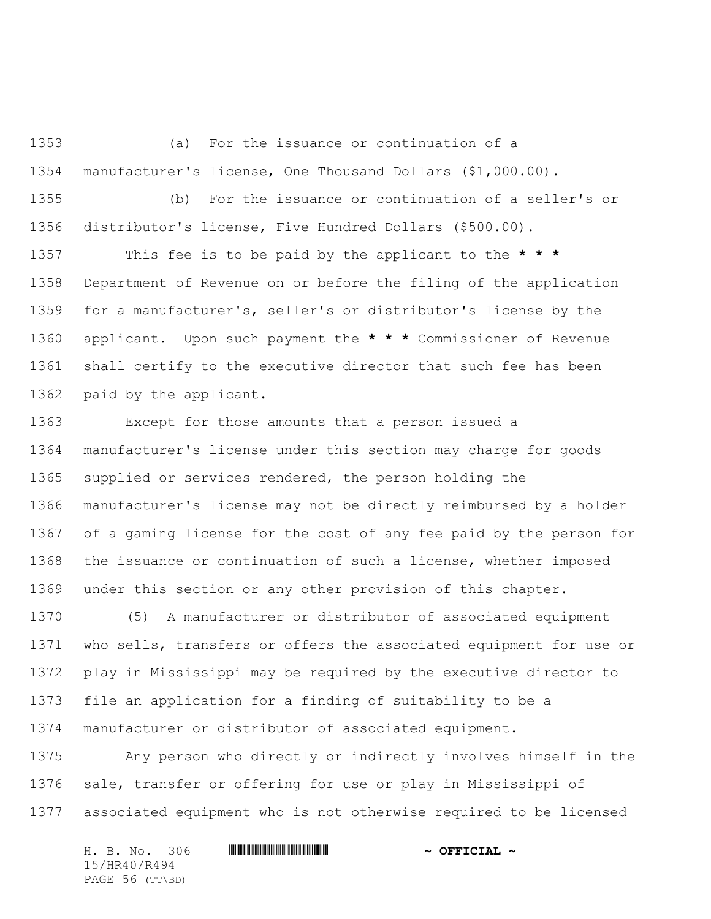(a) For the issuance or continuation of a manufacturer's license, One Thousand Dollars ($1,000.00).

(b) For the issuance or continuation of a seller's or distributor's license, Five Hundred Dollars ($500.00).

This fee is to be paid by the applicant to the **\* \* \*** Department of Revenue on or before the filing of the application for a manufacturer's, seller's or distributor's license by the applicant. Upon such payment the **\* \* \*** Commissioner of Revenue shall certify to the executive director that such fee has been paid by the applicant.

Except for those amounts that a person issued a manufacturer's license under this section may charge for goods supplied or services rendered, the person holding the manufacturer's license may not be directly reimbursed by a holder of a gaming license for the cost of any fee paid by the person for the issuance or continuation of such a license, whether imposed under this section or any other provision of this chapter.

(5) A manufacturer or distributor of associated equipment who sells, transfers or offers the associated equipment for use or play in Mississippi may be required by the executive director to file an application for a finding of suitability to be a manufacturer or distributor of associated equipment.

Any person who directly or indirectly involves himself in the sale, transfer or offering for use or play in Mississippi of associated equipment who is not otherwise required to be licensed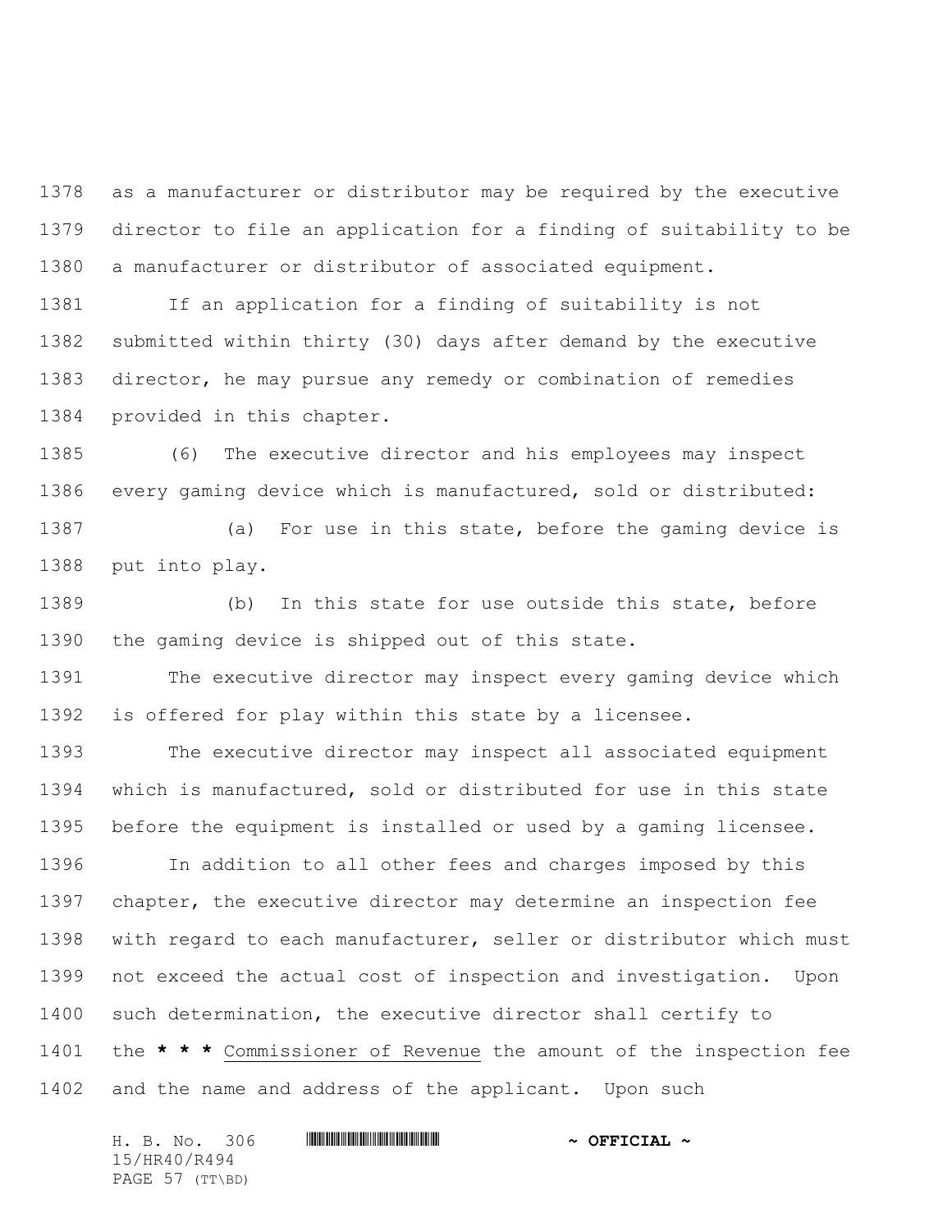as a manufacturer or distributor may be required by the executive director to file an application for a finding of suitability to be a manufacturer or distributor of associated equipment.

If an application for a finding of suitability is not submitted within thirty (30) days after demand by the executive director, he may pursue any remedy or combination of remedies provided in this chapter.

(6) The executive director and his employees may inspect every gaming device which is manufactured, sold or distributed:

(a) For use in this state, before the gaming device is put into play.

(b) In this state for use outside this state, before the gaming device is shipped out of this state.

The executive director may inspect every gaming device which is offered for play within this state by a licensee.

The executive director may inspect all associated equipment which is manufactured, sold or distributed for use in this state before the equipment is installed or used by a gaming licensee.

In addition to all other fees and charges imposed by this chapter, the executive director may determine an inspection fee with regard to each manufacturer, seller or distributor which must not exceed the actual cost of inspection and investigation. Upon such determination, the executive director shall certify to the *** Commissioner of Revenue the amount of the inspection fee and the name and address of the applicant. Upon such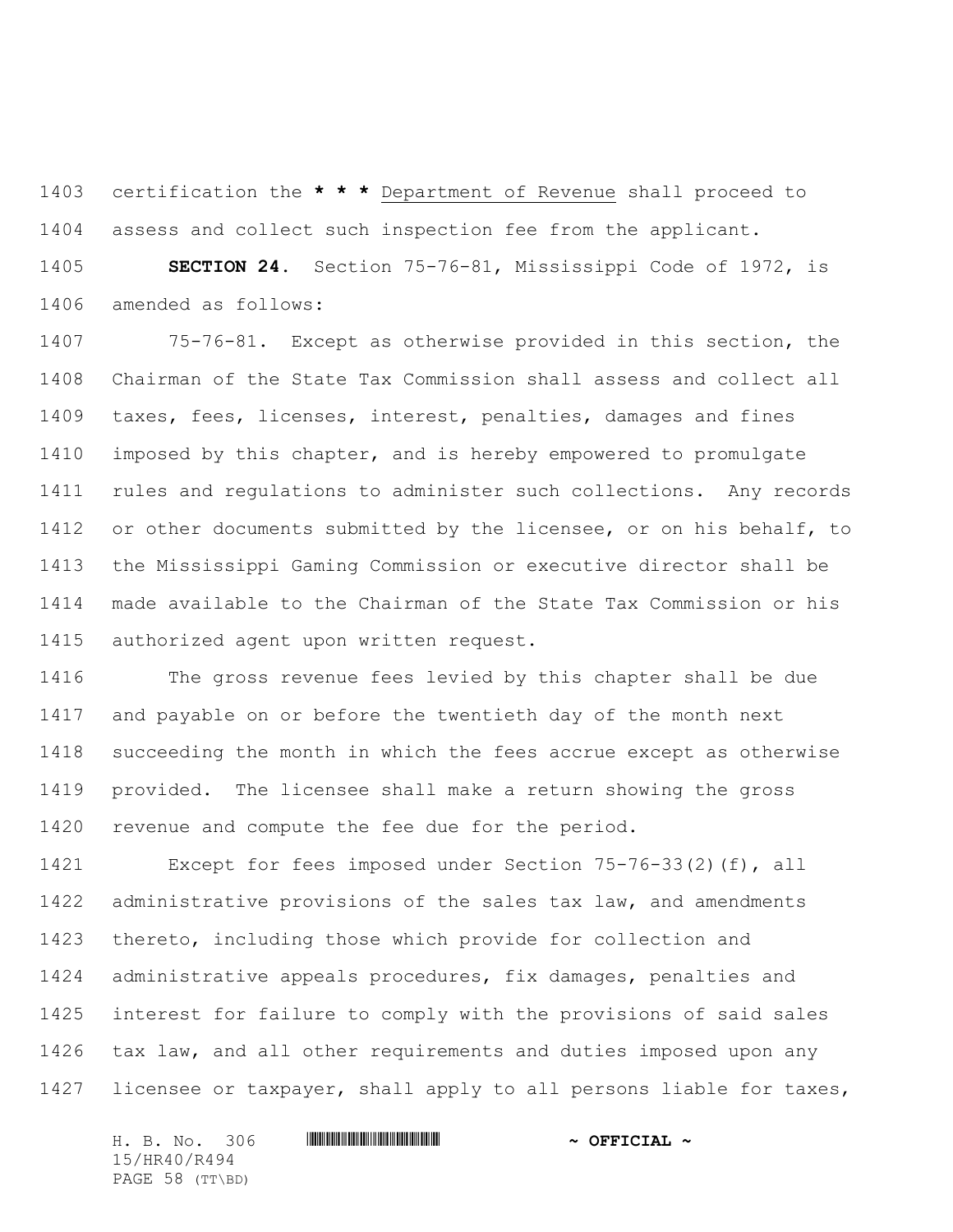certification the * * * Department of Revenue shall proceed to assess and collect such inspection fee from the applicant.

**SECTION 24.** Section 75-76-81, Mississippi Code of 1972, is amended as follows:

75-76-81. Except as otherwise provided in this section, the Chairman of the State Tax Commission shall assess and collect all taxes, fees, licenses, interest, penalties, damages and fines imposed by this chapter, and is hereby empowered to promulgate rules and regulations to administer such collections. Any records or other documents submitted by the licensee, or on his behalf, to the Mississippi Gaming Commission or executive director shall be made available to the Chairman of the State Tax Commission or his authorized agent upon written request.

The gross revenue fees levied by this chapter shall be due and payable on or before the twentieth day of the month next succeeding the month in which the fees accrue except as otherwise provided. The licensee shall make a return showing the gross revenue and compute the fee due for the period.

Except for fees imposed under Section 75-76-33(2)(f), all administrative provisions of the sales tax law, and amendments thereto, including those which provide for collection and administrative appeals procedures, fix damages, penalties and interest for failure to comply with the provisions of said sales tax law, and all other requirements and duties imposed upon any licensee or taxpayer, shall apply to all persons liable for taxes,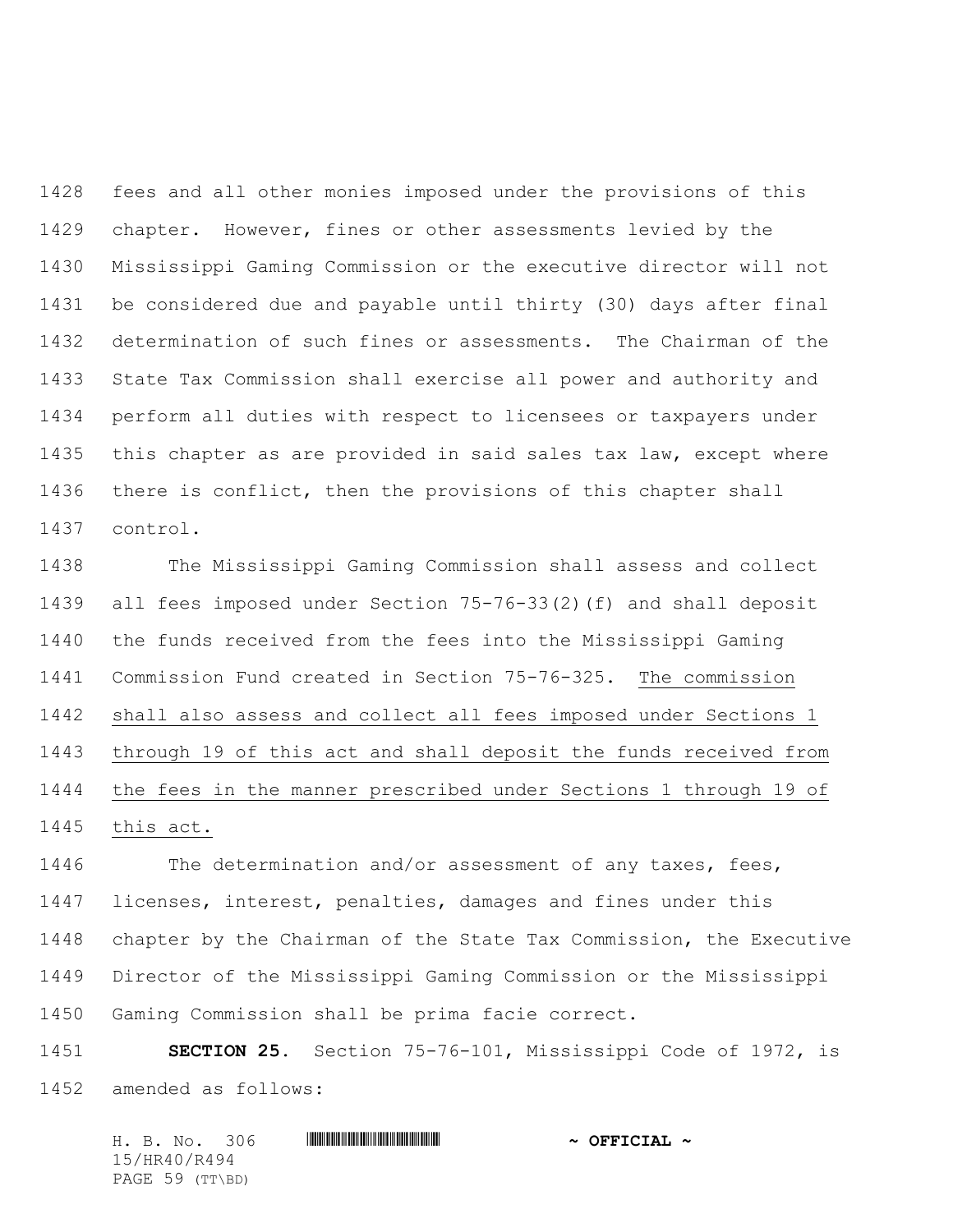fees and all other monies imposed under the provisions of this chapter. However, fines or other assessments levied by the Mississippi Gaming Commission or the executive director will not be considered due and payable until thirty (30) days after final determination of such fines or assessments. The Chairman of the State Tax Commission shall exercise all power and authority and perform all duties with respect to licensees or taxpayers under this chapter as are provided in said sales tax law, except where there is conflict, then the provisions of this chapter shall control.

The Mississippi Gaming Commission shall assess and collect all fees imposed under Section 75-76-33(2)(f) and shall deposit the funds received from the fees into the Mississippi Gaming Commission Fund created in Section 75-76-325. The commission shall also assess and collect all fees imposed under Sections 1 through 19 of this act and shall deposit the funds received from the fees in the manner prescribed under Sections 1 through 19 of this act.

The determination and/or assessment of any taxes, fees, licenses, interest, penalties, damages and fines under this chapter by the Chairman of the State Tax Commission, the Executive Director of the Mississippi Gaming Commission or the Mississippi Gaming Commission shall be prima facie correct.

**SECTION 25.** Section 75-76-101, Mississippi Code of 1972, is amended as follows: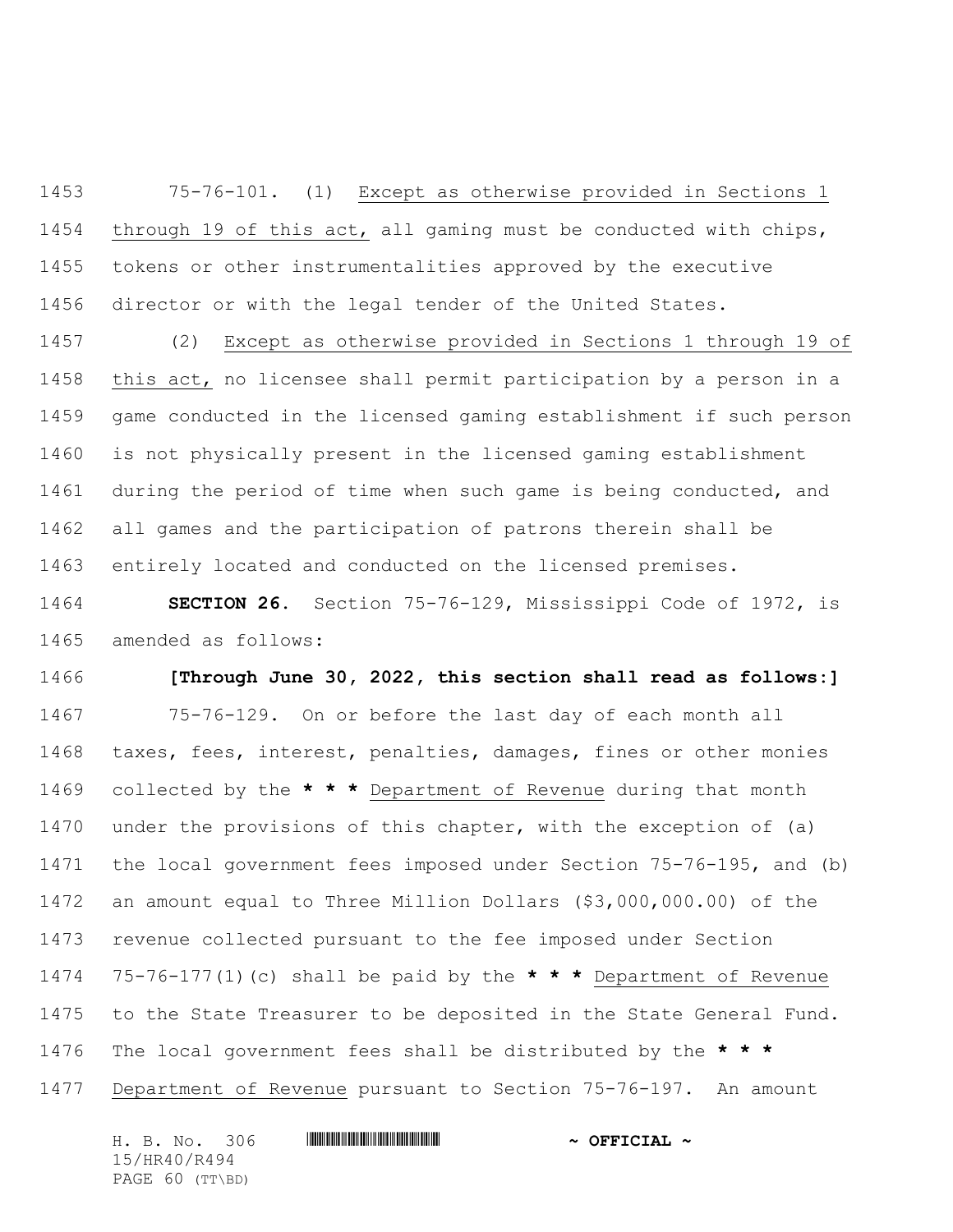75-76-101. (1) Except as otherwise provided in Sections 1 through 19 of this act, all gaming must be conducted with chips, tokens or other instrumentalities approved by the executive director or with the legal tender of the United States.

(2) Except as otherwise provided in Sections 1 through 19 of this act, no licensee shall permit participation by a person in a game conducted in the licensed gaming establishment if such person is not physically present in the licensed gaming establishment during the period of time when such game is being conducted, and all games and the participation of patrons therein shall be entirely located and conducted on the licensed premises.

**SECTION 26.** Section 75-76-129, Mississippi Code of 1972, is amended as follows:

**[Through June 30, 2022, this section shall read as follows:]**

75-76-129. On or before the last day of each month all taxes, fees, interest, penalties, damages, fines or other monies collected by the **\* \* \*** Department of Revenue during that month under the provisions of this chapter, with the exception of (a) the local government fees imposed under Section 75-76-195, and (b) an amount equal to Three Million Dollars ($3,000,000.00) of the revenue collected pursuant to the fee imposed under Section 75-76-177(1)(c) shall be paid by the **\* \* \*** Department of Revenue to the State Treasurer to be deposited in the State General Fund. The local government fees shall be distributed by the **\* \* \*** Department of Revenue pursuant to Section 75-76-197. An amount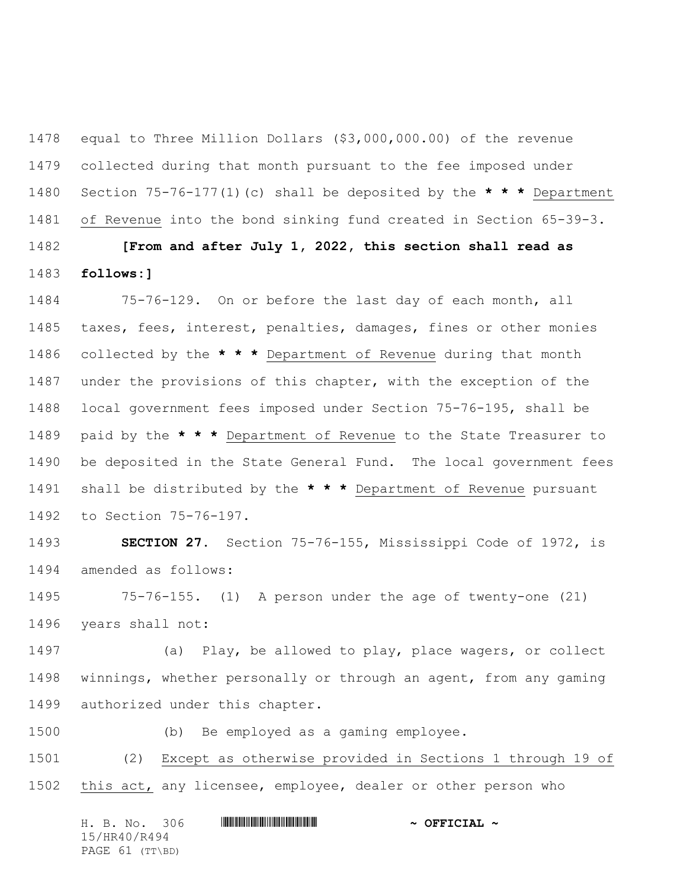equal to Three Million Dollars ($3,000,000.00) of the revenue collected during that month pursuant to the fee imposed under Section 75-76-177(1)(c) shall be deposited by the **\* \* \*** <u>Department of Revenue</u> into the bond sinking fund created in Section 65-39-3.

**[From and after July 1, 2022, this section shall read as follows:]**

75-76-129. On or before the last day of each month, all taxes, fees, interest, penalties, damages, fines or other monies collected by the **\* \* \*** <u>Department of Revenue</u> during that month under the provisions of this chapter, with the exception of the local government fees imposed under Section 75-76-195, shall be paid by the **\* \* \*** <u>Department of Revenue</u> to the State Treasurer to be deposited in the State General Fund. The local government fees shall be distributed by the **\* \* \*** <u>Department of Revenue</u> pursuant to Section 75-76-197.

**SECTION 27.** Section 75-76-155, Mississippi Code of 1972, is amended as follows:

75-76-155. (1) A person under the age of twenty-one (21) years shall not:

(a) Play, be allowed to play, place wagers, or collect winnings, whether personally or through an agent, from any gaming authorized under this chapter.

(b) Be employed as a gaming employee.

(2) <u>Except as otherwise provided in Sections 1 through 19 of this act,</u> any licensee, employee, dealer or other person who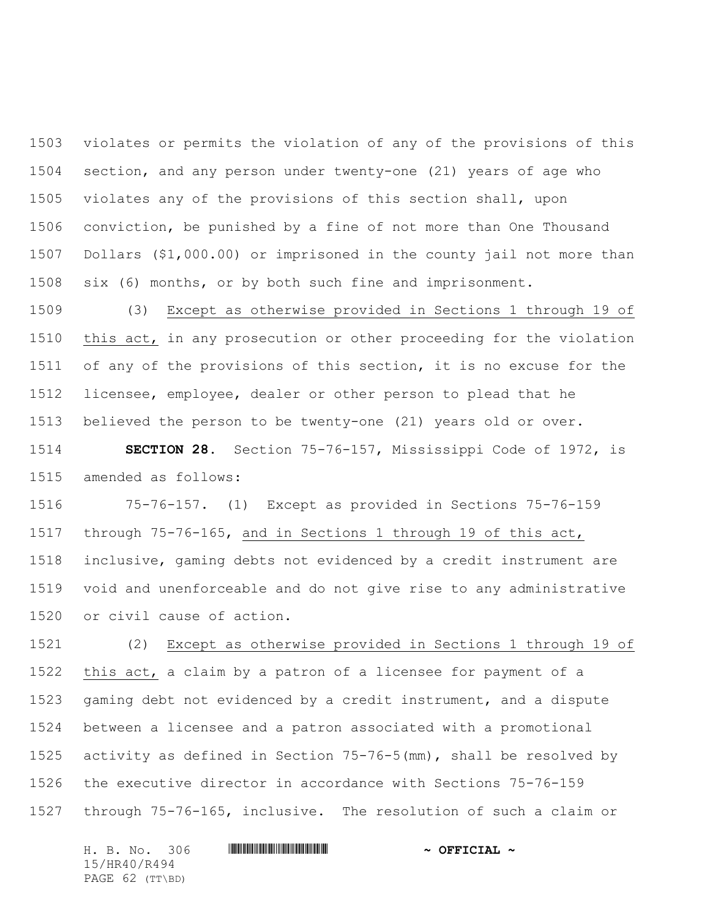violates or permits the violation of any of the provisions of this section, and any person under twenty-one (21) years of age who violates any of the provisions of this section shall, upon conviction, be punished by a fine of not more than One Thousand Dollars ($1,000.00) or imprisoned in the county jail not more than six (6) months, or by both such fine and imprisonment.

(3) Except as otherwise provided in Sections 1 through 19 of this act, in any prosecution or other proceeding for the violation of any of the provisions of this section, it is no excuse for the licensee, employee, dealer or other person to plead that he believed the person to be twenty-one (21) years old or over.

**SECTION 28.** Section 75-76-157, Mississippi Code of 1972, is amended as follows:

75-76-157. (1) Except as provided in Sections 75-76-159 through 75-76-165, and in Sections 1 through 19 of this act, inclusive, gaming debts not evidenced by a credit instrument are void and unenforceable and do not give rise to any administrative or civil cause of action.

(2) Except as otherwise provided in Sections 1 through 19 of this act, a claim by a patron of a licensee for payment of a gaming debt not evidenced by a credit instrument, and a dispute between a licensee and a patron associated with a promotional activity as defined in Section 75-76-5(mm), shall be resolved by the executive director in accordance with Sections 75-76-159 through 75-76-165, inclusive. The resolution of such a claim or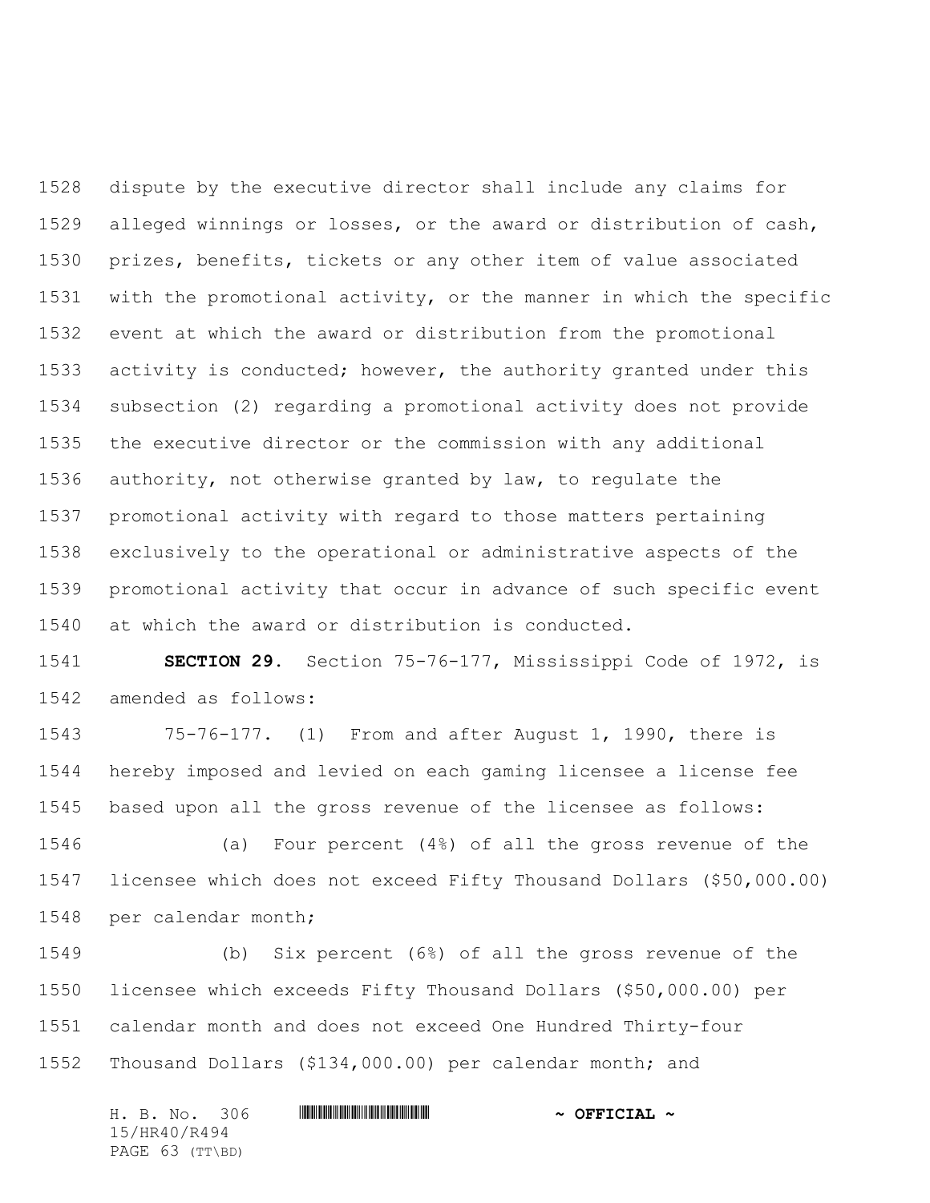dispute by the executive director shall include any claims for alleged winnings or losses, or the award or distribution of cash, prizes, benefits, tickets or any other item of value associated with the promotional activity, or the manner in which the specific event at which the award or distribution from the promotional activity is conducted; however, the authority granted under this subsection (2) regarding a promotional activity does not provide the executive director or the commission with any additional authority, not otherwise granted by law, to regulate the promotional activity with regard to those matters pertaining exclusively to the operational or administrative aspects of the promotional activity that occur in advance of such specific event at which the award or distribution is conducted.

**SECTION 29.** Section 75-76-177, Mississippi Code of 1972, is amended as follows:

75-76-177. (1) From and after August 1, 1990, there is hereby imposed and levied on each gaming licensee a license fee based upon all the gross revenue of the licensee as follows:

(a) Four percent (4%) of all the gross revenue of the licensee which does not exceed Fifty Thousand Dollars ($50,000.00) per calendar month;

(b) Six percent (6%) of all the gross revenue of the licensee which exceeds Fifty Thousand Dollars ($50,000.00) per calendar month and does not exceed One Hundred Thirty-four Thousand Dollars ($134,000.00) per calendar month; and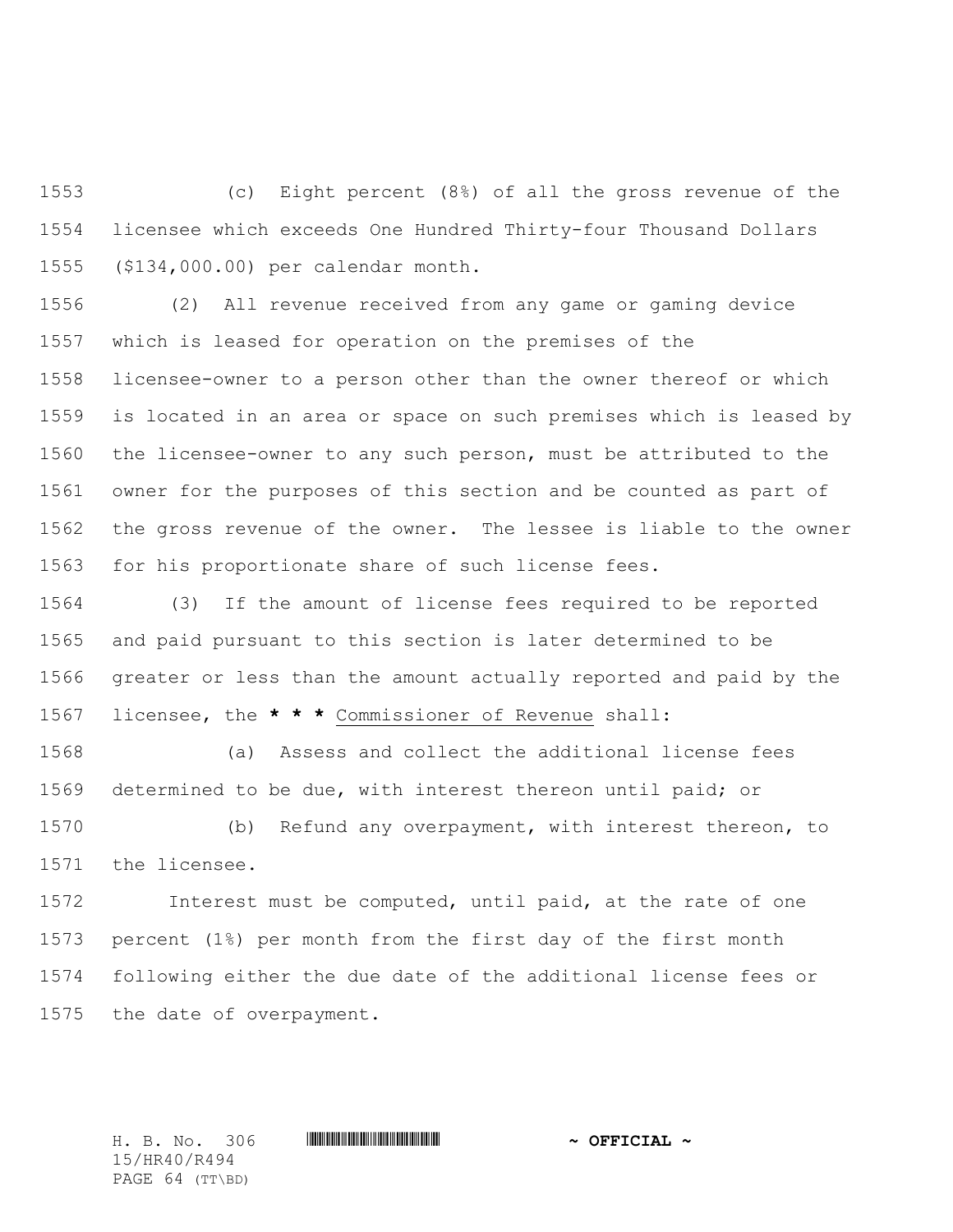(c) Eight percent (8%) of all the gross revenue of the licensee which exceeds One Hundred Thirty-four Thousand Dollars ($134,000.00) per calendar month.

(2) All revenue received from any game or gaming device which is leased for operation on the premises of the licensee-owner to a person other than the owner thereof or which is located in an area or space on such premises which is leased by the licensee-owner to any such person, must be attributed to the owner for the purposes of this section and be counted as part of the gross revenue of the owner. The lessee is liable to the owner for his proportionate share of such license fees.

(3) If the amount of license fees required to be reported and paid pursuant to this section is later determined to be greater or less than the amount actually reported and paid by the licensee, the * * * Commissioner of Revenue shall:

(a) Assess and collect the additional license fees determined to be due, with interest thereon until paid; or

(b) Refund any overpayment, with interest thereon, to the licensee.

Interest must be computed, until paid, at the rate of one percent (1%) per month from the first day of the first month following either the due date of the additional license fees or the date of overpayment.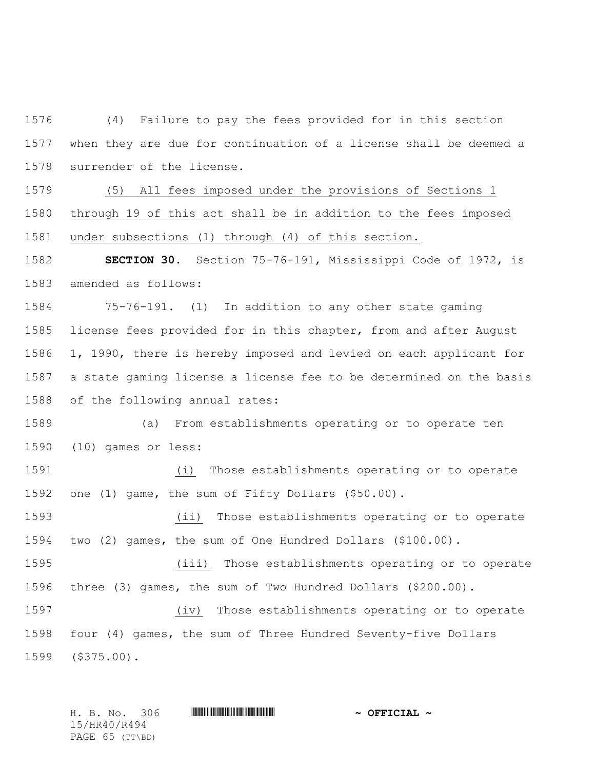(4) Failure to pay the fees provided for in this section when they are due for continuation of a license shall be deemed a surrender of the license.

(5) All fees imposed under the provisions of Sections 1 through 19 of this act shall be in addition to the fees imposed under subsections (1) through (4) of this section.

**SECTION 30.** Section 75-76-191, Mississippi Code of 1972, is amended as follows:

75-76-191. (1) In addition to any other state gaming license fees provided for in this chapter, from and after August 1, 1990, there is hereby imposed and levied on each applicant for a state gaming license a license fee to be determined on the basis of the following annual rates:

(a) From establishments operating or to operate ten (10) games or less:

(i) Those establishments operating or to operate one (1) game, the sum of Fifty Dollars ($50.00).

(ii) Those establishments operating or to operate two (2) games, the sum of One Hundred Dollars ($100.00).

(iii) Those establishments operating or to operate three (3) games, the sum of Two Hundred Dollars ($200.00).

(iv) Those establishments operating or to operate four (4) games, the sum of Three Hundred Seventy-five Dollars ($375.00).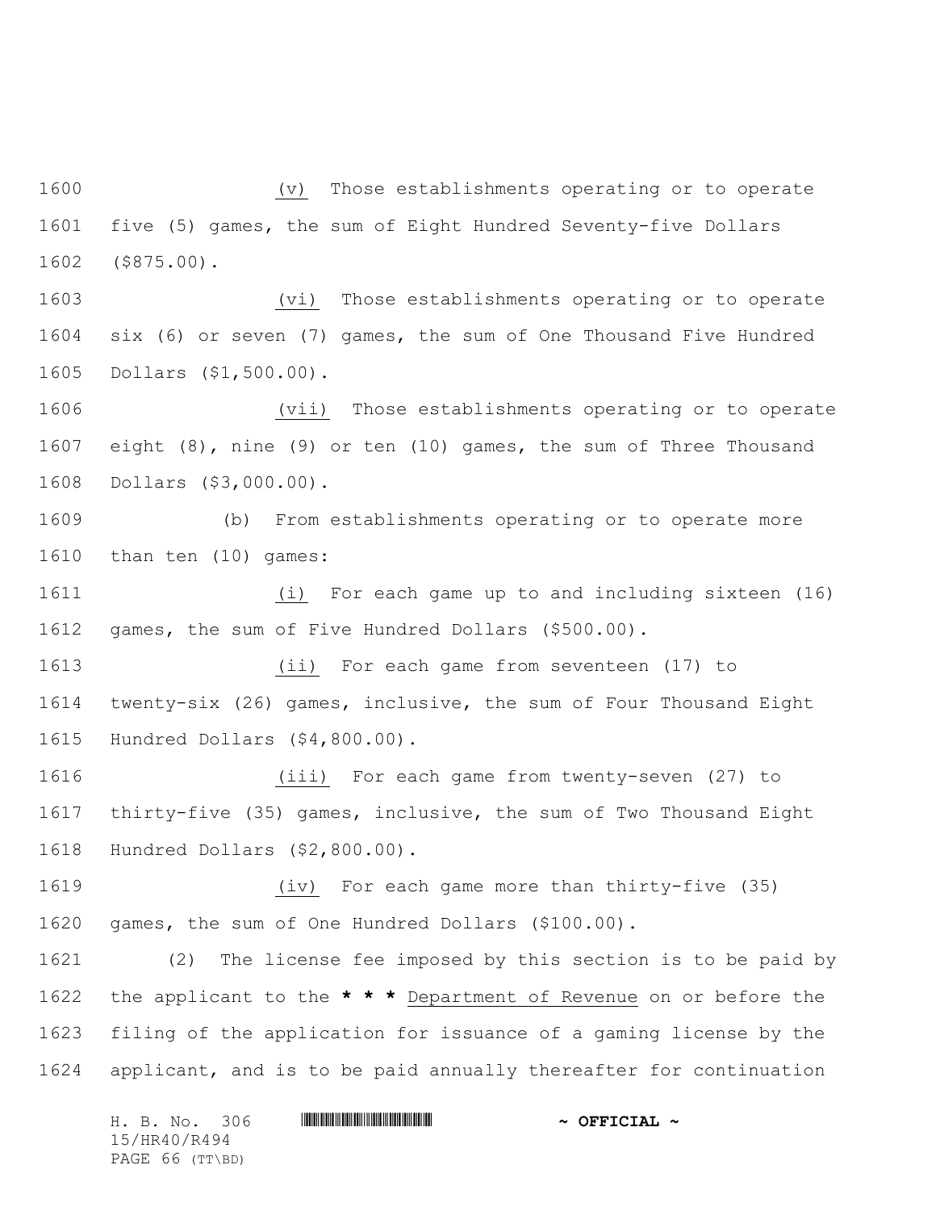(v) Those establishments operating or to operate five (5) games, the sum of Eight Hundred Seventy-five Dollars ($875.00).

(vi) Those establishments operating or to operate six (6) or seven (7) games, the sum of One Thousand Five Hundred Dollars ($1,500.00).

(vii) Those establishments operating or to operate eight (8), nine (9) or ten (10) games, the sum of Three Thousand Dollars ($3,000.00).

(b) From establishments operating or to operate more than ten (10) games:

(i) For each game up to and including sixteen (16) games, the sum of Five Hundred Dollars ($500.00).

(ii) For each game from seventeen (17) to twenty-six (26) games, inclusive, the sum of Four Thousand Eight Hundred Dollars ($4,800.00).

(iii) For each game from twenty-seven (27) to thirty-five (35) games, inclusive, the sum of Two Thousand Eight Hundred Dollars ($2,800.00).

(iv) For each game more than thirty-five (35) games, the sum of One Hundred Dollars ($100.00).

(2) The license fee imposed by this section is to be paid by the applicant to the * * * Department of Revenue on or before the filing of the application for issuance of a gaming license by the applicant, and is to be paid annually thereafter for continuation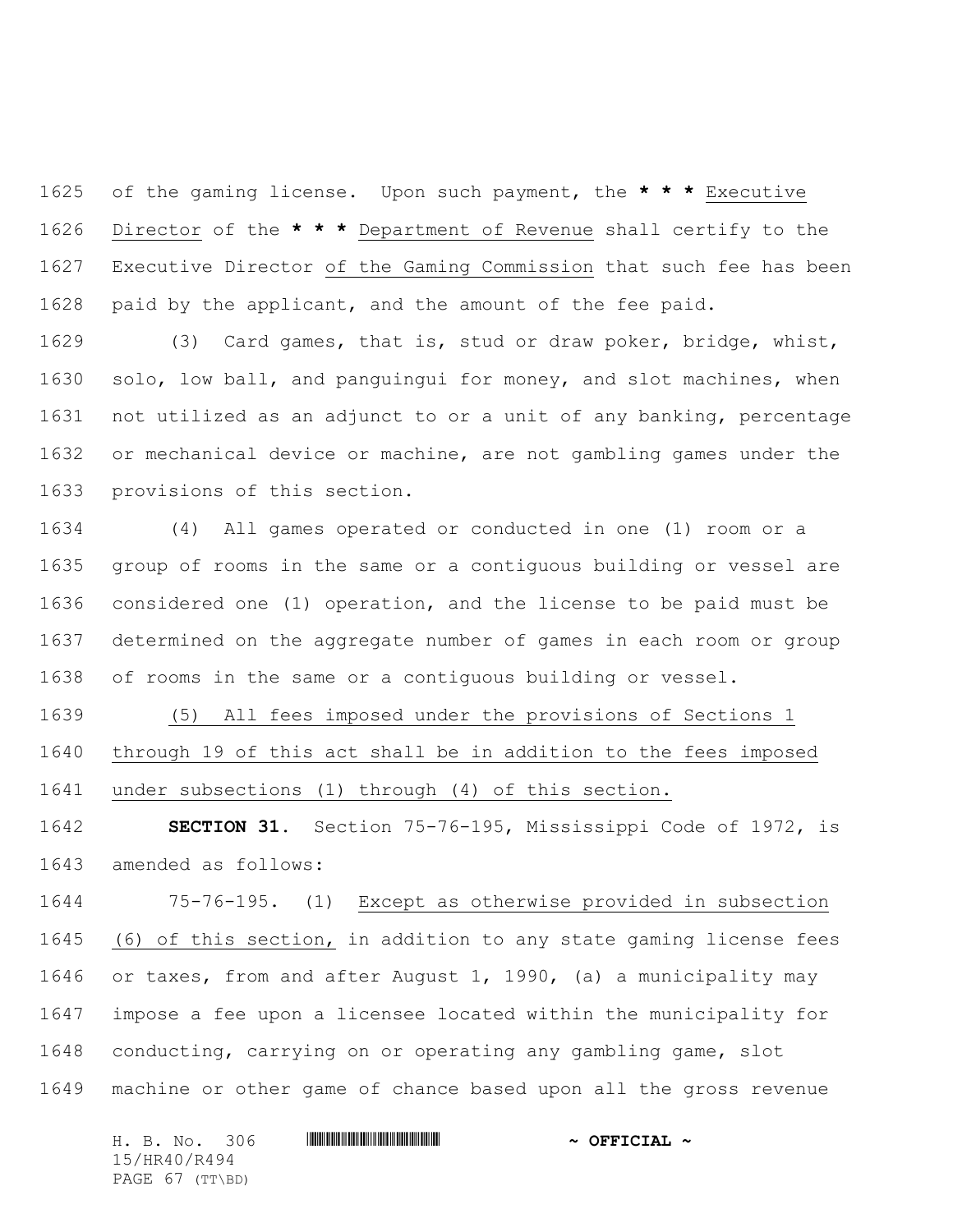of the gaming license. Upon such payment, the * * * Executive Director of the * * * Department of Revenue shall certify to the Executive Director of the Gaming Commission that such fee has been paid by the applicant, and the amount of the fee paid.

(3) Card games, that is, stud or draw poker, bridge, whist, solo, low ball, and panguingui for money, and slot machines, when not utilized as an adjunct to or a unit of any banking, percentage or mechanical device or machine, are not gambling games under the provisions of this section.

(4) All games operated or conducted in one (1) room or a group of rooms in the same or a contiguous building or vessel are considered one (1) operation, and the license to be paid must be determined on the aggregate number of games in each room or group of rooms in the same or a contiguous building or vessel.

(5) All fees imposed under the provisions of Sections 1 through 19 of this act shall be in addition to the fees imposed under subsections (1) through (4) of this section.

**SECTION 31.** Section 75-76-195, Mississippi Code of 1972, is amended as follows:

75-76-195. (1) Except as otherwise provided in subsection (6) of this section, in addition to any state gaming license fees or taxes, from and after August 1, 1990, (a) a municipality may impose a fee upon a licensee located within the municipality for conducting, carrying on or operating any gambling game, slot machine or other game of chance based upon all the gross revenue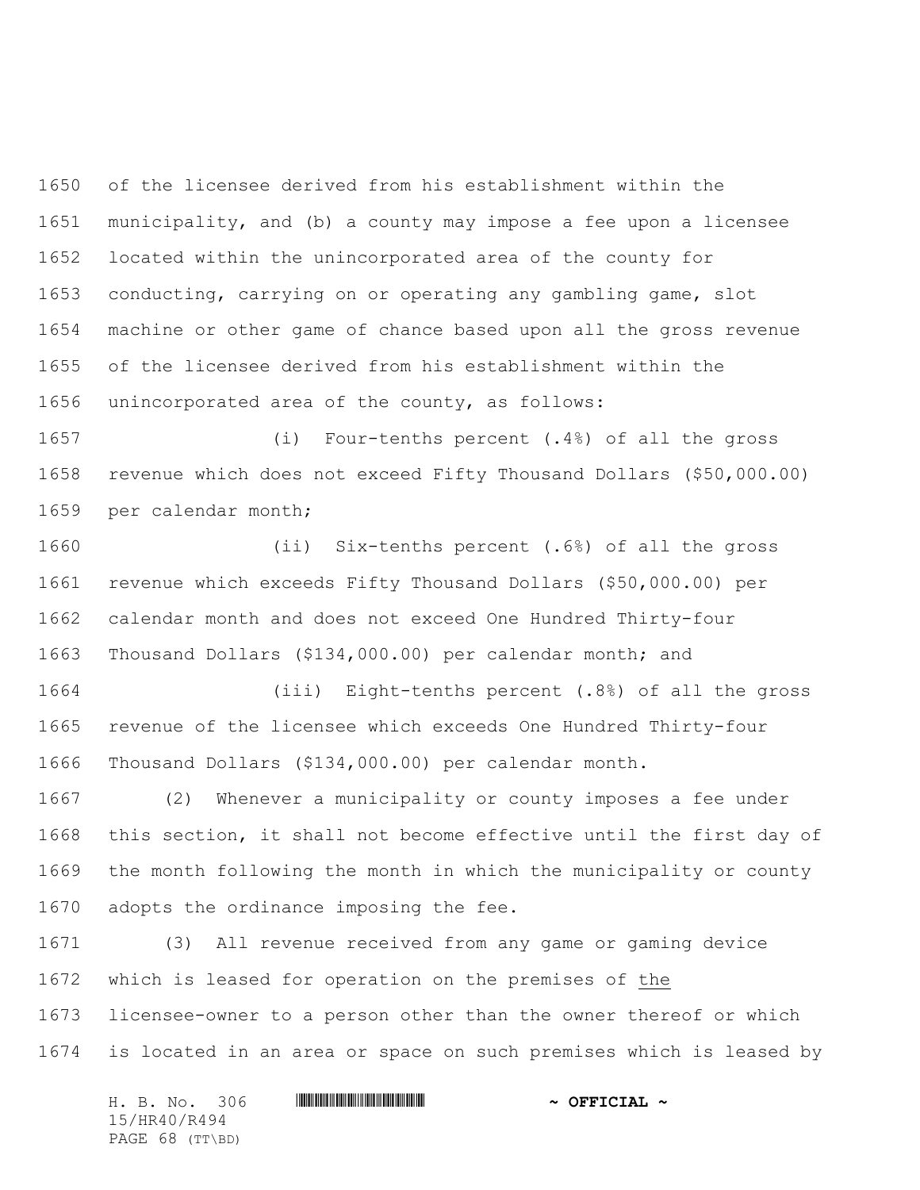of the licensee derived from his establishment within the municipality, and (b) a county may impose a fee upon a licensee located within the unincorporated area of the county for conducting, carrying on or operating any gambling game, slot machine or other game of chance based upon all the gross revenue of the licensee derived from his establishment within the unincorporated area of the county, as follows:

(i) Four-tenths percent (.4%) of all the gross revenue which does not exceed Fifty Thousand Dollars ($50,000.00) per calendar month;

(ii) Six-tenths percent (.6%) of all the gross revenue which exceeds Fifty Thousand Dollars ($50,000.00) per calendar month and does not exceed One Hundred Thirty-four Thousand Dollars ($134,000.00) per calendar month; and

(iii) Eight-tenths percent (.8%) of all the gross revenue of the licensee which exceeds One Hundred Thirty-four Thousand Dollars ($134,000.00) per calendar month.

(2) Whenever a municipality or county imposes a fee under this section, it shall not become effective until the first day of the month following the month in which the municipality or county adopts the ordinance imposing the fee.

(3) All revenue received from any game or gaming device which is leased for operation on the premises of the licensee-owner to a person other than the owner thereof or which is located in an area or space on such premises which is leased by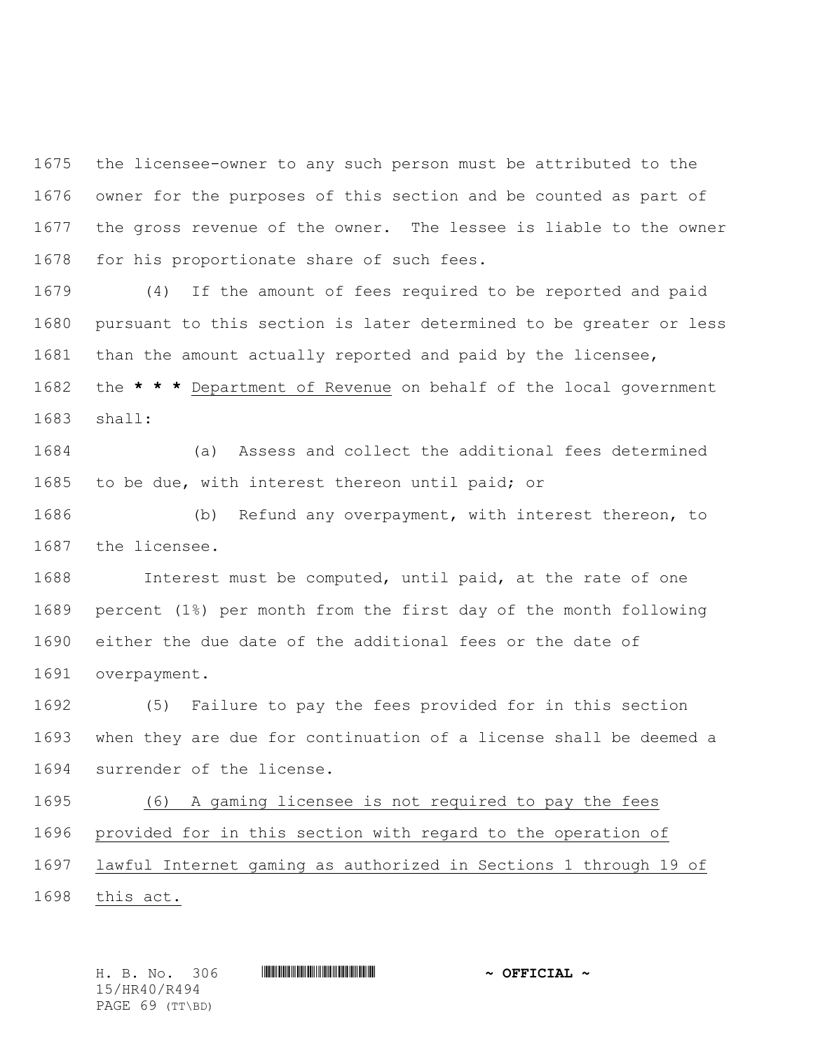the licensee-owner to any such person must be attributed to the owner for the purposes of this section and be counted as part of the gross revenue of the owner. The lessee is liable to the owner for his proportionate share of such fees.

(4) If the amount of fees required to be reported and paid pursuant to this section is later determined to be greater or less than the amount actually reported and paid by the licensee, the **\* \* \*** Department of Revenue on behalf of the local government shall:

(a) Assess and collect the additional fees determined to be due, with interest thereon until paid; or

(b) Refund any overpayment, with interest thereon, to the licensee.

Interest must be computed, until paid, at the rate of one percent (1%) per month from the first day of the month following either the due date of the additional fees or the date of overpayment.

(5) Failure to pay the fees provided for in this section when they are due for continuation of a license shall be deemed a surrender of the license.

(6) A gaming licensee is not required to pay the fees provided for in this section with regard to the operation of lawful Internet gaming as authorized in Sections 1 through 19 of this act.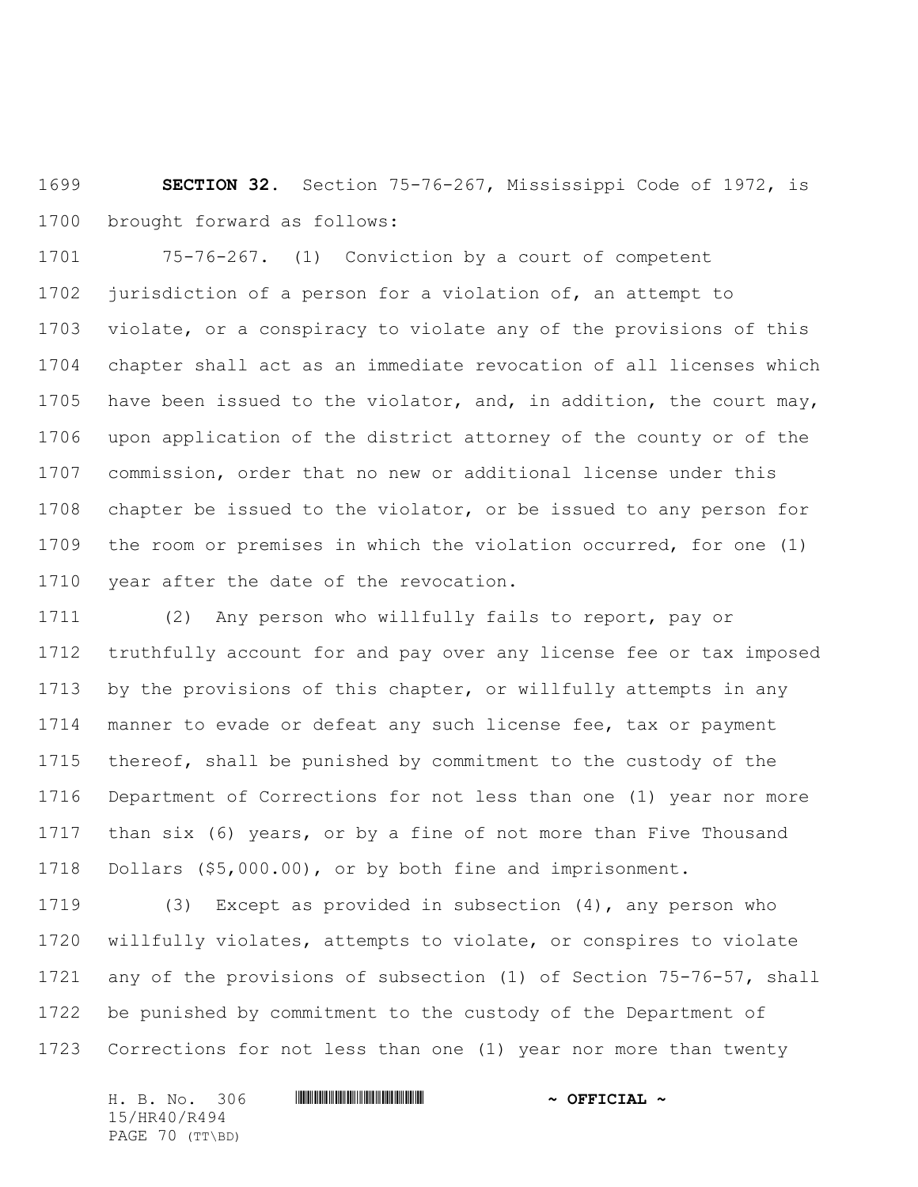**SECTION 32.** Section 75-76-267, Mississippi Code of 1972, is brought forward as follows:

75-76-267. (1) Conviction by a court of competent jurisdiction of a person for a violation of, an attempt to violate, or a conspiracy to violate any of the provisions of this chapter shall act as an immediate revocation of all licenses which have been issued to the violator, and, in addition, the court may, upon application of the district attorney of the county or of the commission, order that no new or additional license under this chapter be issued to the violator, or be issued to any person for the room or premises in which the violation occurred, for one (1) year after the date of the revocation.

(2) Any person who willfully fails to report, pay or truthfully account for and pay over any license fee or tax imposed by the provisions of this chapter, or willfully attempts in any manner to evade or defeat any such license fee, tax or payment thereof, shall be punished by commitment to the custody of the Department of Corrections for not less than one (1) year nor more than six (6) years, or by a fine of not more than Five Thousand Dollars ($5,000.00), or by both fine and imprisonment.

(3) Except as provided in subsection (4), any person who willfully violates, attempts to violate, or conspires to violate any of the provisions of subsection (1) of Section 75-76-57, shall be punished by commitment to the custody of the Department of Corrections for not less than one (1) year nor more than twenty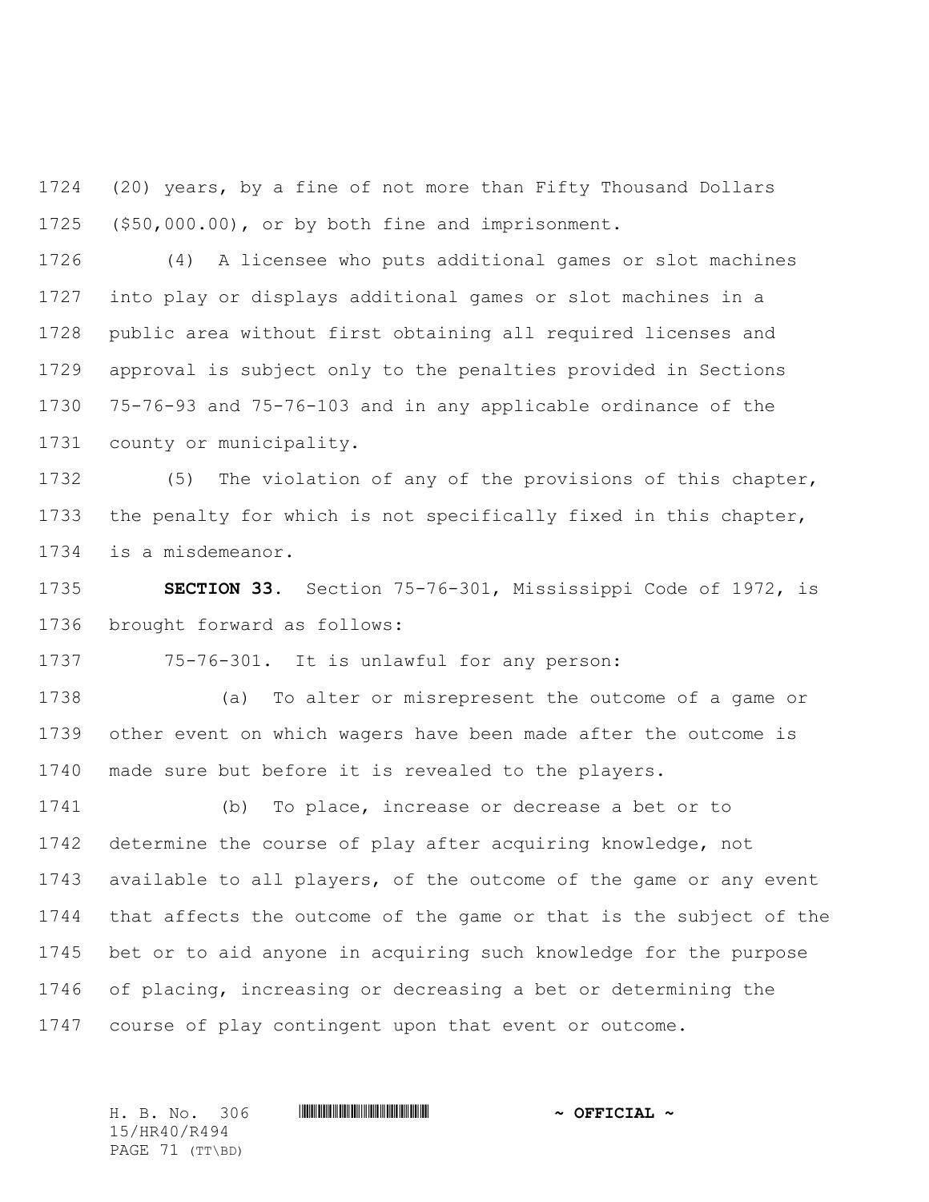(20) years, by a fine of not more than Fifty Thousand Dollars ($50,000.00), or by both fine and imprisonment.

(4) A licensee who puts additional games or slot machines into play or displays additional games or slot machines in a public area without first obtaining all required licenses and approval is subject only to the penalties provided in Sections 75-76-93 and 75-76-103 and in any applicable ordinance of the county or municipality.

(5) The violation of any of the provisions of this chapter, the penalty for which is not specifically fixed in this chapter, is a misdemeanor.

**SECTION 33.** Section 75-76-301, Mississippi Code of 1972, is brought forward as follows:

75-76-301. It is unlawful for any person:

(a) To alter or misrepresent the outcome of a game or other event on which wagers have been made after the outcome is made sure but before it is revealed to the players.

(b) To place, increase or decrease a bet or to determine the course of play after acquiring knowledge, not available to all players, of the outcome of the game or any event that affects the outcome of the game or that is the subject of the bet or to aid anyone in acquiring such knowledge for the purpose of placing, increasing or decreasing a bet or determining the course of play contingent upon that event or outcome.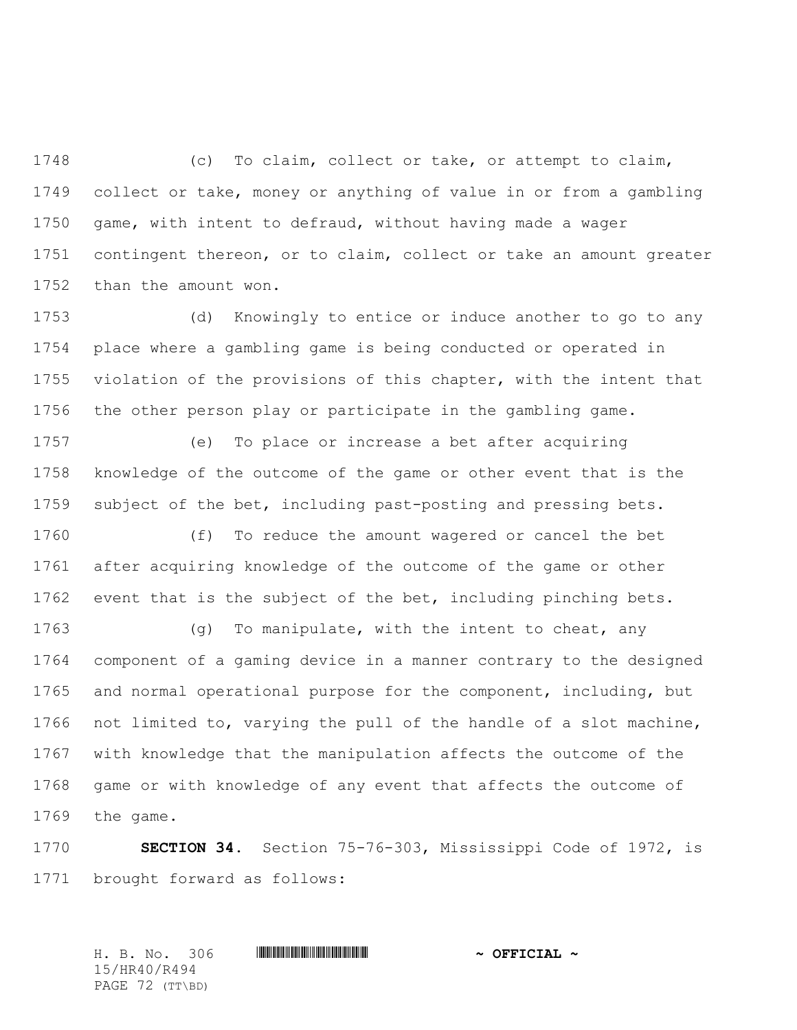(c) To claim, collect or take, or attempt to claim, collect or take, money or anything of value in or from a gambling game, with intent to defraud, without having made a wager contingent thereon, or to claim, collect or take an amount greater than the amount won.

(d) Knowingly to entice or induce another to go to any place where a gambling game is being conducted or operated in violation of the provisions of this chapter, with the intent that the other person play or participate in the gambling game.

(e) To place or increase a bet after acquiring knowledge of the outcome of the game or other event that is the subject of the bet, including past-posting and pressing bets.

(f) To reduce the amount wagered or cancel the bet after acquiring knowledge of the outcome of the game or other event that is the subject of the bet, including pinching bets.

(g) To manipulate, with the intent to cheat, any component of a gaming device in a manner contrary to the designed and normal operational purpose for the component, including, but not limited to, varying the pull of the handle of a slot machine, with knowledge that the manipulation affects the outcome of the game or with knowledge of any event that affects the outcome of the game.

**SECTION 34.** Section 75-76-303, Mississippi Code of 1972, is brought forward as follows: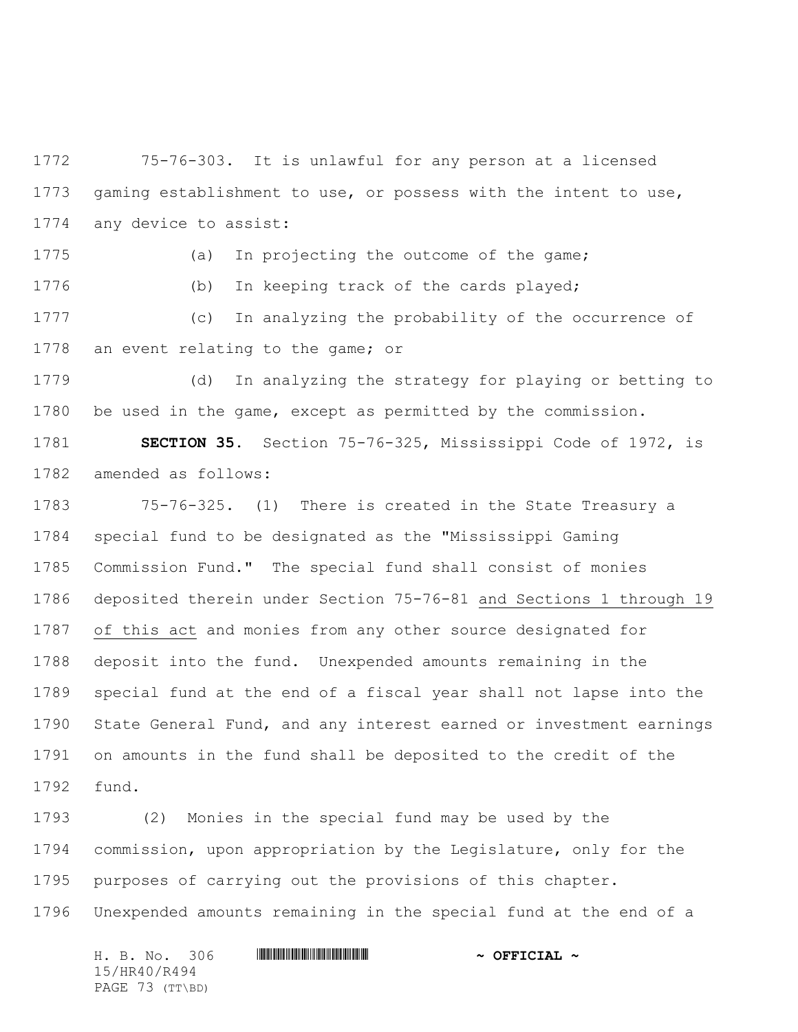75-76-303. It is unlawful for any person at a licensed gaming establishment to use, or possess with the intent to use, any device to assist:

(a) In projecting the outcome of the game;

(b) In keeping track of the cards played;

(c) In analyzing the probability of the occurrence of an event relating to the game; or

(d) In analyzing the strategy for playing or betting to be used in the game, except as permitted by the commission.

**SECTION 35.** Section 75-76-325, Mississippi Code of 1972, is amended as follows:

75-76-325. (1) There is created in the State Treasury a special fund to be designated as the "Mississippi Gaming Commission Fund." The special fund shall consist of monies deposited therein under Section 75-76-81 <u>and Sections 1 through 19 of this act</u> and monies from any other source designated for deposit into the fund. Unexpended amounts remaining in the special fund at the end of a fiscal year shall not lapse into the State General Fund, and any interest earned or investment earnings on amounts in the fund shall be deposited to the credit of the fund.

(2) Monies in the special fund may be used by the commission, upon appropriation by the Legislature, only for the purposes of carrying out the provisions of this chapter. Unexpended amounts remaining in the special fund at the end of a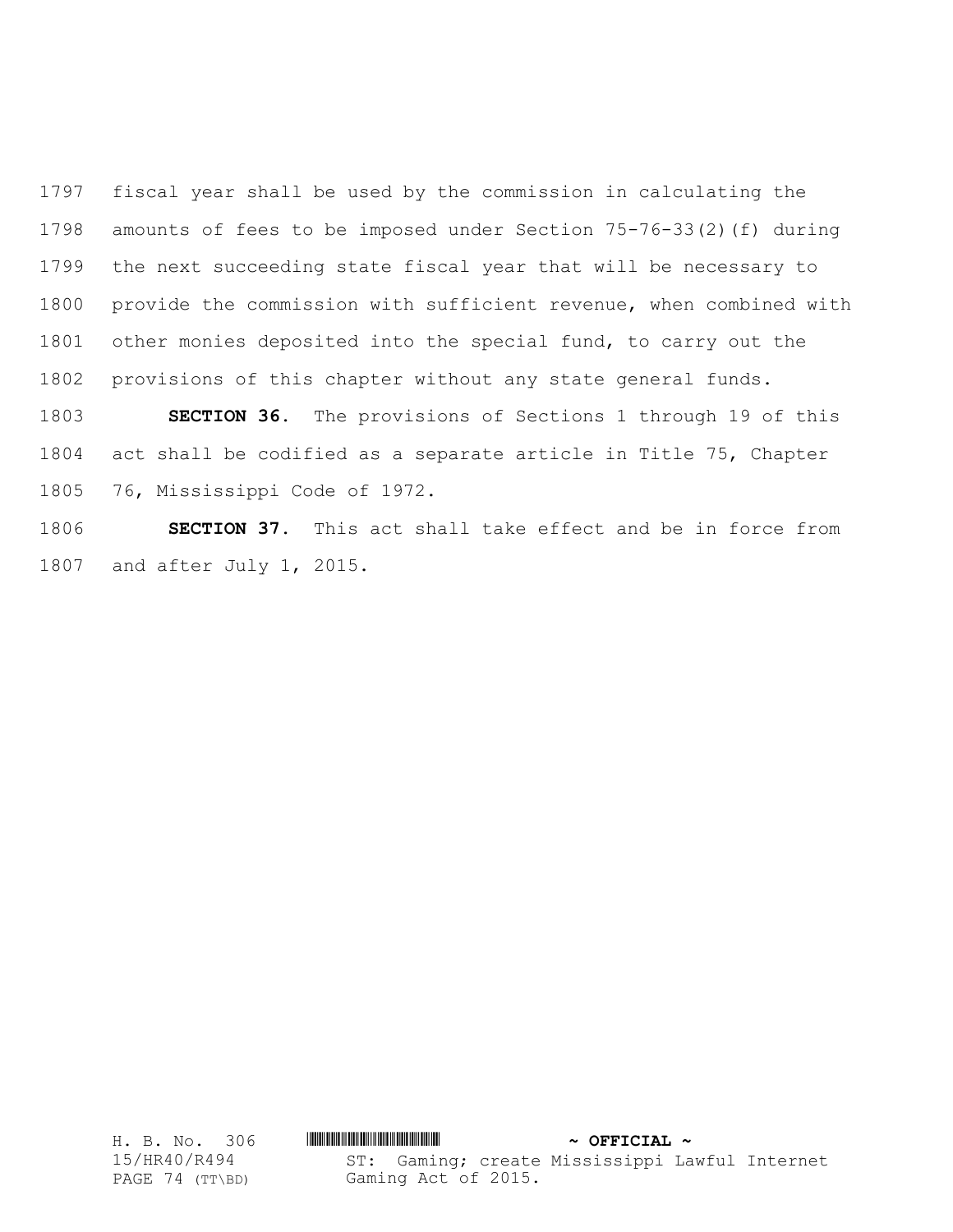fiscal year shall be used by the commission in calculating the amounts of fees to be imposed under Section 75-76-33(2)(f) during the next succeeding state fiscal year that will be necessary to provide the commission with sufficient revenue, when combined with other monies deposited into the special fund, to carry out the provisions of this chapter without any state general funds.

**SECTION 36.** The provisions of Sections 1 through 19 of this act shall be codified as a separate article in Title 75, Chapter 76, Mississippi Code of 1972.

**SECTION 37.** This act shall take effect and be in force from and after July 1, 2015.